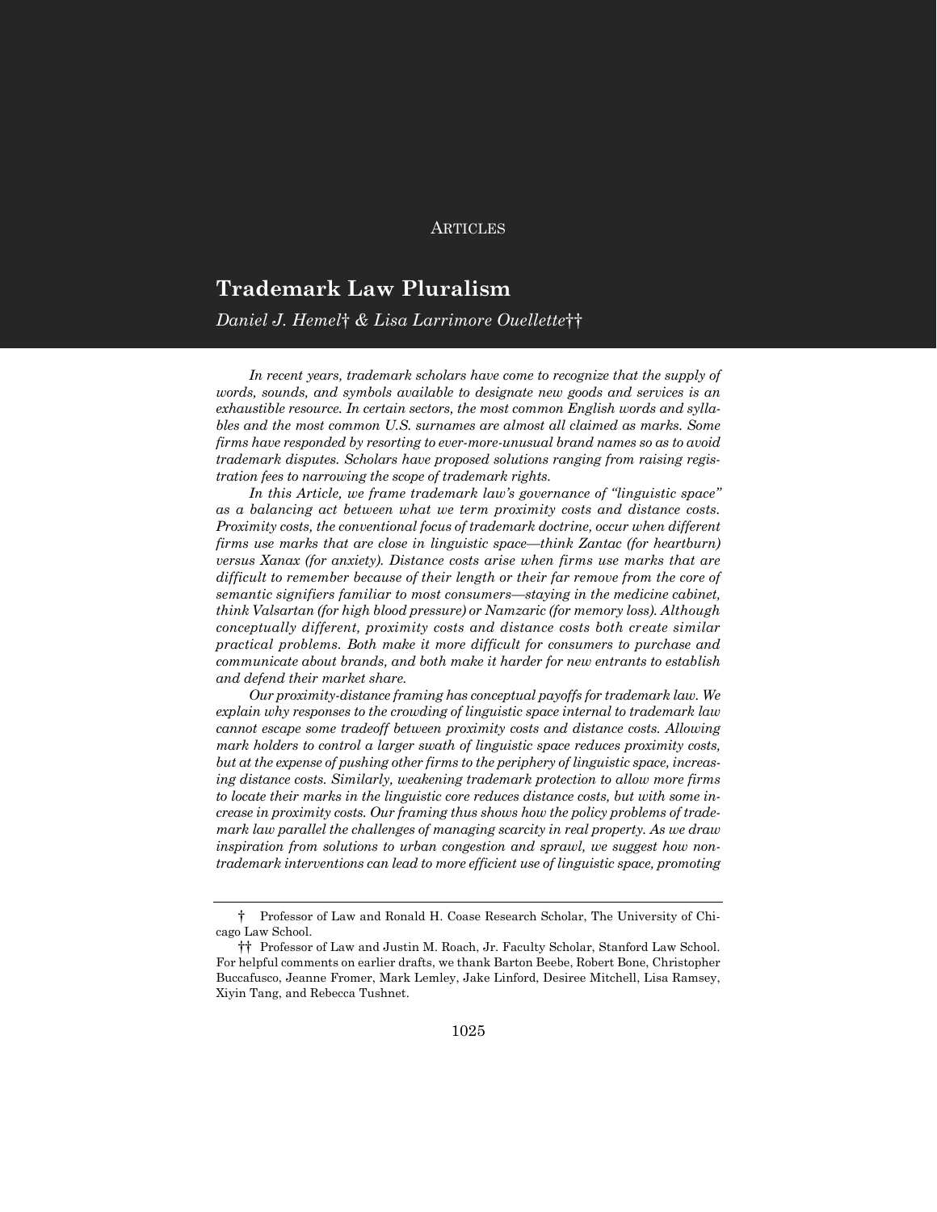ARTICLES

# Trademark Law Pluralism

*Daniel J. Hemel† & Lisa Larrimore Ouellette††*

*In recent years, trademark scholars have come to recognize that the supply of words, sounds, and symbols available to designate new goods and services is an exhaustible resource. In certain sectors, the most common English words and syllables and the most common U.S. surnames are almost all claimed as marks. Some firms have responded by resorting to ever-more-unusual brand names so as to avoid trademark disputes. Scholars have proposed solutions ranging from raising registration fees to narrowing the scope of trademark rights.*

*In this Article, we frame trademark law's governance of "linguistic space" as a balancing act between what we term proximity costs and distance costs. Proximity costs, the conventional focus of trademark doctrine, occur when different firms use marks that are close in linguistic space—think Zantac (for heartburn) versus Xanax (for anxiety). Distance costs arise when firms use marks that are difficult to remember because of their length or their far remove from the core of semantic signifiers familiar to most consumers—staying in the medicine cabinet, think Valsartan (for high blood pressure) or Namzaric (for memory loss). Although conceptually different, proximity costs and distance costs both create similar practical problems. Both make it more difficult for consumers to purchase and communicate about brands, and both make it harder for new entrants to establish and defend their market share.*

*Our proximity-distance framing has conceptual payoffs for trademark law. We explain why responses to the crowding of linguistic space internal to trademark law cannot escape some tradeoff between proximity costs and distance costs. Allowing mark holders to control a larger swath of linguistic space reduces proximity costs, but at the expense of pushing other firms to the periphery of linguistic space, increasing distance costs. Similarly, weakening trademark protection to allow more firms to locate their marks in the linguistic core reduces distance costs, but with some increase in proximity costs. Our framing thus shows how the policy problems of trademark law parallel the challenges of managing scarcity in real property. As we draw inspiration from solutions to urban congestion and sprawl, we suggest how non-trademark interventions can lead to more efficient use of linguistic space, promoting*

---

† Professor of Law and Ronald H. Coase Research Scholar, The University of Chicago Law School.

†† Professor of Law and Justin M. Roach, Jr. Faculty Scholar, Stanford Law School. For helpful comments on earlier drafts, we thank Barton Beebe, Robert Bone, Christopher Buccafusco, Jeanne Fromer, Mark Lemley, Jake Linford, Desiree Mitchell, Lisa Ramsey, Xiyin Tang, and Rebecca Tushnet.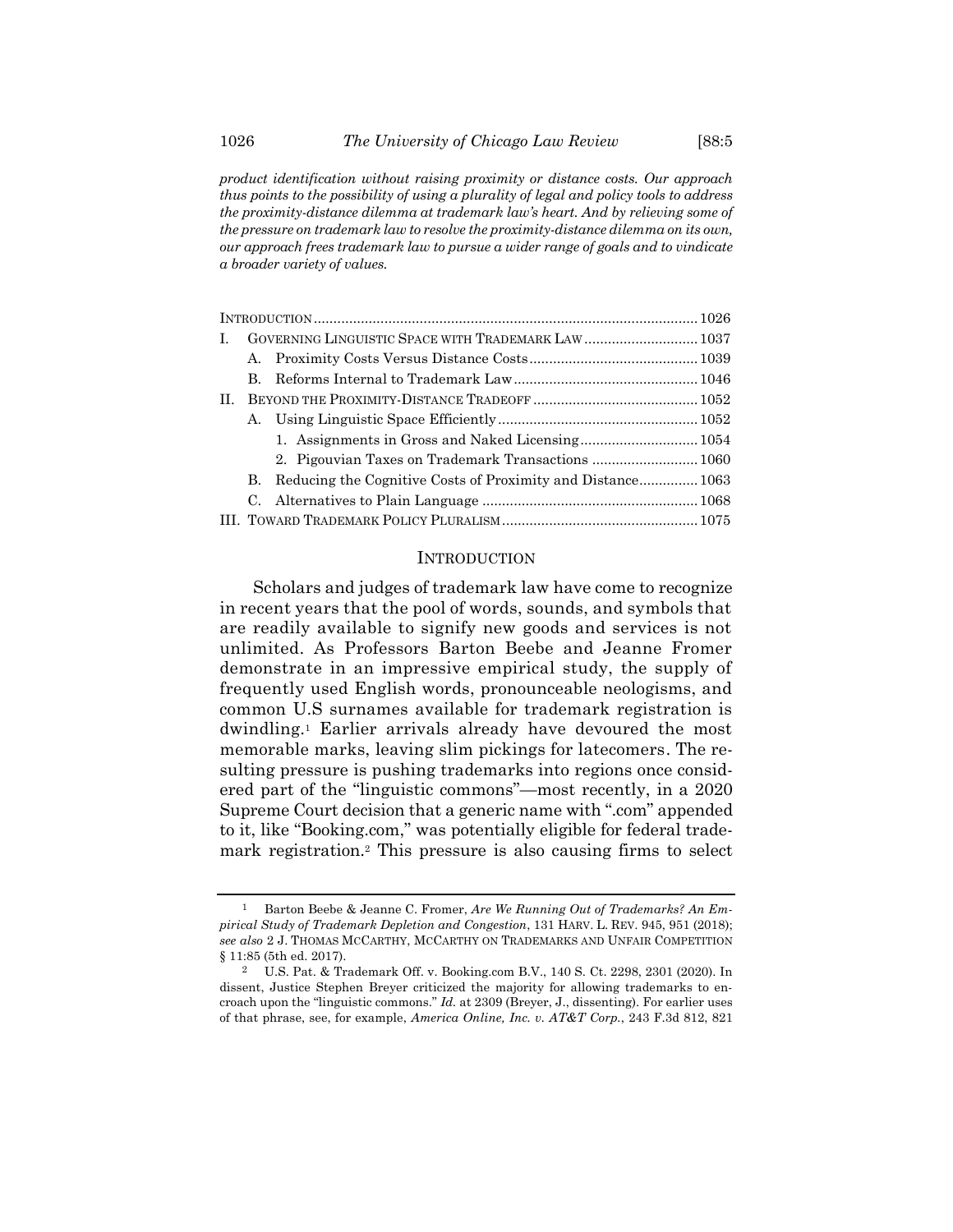*product identification without raising proximity or distance costs. Our approach thus points to the possibility of using a plurality of legal and policy tools to address the proximity-distance dilemma at trademark law's heart. And by relieving some of the pressure on trademark law to resolve the proximity-distance dilemma on its own, our approach frees trademark law to pursue a wider range of goals and to vindicate a broader variety of values.*

| | Page |
|---|---|
| INTRODUCTION | 1026 |
| I. GOVERNING LINGUISTIC SPACE WITH TRADEMARK LAW | 1037 |
| A. Proximity Costs Versus Distance Costs | 1039 |
| B. Reforms Internal to Trademark Law | 1046 |
| II. BEYOND THE PROXIMITY-DISTANCE TRADEOFF | 1052 |
| A. Using Linguistic Space Efficiently | 1052 |
| 1. Assignments in Gross and Naked Licensing | 1054 |
| 2. Pigouvian Taxes on Trademark Transactions | 1060 |
| B. Reducing the Cognitive Costs of Proximity and Distance | 1063 |
| C. Alternatives to Plain Language | 1068 |
| III. TOWARD TRADEMARK POLICY PLURALISM | 1075 |

## INTRODUCTION

Scholars and judges of trademark law have come to recognize in recent years that the pool of words, sounds, and symbols that are readily available to signify new goods and services is not unlimited. As Professors Barton Beebe and Jeanne Fromer demonstrate in an impressive empirical study, the supply of frequently used English words, pronounceable neologisms, and common U.S surnames available for trademark registration is dwindling.[1] Earlier arrivals already have devoured the most memorable marks, leaving slim pickings for latecomers. The resulting pressure is pushing trademarks into regions once considered part of the "linguistic commons"—most recently, in a 2020 Supreme Court decision that a generic name with ".com" appended to it, like "Booking.com," was potentially eligible for federal trademark registration.[2] This pressure is also causing firms to select

---

[1] Barton Beebe & Jeanne C. Fromer, *Are We Running Out of Trademarks? An Empirical Study of Trademark Depletion and Congestion*, 131 HARV. L. REV. 945, 951 (2018); *see also* 2 J. THOMAS MCCARTHY, MCCARTHY ON TRADEMARKS AND UNFAIR COMPETITION § 11:85 (5th ed. 2017).

[2] U.S. Pat. & Trademark Off. v. Booking.com B.V., 140 S. Ct. 2298, 2301 (2020). In dissent, Justice Stephen Breyer criticized the majority for allowing trademarks to encroach upon the "linguistic commons." *Id.* at 2309 (Breyer, J., dissenting). For earlier uses of that phrase, see, for example, *America Online, Inc. v. AT&T Corp.*, 243 F.3d 812, 821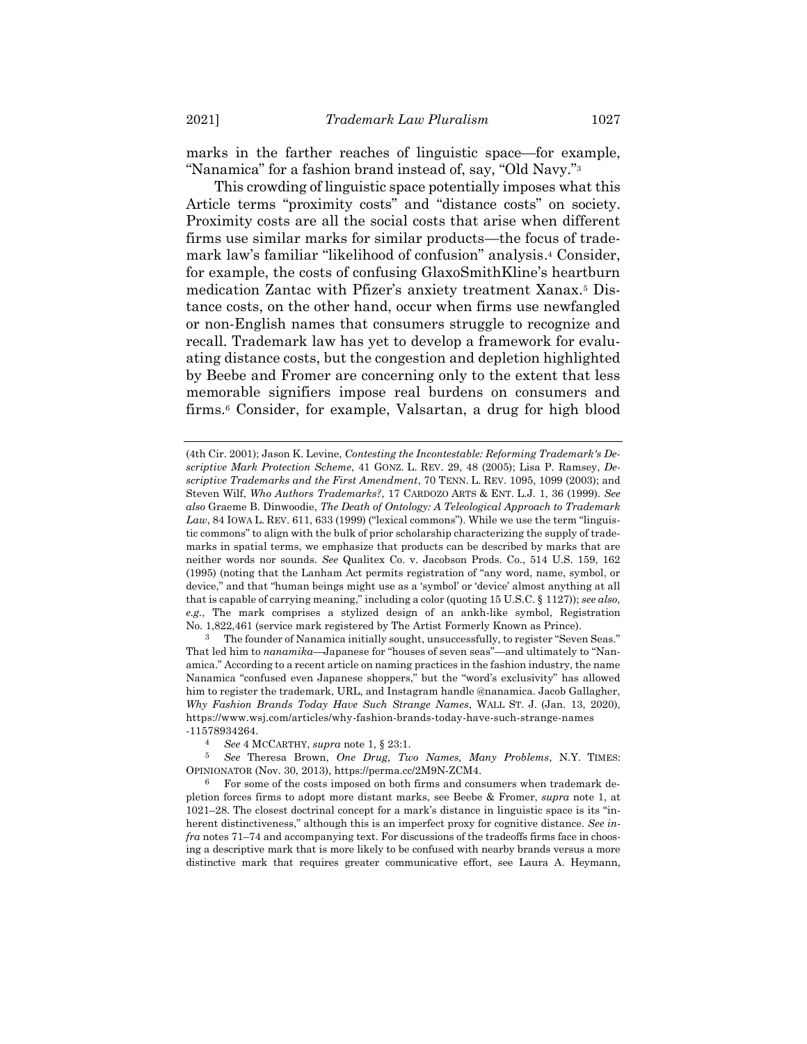marks in the farther reaches of linguistic space—for example, "Nanamica" for a fashion brand instead of, say, "Old Navy."[3]

This crowding of linguistic space potentially imposes what this Article terms "proximity costs" and "distance costs" on society. Proximity costs are all the social costs that arise when different firms use similar marks for similar products—the focus of trademark law's familiar "likelihood of confusion" analysis.[4] Consider, for example, the costs of confusing GlaxoSmithKline's heartburn medication Zantac with Pfizer's anxiety treatment Xanax.[5] Distance costs, on the other hand, occur when firms use newfangled or non-English names that consumers struggle to recognize and recall. Trademark law has yet to develop a framework for evaluating distance costs, but the congestion and depletion highlighted by Beebe and Fromer are concerning only to the extent that less memorable signifiers impose real burdens on consumers and firms.[6] Consider, for example, Valsartan, a drug for high blood

---

(4th Cir. 2001); Jason K. Levine, *Contesting the Incontestable: Reforming Trademark's Descriptive Mark Protection Scheme*, 41 GONZ. L. REV. 29, 48 (2005); Lisa P. Ramsey, *Descriptive Trademarks and the First Amendment*, 70 TENN. L. REV. 1095, 1099 (2003); and Steven Wilf, *Who Authors Trademarks?*, 17 CARDOZO ARTS & ENT. L.J. 1, 36 (1999). *See also* Graeme B. Dinwoodie, *The Death of Ontology: A Teleological Approach to Trademark Law*, 84 IOWA L. REV. 611, 633 (1999) ("lexical commons"). While we use the term "linguistic commons" to align with the bulk of prior scholarship characterizing the supply of trademarks in spatial terms, we emphasize that products can be described by marks that are neither words nor sounds. *See* Qualitex Co. v. Jacobson Prods. Co., 514 U.S. 159, 162 (1995) (noting that the Lanham Act permits registration of "any word, name, symbol, or device," and that "human beings might use as a 'symbol' or 'device' almost anything at all that is capable of carrying meaning," including a color (quoting 15 U.S.C. § 1127)); *see also, e.g.*, The mark comprises a stylized design of an ankh-like symbol, Registration No. 1,822,461 (service mark registered by The Artist Formerly Known as Prince).

[3] The founder of Nanamica initially sought, unsuccessfully, to register "Seven Seas." That led him to *nanamika*—Japanese for "houses of seven seas"—and ultimately to "Nanamica." According to a recent article on naming practices in the fashion industry, the name Nanamica "confused even Japanese shoppers," but the "word's exclusivity" has allowed him to register the trademark, URL, and Instagram handle @nanamica. Jacob Gallagher, *Why Fashion Brands Today Have Such Strange Names*, WALL ST. J. (Jan. 13, 2020), https://www.wsj.com/articles/why-fashion-brands-today-have-such-strange-names-11578934264.

[4] *See* 4 MCCARTHY, *supra* note 1, § 23:1.

[5] *See* Theresa Brown, *One Drug, Two Names, Many Problems*, N.Y. TIMES: OPINIONATOR (Nov. 30, 2013), https://perma.cc/2M9N-ZCM4.

[6] For some of the costs imposed on both firms and consumers when trademark depletion forces firms to adopt more distant marks, see Beebe & Fromer, *supra* note 1, at 1021–28. The closest doctrinal concept for a mark's distance in linguistic space is its "inherent distinctiveness," although this is an imperfect proxy for cognitive distance. *See infra* notes 71–74 and accompanying text. For discussions of the tradeoffs firms face in choosing a descriptive mark that is more likely to be confused with nearby brands versus a more distinctive mark that requires greater communicative effort, see Laura A. Heymann,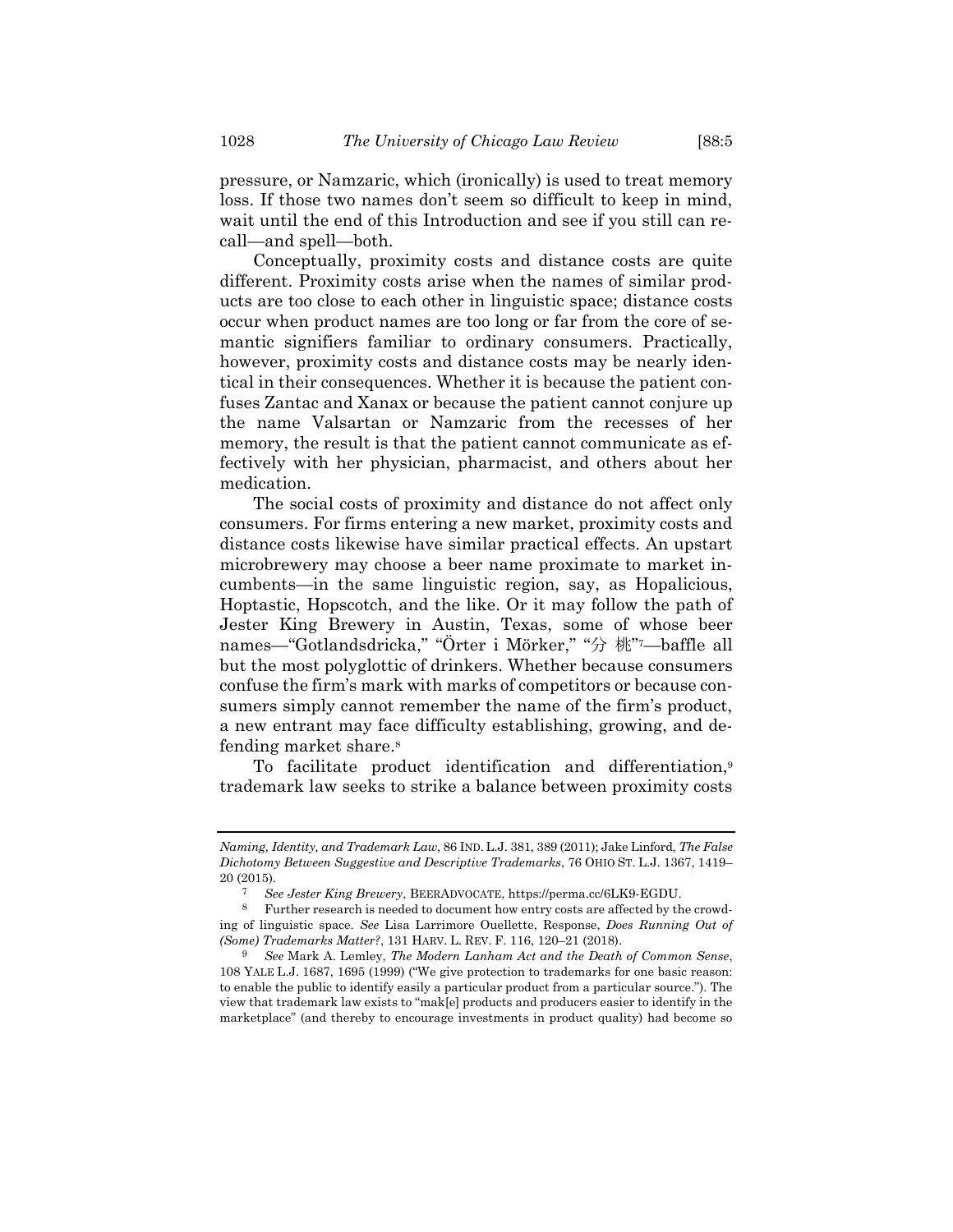pressure, or Namzaric, which (ironically) is used to treat memory loss. If those two names don't seem so difficult to keep in mind, wait until the end of this Introduction and see if you still can recall—and spell—both.

Conceptually, proximity costs and distance costs are quite different. Proximity costs arise when the names of similar products are too close to each other in linguistic space; distance costs occur when product names are too long or far from the core of semantic signifiers familiar to ordinary consumers. Practically, however, proximity costs and distance costs may be nearly identical in their consequences. Whether it is because the patient confuses Zantac and Xanax or because the patient cannot conjure up the name Valsartan or Namzaric from the recesses of her memory, the result is that the patient cannot communicate as effectively with her physician, pharmacist, and others about her medication.

The social costs of proximity and distance do not affect only consumers. For firms entering a new market, proximity costs and distance costs likewise have similar practical effects. An upstart microbrewery may choose a beer name proximate to market incumbents—in the same linguistic region, say, as Hopalicious, Hoptastic, Hopscotch, and the like. Or it may follow the path of Jester King Brewery in Austin, Texas, some of whose beer names—"Gotlandsdricka," "Örter i Mörker," "分 桃"[7]—baffle all but the most polyglottic of drinkers. Whether because consumers confuse the firm's mark with marks of competitors or because consumers simply cannot remember the name of the firm's product, a new entrant may face difficulty establishing, growing, and defending market share.[8]

To facilitate product identification and differentiation,[9] trademark law seeks to strike a balance between proximity costs

---

*Naming, Identity, and Trademark Law*, 86 IND. L.J. 381, 389 (2011); Jake Linford, *The False Dichotomy Between Suggestive and Descriptive Trademarks*, 76 OHIO ST. L.J. 1367, 1419–20 (2015).

[7] *See Jester King Brewery*, BEERADVOCATE, https://perma.cc/6LK9-EGDU.

[8] Further research is needed to document how entry costs are affected by the crowding of linguistic space. *See* Lisa Larrimore Ouellette, Response, *Does Running Out of (Some) Trademarks Matter?*, 131 HARV. L. REV. F. 116, 120–21 (2018).

[9] *See* Mark A. Lemley, *The Modern Lanham Act and the Death of Common Sense*, 108 YALE L.J. 1687, 1695 (1999) ("We give protection to trademarks for one basic reason: to enable the public to identify easily a particular product from a particular source."). The view that trademark law exists to "mak[e] products and producers easier to identify in the marketplace" (and thereby to encourage investments in product quality) had become so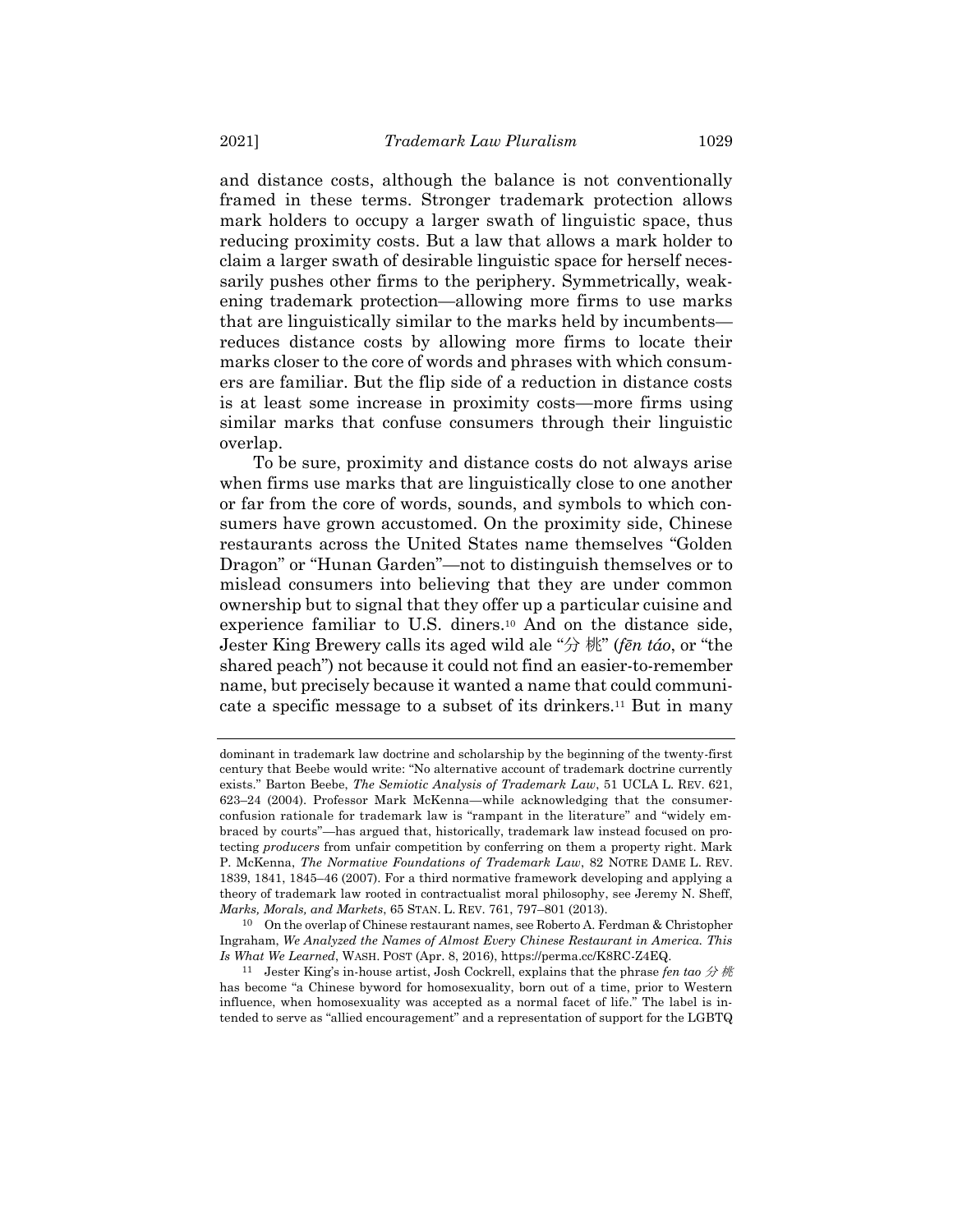and distance costs, although the balance is not conventionally framed in these terms. Stronger trademark protection allows mark holders to occupy a larger swath of linguistic space, thus reducing proximity costs. But a law that allows a mark holder to claim a larger swath of desirable linguistic space for herself necessarily pushes other firms to the periphery. Symmetrically, weakening trademark protection—allowing more firms to use marks that are linguistically similar to the marks held by incumbents—reduces distance costs by allowing more firms to locate their marks closer to the core of words and phrases with which consumers are familiar. But the flip side of a reduction in distance costs is at least some increase in proximity costs—more firms using similar marks that confuse consumers through their linguistic overlap.

To be sure, proximity and distance costs do not always arise when firms use marks that are linguistically close to one another or far from the core of words, sounds, and symbols to which consumers have grown accustomed. On the proximity side, Chinese restaurants across the United States name themselves "Golden Dragon" or "Hunan Garden"—not to distinguish themselves or to mislead consumers into believing that they are under common ownership but to signal that they offer up a particular cuisine and experience familiar to U.S. diners.[10] And on the distance side, Jester King Brewery calls its aged wild ale "分 桃" (*fēn táo*, or "the shared peach") not because it could not find an easier-to-remember name, but precisely because it wanted a name that could communicate a specific message to a subset of its drinkers.[11] But in many

---

dominant in trademark law doctrine and scholarship by the beginning of the twenty-first century that Beebe would write: "No alternative account of trademark doctrine currently exists." Barton Beebe, *The Semiotic Analysis of Trademark Law*, 51 UCLA L. REV. 621, 623–24 (2004). Professor Mark McKenna—while acknowledging that the consumer-confusion rationale for trademark law is "rampant in the literature" and "widely embraced by courts"—has argued that, historically, trademark law instead focused on protecting *producers* from unfair competition by conferring on them a property right. Mark P. McKenna, *The Normative Foundations of Trademark Law*, 82 NOTRE DAME L. REV. 1839, 1841, 1845–46 (2007). For a third normative framework developing and applying a theory of trademark law rooted in contractualist moral philosophy, see Jeremy N. Sheff, *Marks, Morals, and Markets*, 65 STAN. L. REV. 761, 797–801 (2013).

[10] On the overlap of Chinese restaurant names, see Roberto A. Ferdman & Christopher Ingraham, *We Analyzed the Names of Almost Every Chinese Restaurant in America. This Is What We Learned*, WASH. POST (Apr. 8, 2016), https://perma.cc/K8RC-Z4EQ.

[11] Jester King's in-house artist, Josh Cockrell, explains that the phrase *fen tao 分 桃* has become "a Chinese byword for homosexuality, born out of a time, prior to Western influence, when homosexuality was accepted as a normal facet of life." The label is intended to serve as "allied encouragement" and a representation of support for the LGBTQ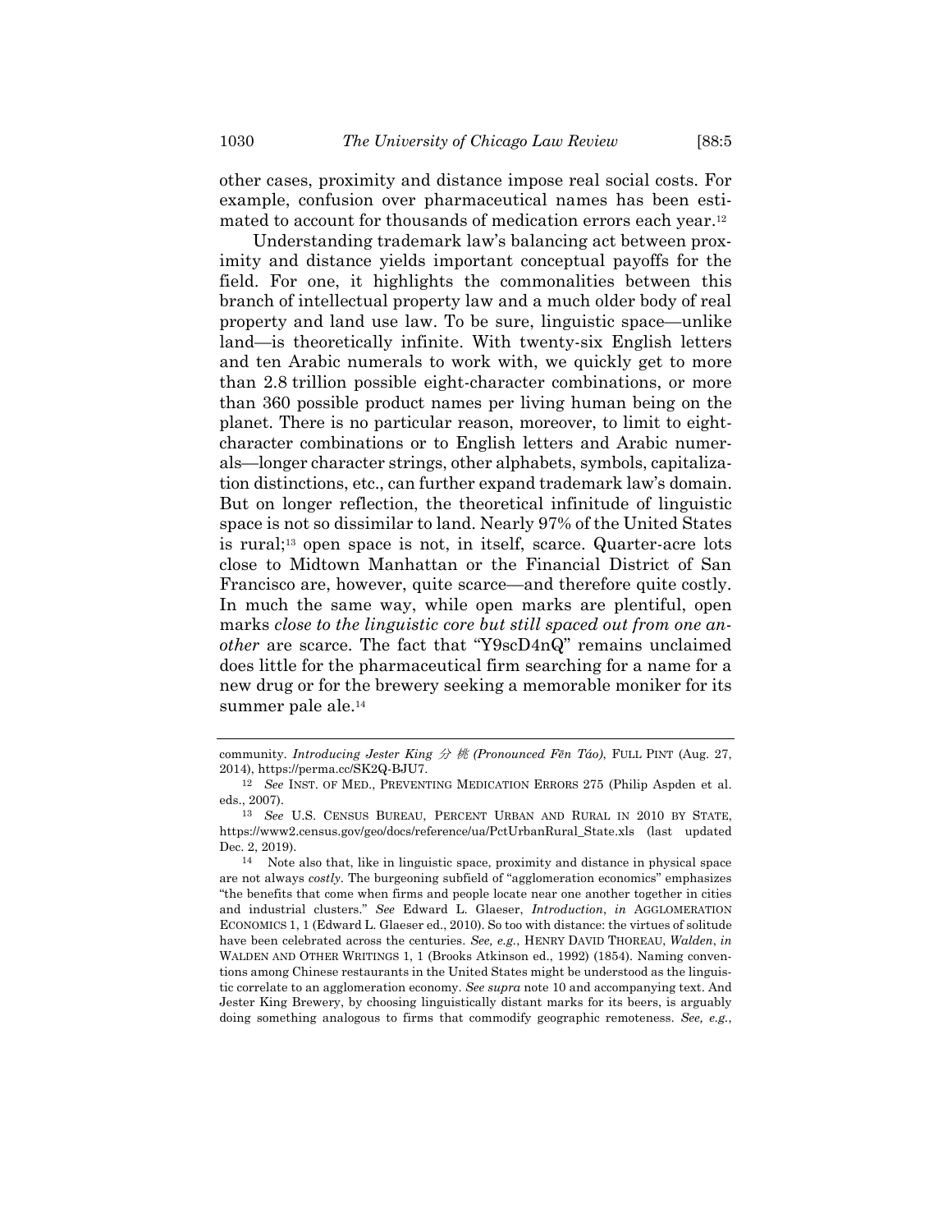other cases, proximity and distance impose real social costs. For example, confusion over pharmaceutical names has been estimated to account for thousands of medication errors each year.[12]

Understanding trademark law's balancing act between proximity and distance yields important conceptual payoffs for the field. For one, it highlights the commonalities between this branch of intellectual property law and a much older body of real property and land use law. To be sure, linguistic space—unlike land—is theoretically infinite. With twenty-six English letters and ten Arabic numerals to work with, we quickly get to more than 2.8 trillion possible eight-character combinations, or more than 360 possible product names per living human being on the planet. There is no particular reason, moreover, to limit to eight-character combinations or to English letters and Arabic numerals—longer character strings, other alphabets, symbols, capitalization distinctions, etc., can further expand trademark law's domain. But on longer reflection, the theoretical infinitude of linguistic space is not so dissimilar to land. Nearly 97% of the United States is rural;[13] open space is not, in itself, scarce. Quarter-acre lots close to Midtown Manhattan or the Financial District of San Francisco are, however, quite scarce—and therefore quite costly. In much the same way, while open marks are plentiful, open marks *close to the linguistic core but still spaced out from one another* are scarce. The fact that "Y9scD4nQ" remains unclaimed does little for the pharmaceutical firm searching for a name for a new drug or for the brewery seeking a memorable moniker for its summer pale ale.[14]

---

community. *Introducing Jester King 分 桃 (Pronounced Fēn Táo)*, FULL PINT (Aug. 27, 2014), https://perma.cc/SK2Q-BJU7.

[12] *See* INST. OF MED., PREVENTING MEDICATION ERRORS 275 (Philip Aspden et al. eds., 2007).

[13] *See* U.S. CENSUS BUREAU, PERCENT URBAN AND RURAL IN 2010 BY STATE, https://www2.census.gov/geo/docs/reference/ua/PctUrbanRural_State.xls (last updated Dec. 2, 2019).

[14] Note also that, like in linguistic space, proximity and distance in physical space are not always *costly*. The burgeoning subfield of "agglomeration economics" emphasizes "the benefits that come when firms and people locate near one another together in cities and industrial clusters." *See* Edward L. Glaeser, *Introduction*, *in* AGGLOMERATION ECONOMICS 1, 1 (Edward L. Glaeser ed., 2010). So too with distance: the virtues of solitude have been celebrated across the centuries. *See, e.g.*, HENRY DAVID THOREAU, *Walden*, *in* WALDEN AND OTHER WRITINGS 1, 1 (Brooks Atkinson ed., 1992) (1854). Naming conventions among Chinese restaurants in the United States might be understood as the linguistic correlate to an agglomeration economy. *See supra* note 10 and accompanying text. And Jester King Brewery, by choosing linguistically distant marks for its beers, is arguably doing something analogous to firms that commodify geographic remoteness. *See, e.g.*,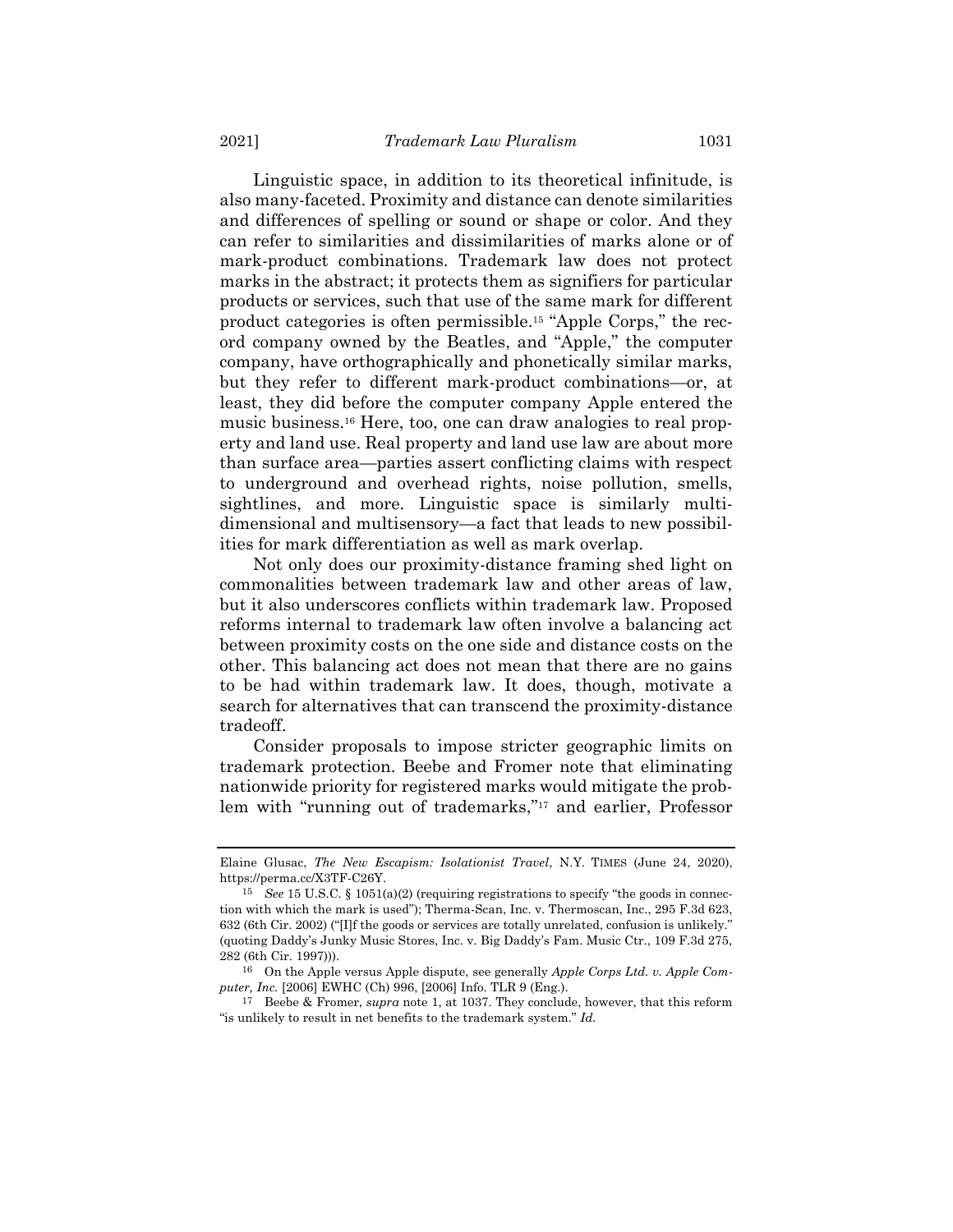Linguistic space, in addition to its theoretical infinitude, is also many-faceted. Proximity and distance can denote similarities and differences of spelling or sound or shape or color. And they can refer to similarities and dissimilarities of marks alone or of mark-product combinations. Trademark law does not protect marks in the abstract; it protects them as signifiers for particular products or services, such that use of the same mark for different product categories is often permissible.[15] "Apple Corps," the record company owned by the Beatles, and "Apple," the computer company, have orthographically and phonetically similar marks, but they refer to different mark-product combinations—or, at least, they did before the computer company Apple entered the music business.[16] Here, too, one can draw analogies to real property and land use. Real property and land use law are about more than surface area—parties assert conflicting claims with respect to underground and overhead rights, noise pollution, smells, sightlines, and more. Linguistic space is similarly multi-dimensional and multisensory—a fact that leads to new possibilities for mark differentiation as well as mark overlap.

Not only does our proximity-distance framing shed light on commonalities between trademark law and other areas of law, but it also underscores conflicts within trademark law. Proposed reforms internal to trademark law often involve a balancing act between proximity costs on the one side and distance costs on the other. This balancing act does not mean that there are no gains to be had within trademark law. It does, though, motivate a search for alternatives that can transcend the proximity-distance tradeoff.

Consider proposals to impose stricter geographic limits on trademark protection. Beebe and Fromer note that eliminating nationwide priority for registered marks would mitigate the problem with "running out of trademarks,"[17] and earlier, Professor

---

Elaine Glusac, *The New Escapism: Isolationist Travel*, N.Y. TIMES (June 24, 2020), https://perma.cc/X3TF-C26Y.

[15] *See* 15 U.S.C. § 1051(a)(2) (requiring registrations to specify "the goods in connection with which the mark is used"); Therma-Scan, Inc. v. Thermoscan, Inc., 295 F.3d 623, 632 (6th Cir. 2002) ("[I]f the goods or services are totally unrelated, confusion is unlikely." (quoting Daddy's Junky Music Stores, Inc. v. Big Daddy's Fam. Music Ctr., 109 F.3d 275, 282 (6th Cir. 1997))).

[16] On the Apple versus Apple dispute, see generally *Apple Corps Ltd. v. Apple Computer, Inc.* [2006] EWHC (Ch) 996, [2006] Info. TLR 9 (Eng.).

[17] Beebe & Fromer, *supra* note 1, at 1037. They conclude, however, that this reform "is unlikely to result in net benefits to the trademark system." *Id.*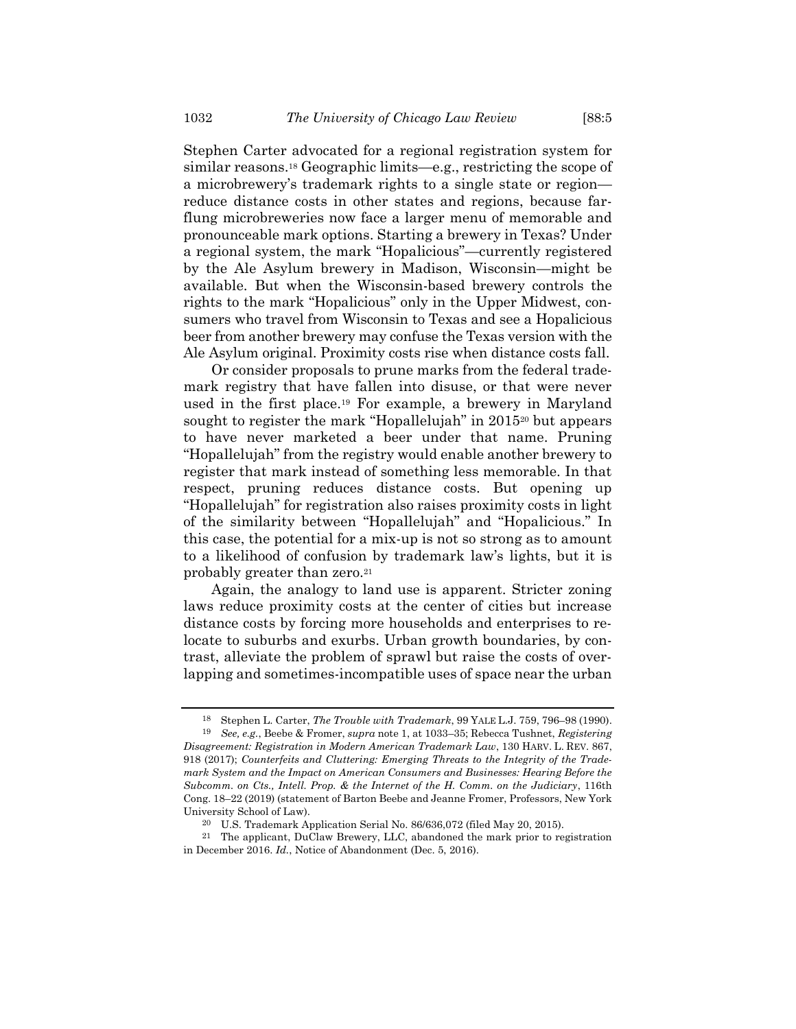Stephen Carter advocated for a regional registration system for similar reasons.[18] Geographic limits—e.g., restricting the scope of a microbrewery's trademark rights to a single state or region—reduce distance costs in other states and regions, because far-flung microbreweries now face a larger menu of memorable and pronounceable mark options. Starting a brewery in Texas? Under a regional system, the mark "Hopalicious"—currently registered by the Ale Asylum brewery in Madison, Wisconsin—might be available. But when the Wisconsin-based brewery controls the rights to the mark "Hopalicious" only in the Upper Midwest, consumers who travel from Wisconsin to Texas and see a Hopalicious beer from another brewery may confuse the Texas version with the Ale Asylum original. Proximity costs rise when distance costs fall.

Or consider proposals to prune marks from the federal trademark registry that have fallen into disuse, or that were never used in the first place.[19] For example, a brewery in Maryland sought to register the mark "Hopallelujah" in 2015[20] but appears to have never marketed a beer under that name. Pruning "Hopallelujah" from the registry would enable another brewery to register that mark instead of something less memorable. In that respect, pruning reduces distance costs. But opening up "Hopallelujah" for registration also raises proximity costs in light of the similarity between "Hopallelujah" and "Hopalicious." In this case, the potential for a mix-up is not so strong as to amount to a likelihood of confusion by trademark law's lights, but it is probably greater than zero.[21]

Again, the analogy to land use is apparent. Stricter zoning laws reduce proximity costs at the center of cities but increase distance costs by forcing more households and enterprises to relocate to suburbs and exurbs. Urban growth boundaries, by contrast, alleviate the problem of sprawl but raise the costs of overlapping and sometimes-incompatible uses of space near the urban

---

[18] Stephen L. Carter, *The Trouble with Trademark*, 99 YALE L.J. 759, 796–98 (1990).

[19] *See, e.g.*, Beebe & Fromer, *supra* note 1, at 1033–35; Rebecca Tushnet, *Registering Disagreement: Registration in Modern American Trademark Law*, 130 HARV. L. REV. 867, 918 (2017); *Counterfeits and Cluttering: Emerging Threats to the Integrity of the Trademark System and the Impact on American Consumers and Businesses: Hearing Before the Subcomm. on Cts., Intell. Prop. & the Internet of the H. Comm. on the Judiciary*, 116th Cong. 18–22 (2019) (statement of Barton Beebe and Jeanne Fromer, Professors, New York University School of Law).

[20] U.S. Trademark Application Serial No. 86/636,072 (filed May 20, 2015).

[21] The applicant, DuClaw Brewery, LLC, abandoned the mark prior to registration in December 2016. *Id.*, Notice of Abandonment (Dec. 5, 2016).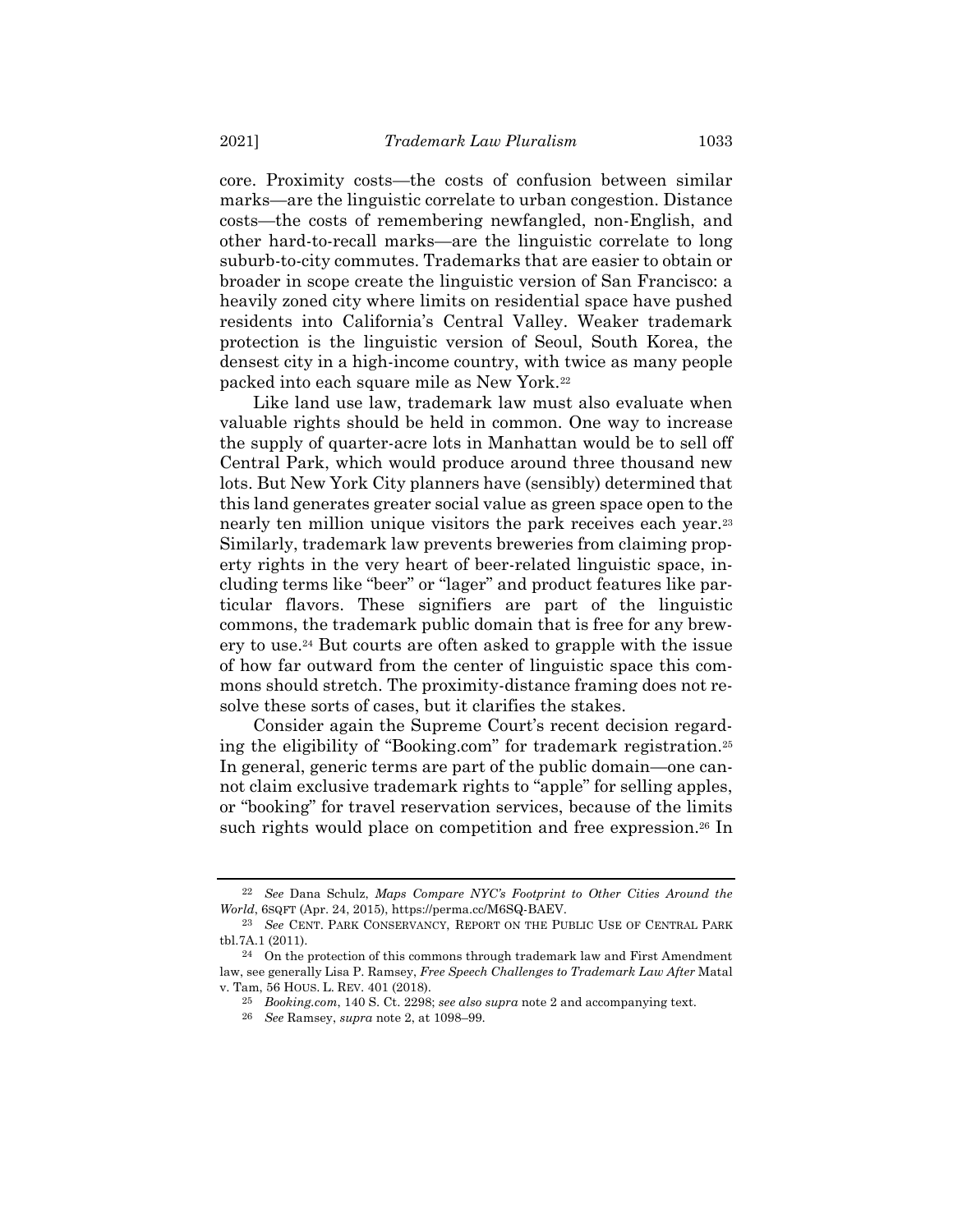core. Proximity costs—the costs of confusion between similar marks—are the linguistic correlate to urban congestion. Distance costs—the costs of remembering newfangled, non-English, and other hard-to-recall marks—are the linguistic correlate to long suburb-to-city commutes. Trademarks that are easier to obtain or broader in scope create the linguistic version of San Francisco: a heavily zoned city where limits on residential space have pushed residents into California's Central Valley. Weaker trademark protection is the linguistic version of Seoul, South Korea, the densest city in a high-income country, with twice as many people packed into each square mile as New York.[22]

Like land use law, trademark law must also evaluate when valuable rights should be held in common. One way to increase the supply of quarter-acre lots in Manhattan would be to sell off Central Park, which would produce around three thousand new lots. But New York City planners have (sensibly) determined that this land generates greater social value as green space open to the nearly ten million unique visitors the park receives each year.[23] Similarly, trademark law prevents breweries from claiming property rights in the very heart of beer-related linguistic space, including terms like "beer" or "lager" and product features like particular flavors. These signifiers are part of the linguistic commons, the trademark public domain that is free for any brewery to use.[24] But courts are often asked to grapple with the issue of how far outward from the center of linguistic space this commons should stretch. The proximity-distance framing does not resolve these sorts of cases, but it clarifies the stakes.

Consider again the Supreme Court's recent decision regarding the eligibility of "Booking.com" for trademark registration.[25] In general, generic terms are part of the public domain—one cannot claim exclusive trademark rights to "apple" for selling apples, or "booking" for travel reservation services, because of the limits such rights would place on competition and free expression.[26] In

---

[22] *See* Dana Schulz, *Maps Compare NYC's Footprint to Other Cities Around the World*, 6SQFT (Apr. 24, 2015), https://perma.cc/M6SQ-BAEV.

[23] *See* CENT. PARK CONSERVANCY, REPORT ON THE PUBLIC USE OF CENTRAL PARK tbl.7A.1 (2011).

[24] On the protection of this commons through trademark law and First Amendment law, see generally Lisa P. Ramsey, *Free Speech Challenges to Trademark Law After* Matal v. Tam, 56 HOUS. L. REV. 401 (2018).

[25] *Booking.com*, 140 S. Ct. 2298; *see also supra* note 2 and accompanying text.

[26] *See* Ramsey, *supra* note 2, at 1098–99.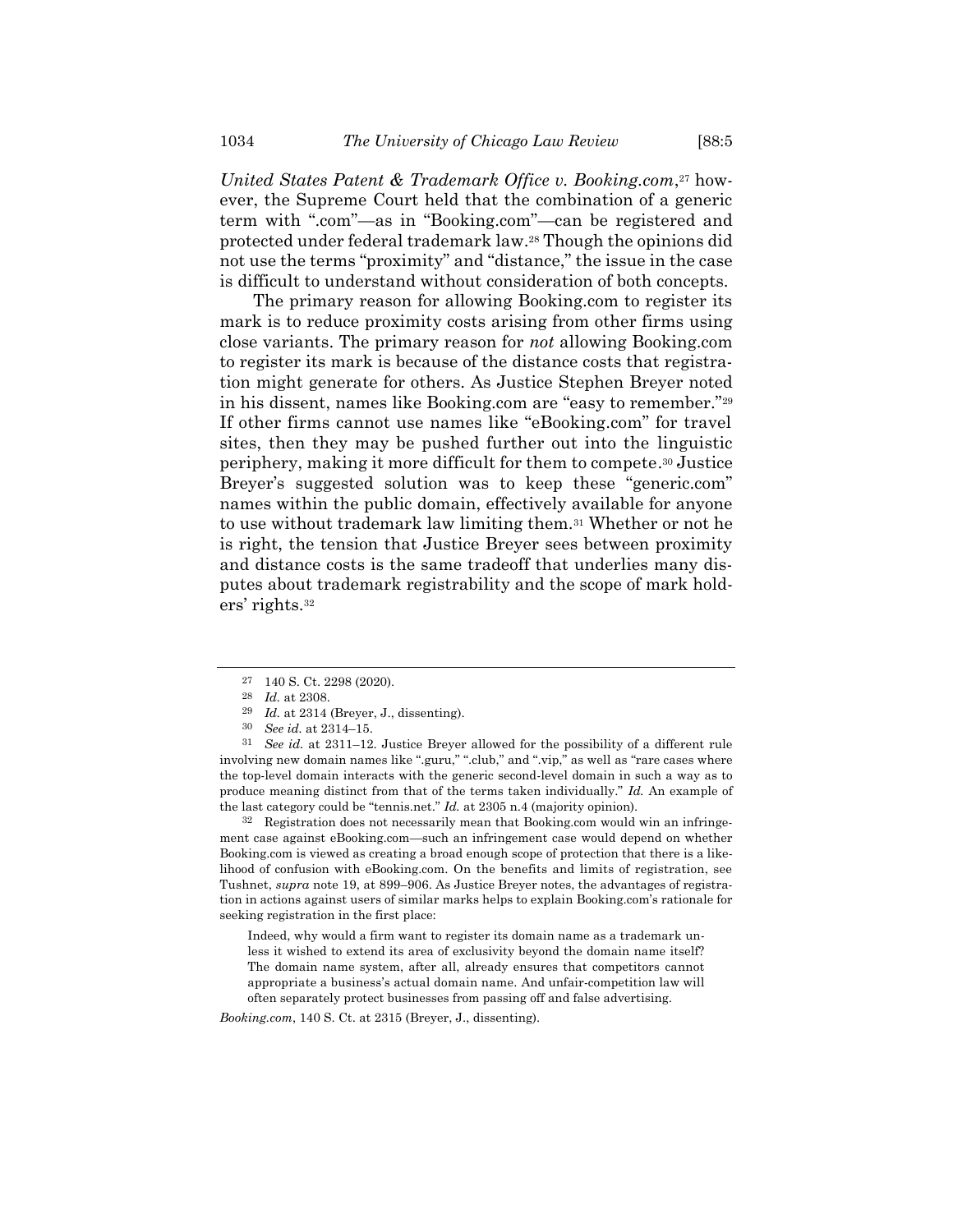*United States Patent & Trademark Office v. Booking.com*,[27] however, the Supreme Court held that the combination of a generic term with ".com"—as in "Booking.com"—can be registered and protected under federal trademark law.[28] Though the opinions did not use the terms "proximity" and "distance," the issue in the case is difficult to understand without consideration of both concepts.

The primary reason for allowing Booking.com to register its mark is to reduce proximity costs arising from other firms using close variants. The primary reason for *not* allowing Booking.com to register its mark is because of the distance costs that registration might generate for others. As Justice Stephen Breyer noted in his dissent, names like Booking.com are "easy to remember."[29] If other firms cannot use names like "eBooking.com" for travel sites, then they may be pushed further out into the linguistic periphery, making it more difficult for them to compete.[30] Justice Breyer's suggested solution was to keep these "generic.com" names within the public domain, effectively available for anyone to use without trademark law limiting them.[31] Whether or not he is right, the tension that Justice Breyer sees between proximity and distance costs is the same tradeoff that underlies many disputes about trademark registrability and the scope of mark holders' rights.[32]

---

[27] 140 S. Ct. 2298 (2020).

[28] *Id.* at 2308.

[29] *Id.* at 2314 (Breyer, J., dissenting).

[30] *See id.* at 2314–15.

[31] *See id.* at 2311–12. Justice Breyer allowed for the possibility of a different rule involving new domain names like ".guru," ".club," and ".vip," as well as "rare cases where the top-level domain interacts with the generic second-level domain in such a way as to produce meaning distinct from that of the terms taken individually." *Id.* An example of the last category could be "tennis.net." *Id.* at 2305 n.4 (majority opinion).

[32] Registration does not necessarily mean that Booking.com would win an infringement case against eBooking.com—such an infringement case would depend on whether Booking.com is viewed as creating a broad enough scope of protection that there is a likelihood of confusion with eBooking.com. On the benefits and limits of registration, see Tushnet, *supra* note 19, at 899–906. As Justice Breyer notes, the advantages of registration in actions against users of similar marks helps to explain Booking.com's rationale for seeking registration in the first place:

> Indeed, why would a firm want to register its domain name as a trademark unless it wished to extend its area of exclusivity beyond the domain name itself? The domain name system, after all, already ensures that competitors cannot appropriate a business's actual domain name. And unfair-competition law will often separately protect businesses from passing off and false advertising.

*Booking.com*, 140 S. Ct. at 2315 (Breyer, J., dissenting).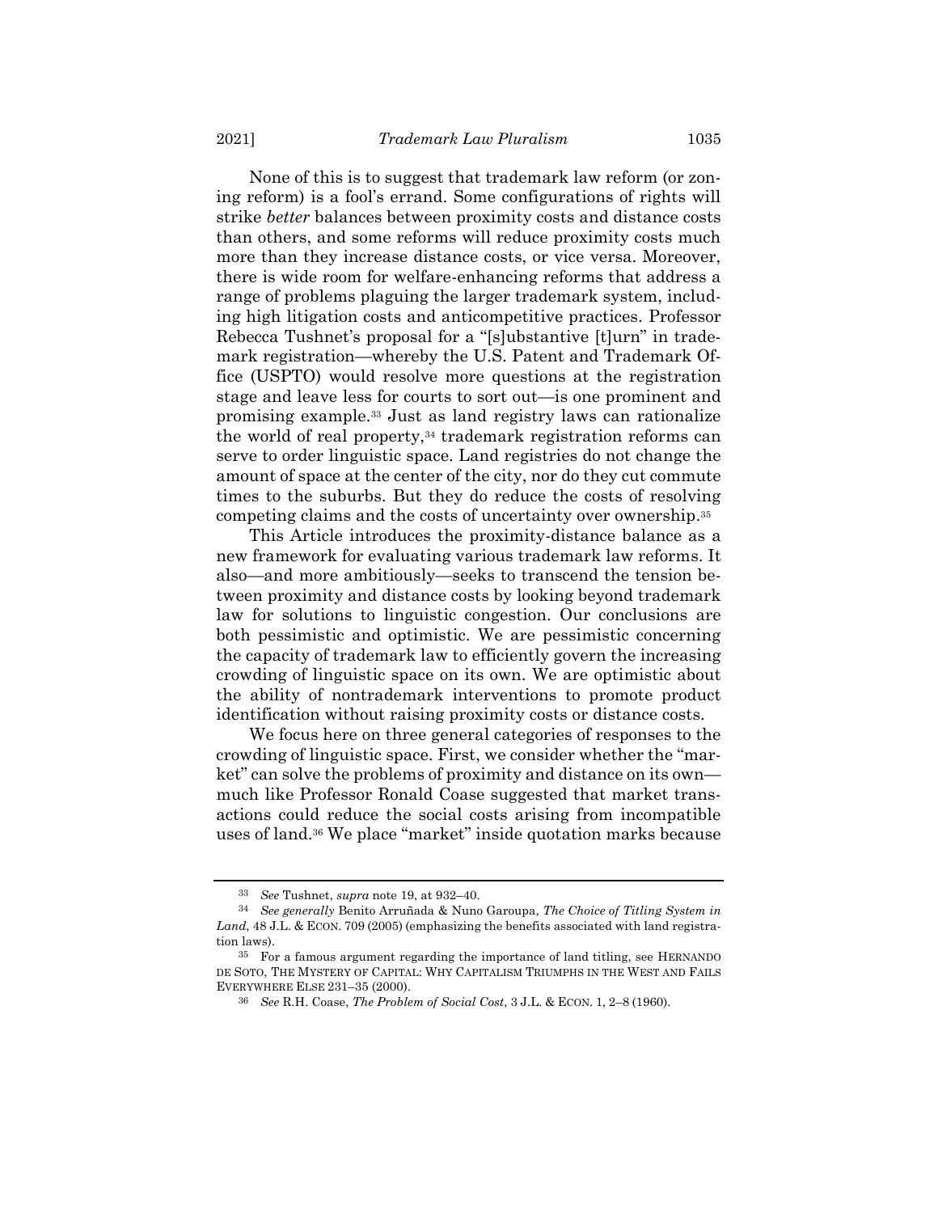None of this is to suggest that trademark law reform (or zoning reform) is a fool's errand. Some configurations of rights will strike *better* balances between proximity costs and distance costs than others, and some reforms will reduce proximity costs much more than they increase distance costs, or vice versa. Moreover, there is wide room for welfare-enhancing reforms that address a range of problems plaguing the larger trademark system, including high litigation costs and anticompetitive practices. Professor Rebecca Tushnet's proposal for a "[s]ubstantive [t]urn" in trademark registration—whereby the U.S. Patent and Trademark Office (USPTO) would resolve more questions at the registration stage and leave less for courts to sort out—is one prominent and promising example.[33] Just as land registry laws can rationalize the world of real property,[34] trademark registration reforms can serve to order linguistic space. Land registries do not change the amount of space at the center of the city, nor do they cut commute times to the suburbs. But they do reduce the costs of resolving competing claims and the costs of uncertainty over ownership.[35]

This Article introduces the proximity-distance balance as a new framework for evaluating various trademark law reforms. It also—and more ambitiously—seeks to transcend the tension between proximity and distance costs by looking beyond trademark law for solutions to linguistic congestion. Our conclusions are both pessimistic and optimistic. We are pessimistic concerning the capacity of trademark law to efficiently govern the increasing crowding of linguistic space on its own. We are optimistic about the ability of nontrademark interventions to promote product identification without raising proximity costs or distance costs.

We focus here on three general categories of responses to the crowding of linguistic space. First, we consider whether the "market" can solve the problems of proximity and distance on its own—much like Professor Ronald Coase suggested that market transactions could reduce the social costs arising from incompatible uses of land.[36] We place "market" inside quotation marks because

---

[33] *See* Tushnet, *supra* note 19, at 932–40.

[34] *See generally* Benito Arruñada & Nuno Garoupa, *The Choice of Titling System in Land*, 48 J.L. & ECON. 709 (2005) (emphasizing the benefits associated with land registration laws).

[35] For a famous argument regarding the importance of land titling, see HERNANDO DE SOTO, THE MYSTERY OF CAPITAL: WHY CAPITALISM TRIUMPHS IN THE WEST AND FAILS EVERYWHERE ELSE 231–35 (2000).

[36] *See* R.H. Coase, *The Problem of Social Cost*, 3 J.L. & ECON. 1, 2–8 (1960).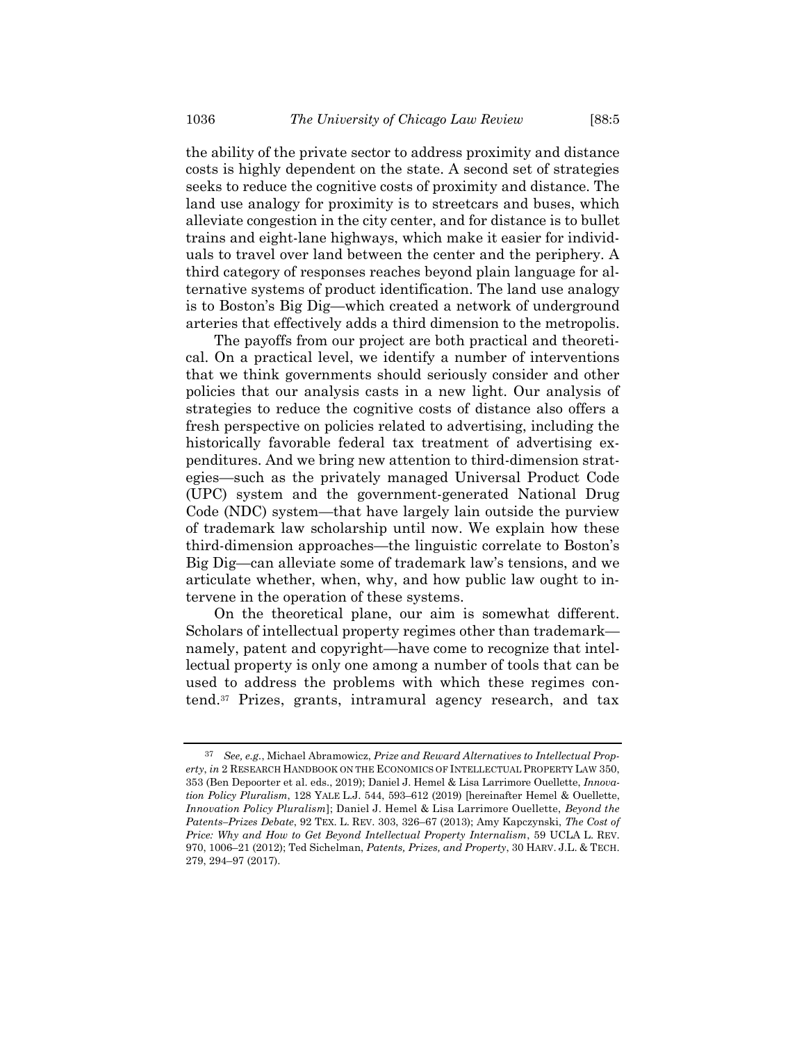the ability of the private sector to address proximity and distance costs is highly dependent on the state. A second set of strategies seeks to reduce the cognitive costs of proximity and distance. The land use analogy for proximity is to streetcars and buses, which alleviate congestion in the city center, and for distance is to bullet trains and eight-lane highways, which make it easier for individuals to travel over land between the center and the periphery. A third category of responses reaches beyond plain language for alternative systems of product identification. The land use analogy is to Boston's Big Dig—which created a network of underground arteries that effectively adds a third dimension to the metropolis.

The payoffs from our project are both practical and theoretical. On a practical level, we identify a number of interventions that we think governments should seriously consider and other policies that our analysis casts in a new light. Our analysis of strategies to reduce the cognitive costs of distance also offers a fresh perspective on policies related to advertising, including the historically favorable federal tax treatment of advertising expenditures. And we bring new attention to third-dimension strategies—such as the privately managed Universal Product Code (UPC) system and the government-generated National Drug Code (NDC) system—that have largely lain outside the purview of trademark law scholarship until now. We explain how these third-dimension approaches—the linguistic correlate to Boston's Big Dig—can alleviate some of trademark law's tensions, and we articulate whether, when, why, and how public law ought to intervene in the operation of these systems.

On the theoretical plane, our aim is somewhat different. Scholars of intellectual property regimes other than trademark—namely, patent and copyright—have come to recognize that intellectual property is only one among a number of tools that can be used to address the problems with which these regimes contend.[37] Prizes, grants, intramural agency research, and tax

---

[37] *See, e.g.*, Michael Abramowicz, *Prize and Reward Alternatives to Intellectual Property*, *in* 2 RESEARCH HANDBOOK ON THE ECONOMICS OF INTELLECTUAL PROPERTY LAW 350, 353 (Ben Depoorter et al. eds., 2019); Daniel J. Hemel & Lisa Larrimore Ouellette, *Innovation Policy Pluralism*, 128 YALE L.J. 544, 593–612 (2019) [hereinafter Hemel & Ouellette, *Innovation Policy Pluralism*]; Daniel J. Hemel & Lisa Larrimore Ouellette, *Beyond the Patents–Prizes Debate*, 92 TEX. L. REV. 303, 326–67 (2013); Amy Kapczynski, *The Cost of Price: Why and How to Get Beyond Intellectual Property Internalism*, 59 UCLA L. REV. 970, 1006–21 (2012); Ted Sichelman, *Patents, Prizes, and Property*, 30 HARV. J.L. & TECH. 279, 294–97 (2017).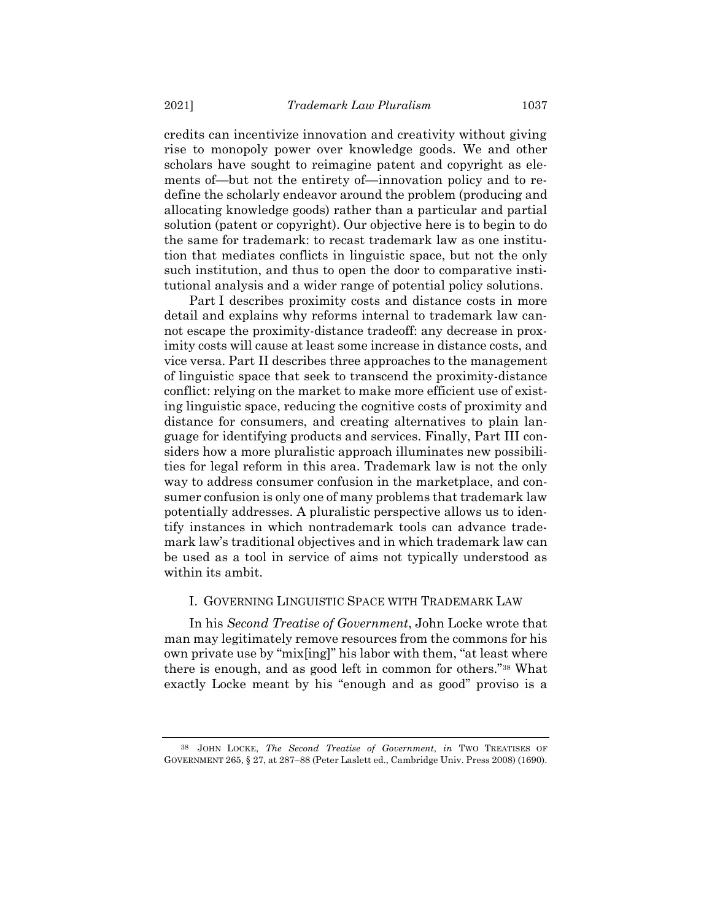credits can incentivize innovation and creativity without giving rise to monopoly power over knowledge goods. We and other scholars have sought to reimagine patent and copyright as elements of—but not the entirety of—innovation policy and to redefine the scholarly endeavor around the problem (producing and allocating knowledge goods) rather than a particular and partial solution (patent or copyright). Our objective here is to begin to do the same for trademark: to recast trademark law as one institution that mediates conflicts in linguistic space, but not the only such institution, and thus to open the door to comparative institutional analysis and a wider range of potential policy solutions.

Part I describes proximity costs and distance costs in more detail and explains why reforms internal to trademark law cannot escape the proximity-distance tradeoff: any decrease in proximity costs will cause at least some increase in distance costs, and vice versa. Part II describes three approaches to the management of linguistic space that seek to transcend the proximity-distance conflict: relying on the market to make more efficient use of existing linguistic space, reducing the cognitive costs of proximity and distance for consumers, and creating alternatives to plain language for identifying products and services. Finally, Part III considers how a more pluralistic approach illuminates new possibilities for legal reform in this area. Trademark law is not the only way to address consumer confusion in the marketplace, and consumer confusion is only one of many problems that trademark law potentially addresses. A pluralistic perspective allows us to identify instances in which nontrademark tools can advance trademark law's traditional objectives and in which trademark law can be used as a tool in service of aims not typically understood as within its ambit.

## I. GOVERNING LINGUISTIC SPACE WITH TRADEMARK LAW

In his *Second Treatise of Government*, John Locke wrote that man may legitimately remove resources from the commons for his own private use by "mix[ing]" his labor with them, "at least where there is enough, and as good left in common for others."[38] What exactly Locke meant by his "enough and as good" proviso is a

[38] JOHN LOCKE, *The Second Treatise of Government*, *in* TWO TREATISES OF GOVERNMENT 265, § 27, at 287–88 (Peter Laslett ed., Cambridge Univ. Press 2008) (1690).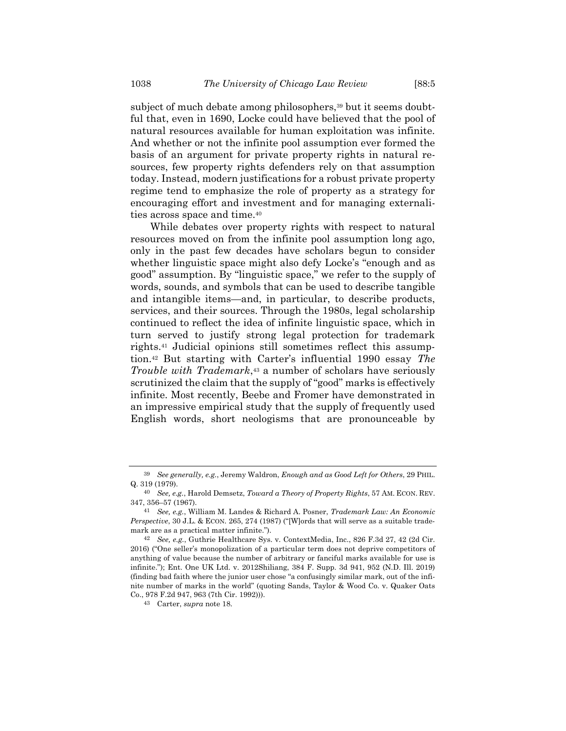subject of much debate among philosophers,[39] but it seems doubtful that, even in 1690, Locke could have believed that the pool of natural resources available for human exploitation was infinite. And whether or not the infinite pool assumption ever formed the basis of an argument for private property rights in natural resources, few property rights defenders rely on that assumption today. Instead, modern justifications for a robust private property regime tend to emphasize the role of property as a strategy for encouraging effort and investment and for managing externalities across space and time.[40]

While debates over property rights with respect to natural resources moved on from the infinite pool assumption long ago, only in the past few decades have scholars begun to consider whether linguistic space might also defy Locke's "enough and as good" assumption. By "linguistic space," we refer to the supply of words, sounds, and symbols that can be used to describe tangible and intangible items—and, in particular, to describe products, services, and their sources. Through the 1980s, legal scholarship continued to reflect the idea of infinite linguistic space, which in turn served to justify strong legal protection for trademark rights.[41] Judicial opinions still sometimes reflect this assumption.[42] But starting with Carter's influential 1990 essay *The Trouble with Trademark*,[43] a number of scholars have seriously scrutinized the claim that the supply of "good" marks is effectively infinite. Most recently, Beebe and Fromer have demonstrated in an impressive empirical study that the supply of frequently used English words, short neologisms that are pronounceable by

---

39 *See generally, e.g.*, Jeremy Waldron, *Enough and as Good Left for Others*, 29 PHIL. Q. 319 (1979).

40 *See, e.g.*, Harold Demsetz, *Toward a Theory of Property Rights*, 57 AM. ECON. REV. 347, 356–57 (1967).

41 *See, e.g.*, William M. Landes & Richard A. Posner, *Trademark Law: An Economic Perspective*, 30 J.L. & ECON. 265, 274 (1987) ("[W]ords that will serve as a suitable trademark are as a practical matter infinite.").

42 *See, e.g.*, Guthrie Healthcare Sys. v. ContextMedia, Inc., 826 F.3d 27, 42 (2d Cir. 2016) ("One seller's monopolization of a particular term does not deprive competitors of anything of value because the number of arbitrary or fanciful marks available for use is infinite."); Ent. One UK Ltd. v. 2012Shiliang, 384 F. Supp. 3d 941, 952 (N.D. Ill. 2019) (finding bad faith where the junior user chose "a confusingly similar mark, out of the infinite number of marks in the world" (quoting Sands, Taylor & Wood Co. v. Quaker Oats Co., 978 F.2d 947, 963 (7th Cir. 1992))).

43 Carter, *supra* note 18.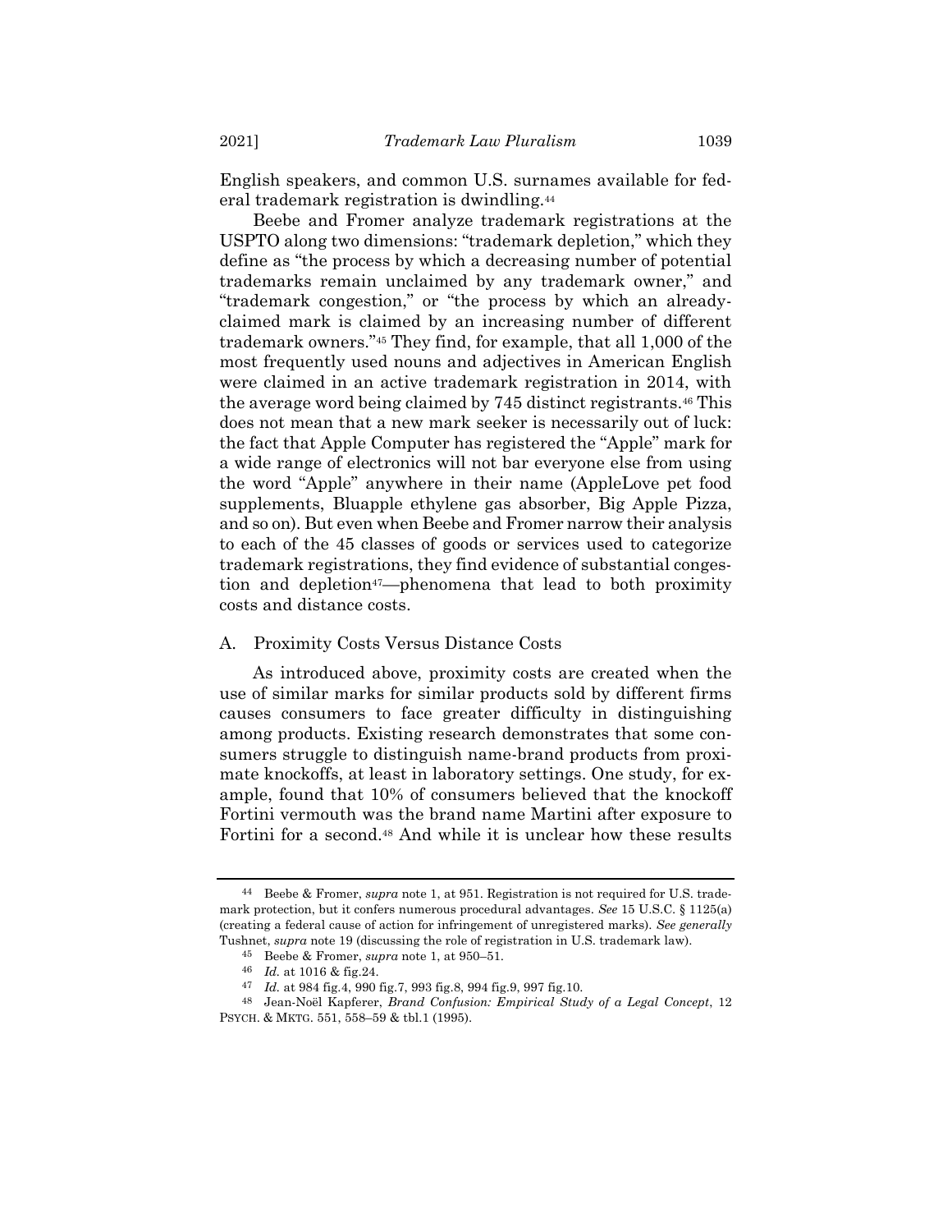English speakers, and common U.S. surnames available for federal trademark registration is dwindling.[44]

Beebe and Fromer analyze trademark registrations at the USPTO along two dimensions: "trademark depletion," which they define as "the process by which a decreasing number of potential trademarks remain unclaimed by any trademark owner," and "trademark congestion," or "the process by which an already-claimed mark is claimed by an increasing number of different trademark owners."[45] They find, for example, that all 1,000 of the most frequently used nouns and adjectives in American English were claimed in an active trademark registration in 2014, with the average word being claimed by 745 distinct registrants.[46] This does not mean that a new mark seeker is necessarily out of luck: the fact that Apple Computer has registered the "Apple" mark for a wide range of electronics will not bar everyone else from using the word "Apple" anywhere in their name (AppleLove pet food supplements, Bluapple ethylene gas absorber, Big Apple Pizza, and so on). But even when Beebe and Fromer narrow their analysis to each of the 45 classes of goods or services used to categorize trademark registrations, they find evidence of substantial congestion and depletion[47]—phenomena that lead to both proximity costs and distance costs.

### A. Proximity Costs Versus Distance Costs

As introduced above, proximity costs are created when the use of similar marks for similar products sold by different firms causes consumers to face greater difficulty in distinguishing among products. Existing research demonstrates that some consumers struggle to distinguish name-brand products from proximate knockoffs, at least in laboratory settings. One study, for example, found that 10% of consumers believed that the knockoff Fortini vermouth was the brand name Martini after exposure to Fortini for a second.[48] And while it is unclear how these results

---

[44] Beebe & Fromer, *supra* note 1, at 951. Registration is not required for U.S. trademark protection, but it confers numerous procedural advantages. *See* 15 U.S.C. § 1125(a) (creating a federal cause of action for infringement of unregistered marks). *See generally* Tushnet, *supra* note 19 (discussing the role of registration in U.S. trademark law).

[45] Beebe & Fromer, *supra* note 1, at 950–51.

[46] *Id.* at 1016 & fig.24.

[47] *Id.* at 984 fig.4, 990 fig.7, 993 fig.8, 994 fig.9, 997 fig.10.

[48] Jean-Noël Kapferer, *Brand Confusion: Empirical Study of a Legal Concept*, 12 PSYCH. & MKTG. 551, 558–59 & tbl.1 (1995).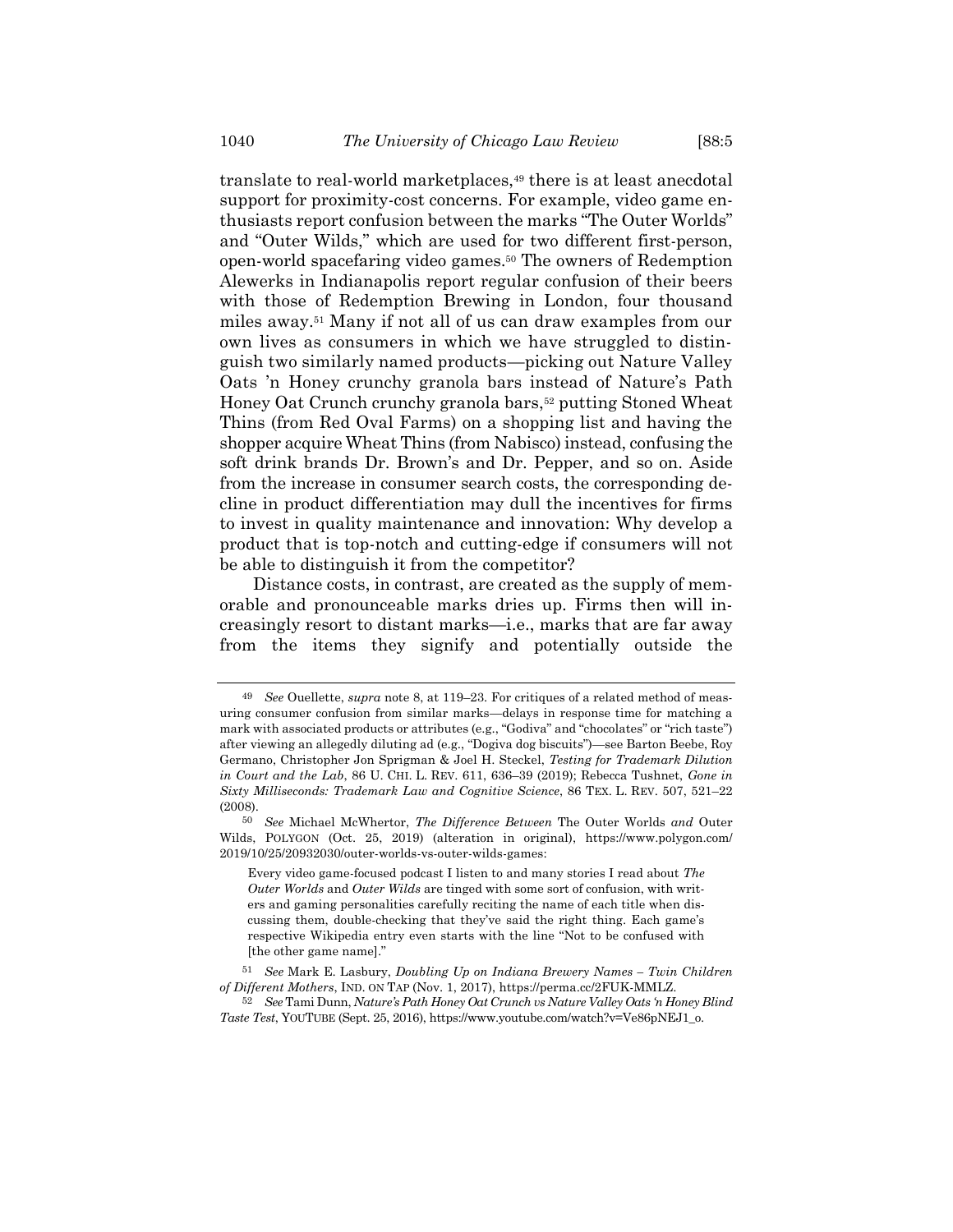translate to real-world marketplaces,[49] there is at least anecdotal support for proximity-cost concerns. For example, video game enthusiasts report confusion between the marks "The Outer Worlds" and "Outer Wilds," which are used for two different first-person, open-world spacefaring video games.[50] The owners of Redemption Alewerks in Indianapolis report regular confusion of their beers with those of Redemption Brewing in London, four thousand miles away.[51] Many if not all of us can draw examples from our own lives as consumers in which we have struggled to distinguish two similarly named products—picking out Nature Valley Oats 'n Honey crunchy granola bars instead of Nature's Path Honey Oat Crunch crunchy granola bars,[52] putting Stoned Wheat Thins (from Red Oval Farms) on a shopping list and having the shopper acquire Wheat Thins (from Nabisco) instead, confusing the soft drink brands Dr. Brown's and Dr. Pepper, and so on. Aside from the increase in consumer search costs, the corresponding decline in product differentiation may dull the incentives for firms to invest in quality maintenance and innovation: Why develop a product that is top-notch and cutting-edge if consumers will not be able to distinguish it from the competitor?

Distance costs, in contrast, are created as the supply of memorable and pronounceable marks dries up. Firms then will increasingly resort to distant marks—i.e., marks that are far away from the items they signify and potentially outside the

---

[49] *See* Ouellette, *supra* note 8, at 119–23. For critiques of a related method of measuring consumer confusion from similar marks—delays in response time for matching a mark with associated products or attributes (e.g., "Godiva" and "chocolates" or "rich taste") after viewing an allegedly diluting ad (e.g., "Dogiva dog biscuits")—see Barton Beebe, Roy Germano, Christopher Jon Sprigman & Joel H. Steckel, *Testing for Trademark Dilution in Court and the Lab*, 86 U. CHI. L. REV. 611, 636–39 (2019); Rebecca Tushnet, *Gone in Sixty Milliseconds: Trademark Law and Cognitive Science*, 86 TEX. L. REV. 507, 521–22 (2008).

[50] *See* Michael McWhertor, *The Difference Between* The Outer Worlds *and* Outer Wilds, POLYGON (Oct. 25, 2019) (alteration in original), https://www.polygon.com/2019/10/25/20932030/outer-worlds-vs-outer-wilds-games:

> Every video game-focused podcast I listen to and many stories I read about *The Outer Worlds* and *Outer Wilds* are tinged with some sort of confusion, with writers and gaming personalities carefully reciting the name of each title when discussing them, double-checking that they've said the right thing. Each game's respective Wikipedia entry even starts with the line "Not to be confused with [the other game name]."

[51] *See* Mark E. Lasbury, *Doubling Up on Indiana Brewery Names – Twin Children of Different Mothers*, IND. ON TAP (Nov. 1, 2017), https://perma.cc/2FUK-MMLZ.

[52] *See* Tami Dunn, *Nature's Path Honey Oat Crunch vs Nature Valley Oats 'n Honey Blind Taste Test*, YOUTUBE (Sept. 25, 2016), https://www.youtube.com/watch?v=Ve86pNEJ1_o.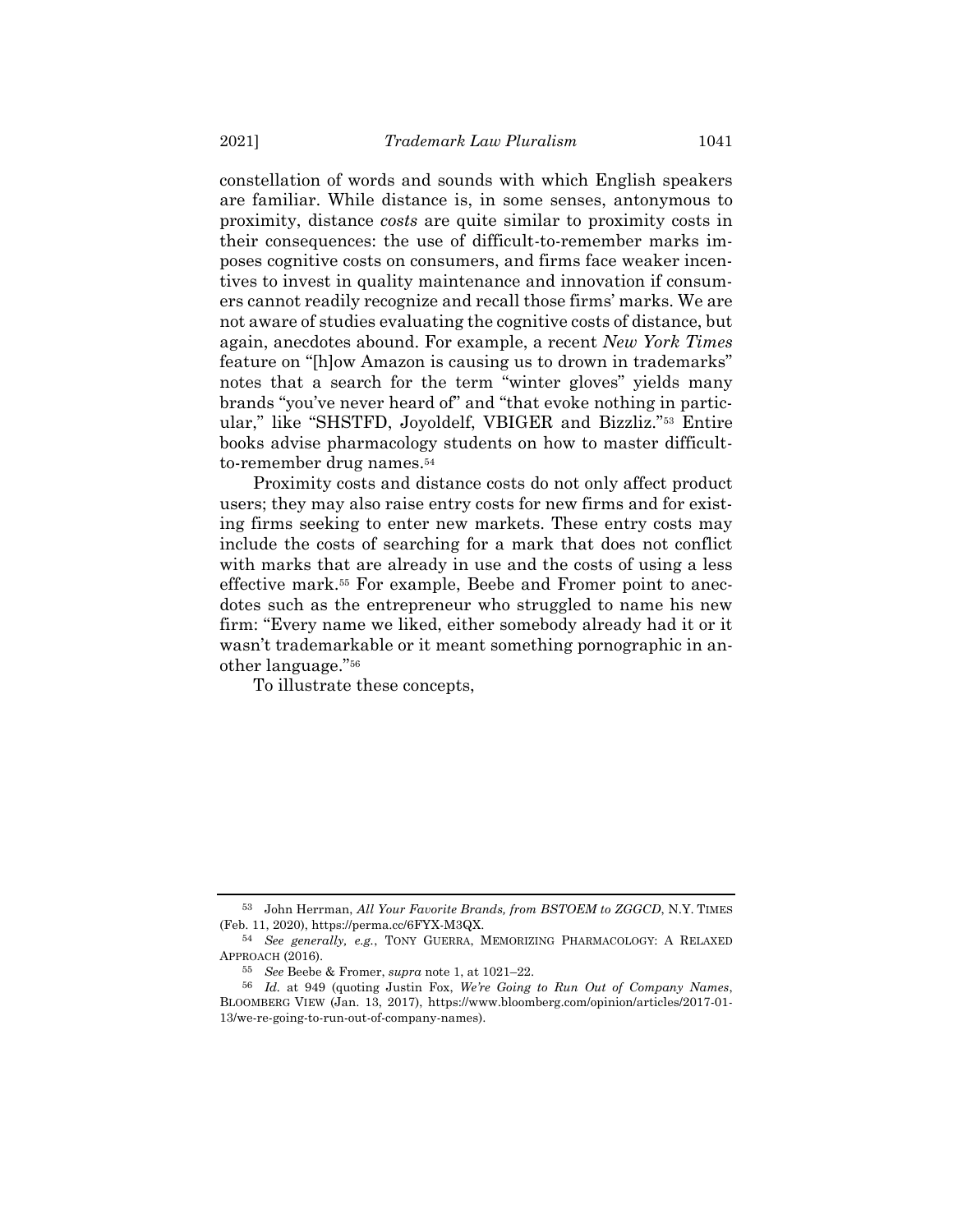constellation of words and sounds with which English speakers are familiar. While distance is, in some senses, antonymous to proximity, distance *costs* are quite similar to proximity costs in their consequences: the use of difficult-to-remember marks imposes cognitive costs on consumers, and firms face weaker incentives to invest in quality maintenance and innovation if consumers cannot readily recognize and recall those firms' marks. We are not aware of studies evaluating the cognitive costs of distance, but again, anecdotes abound. For example, a recent *New York Times* feature on "[h]ow Amazon is causing us to drown in trademarks" notes that a search for the term "winter gloves" yields many brands "you've never heard of" and "that evoke nothing in particular," like "SHSTFD, Joyoldelf, VBIGER and Bizzliz."[53] Entire books advise pharmacology students on how to master difficult-to-remember drug names.[54]

Proximity costs and distance costs do not only affect product users; they may also raise entry costs for new firms and for existing firms seeking to enter new markets. These entry costs may include the costs of searching for a mark that does not conflict with marks that are already in use and the costs of using a less effective mark.[55] For example, Beebe and Fromer point to anecdotes such as the entrepreneur who struggled to name his new firm: "Every name we liked, either somebody already had it or it wasn't trademarkable or it meant something pornographic in another language."[56]

To illustrate these concepts,

---

[53] John Herrman, *All Your Favorite Brands, from BSTOEM to ZGGCD*, N.Y. TIMES (Feb. 11, 2020), https://perma.cc/6FYX-M3QX.

[54] *See generally, e.g.*, TONY GUERRA, MEMORIZING PHARMACOLOGY: A RELAXED APPROACH (2016).

[55] *See* Beebe & Fromer, *supra* note 1, at 1021–22.

[56] *Id.* at 949 (quoting Justin Fox, *We're Going to Run Out of Company Names*, BLOOMBERG VIEW (Jan. 13, 2017), https://www.bloomberg.com/opinion/articles/2017-01-13/we-re-going-to-run-out-of-company-names).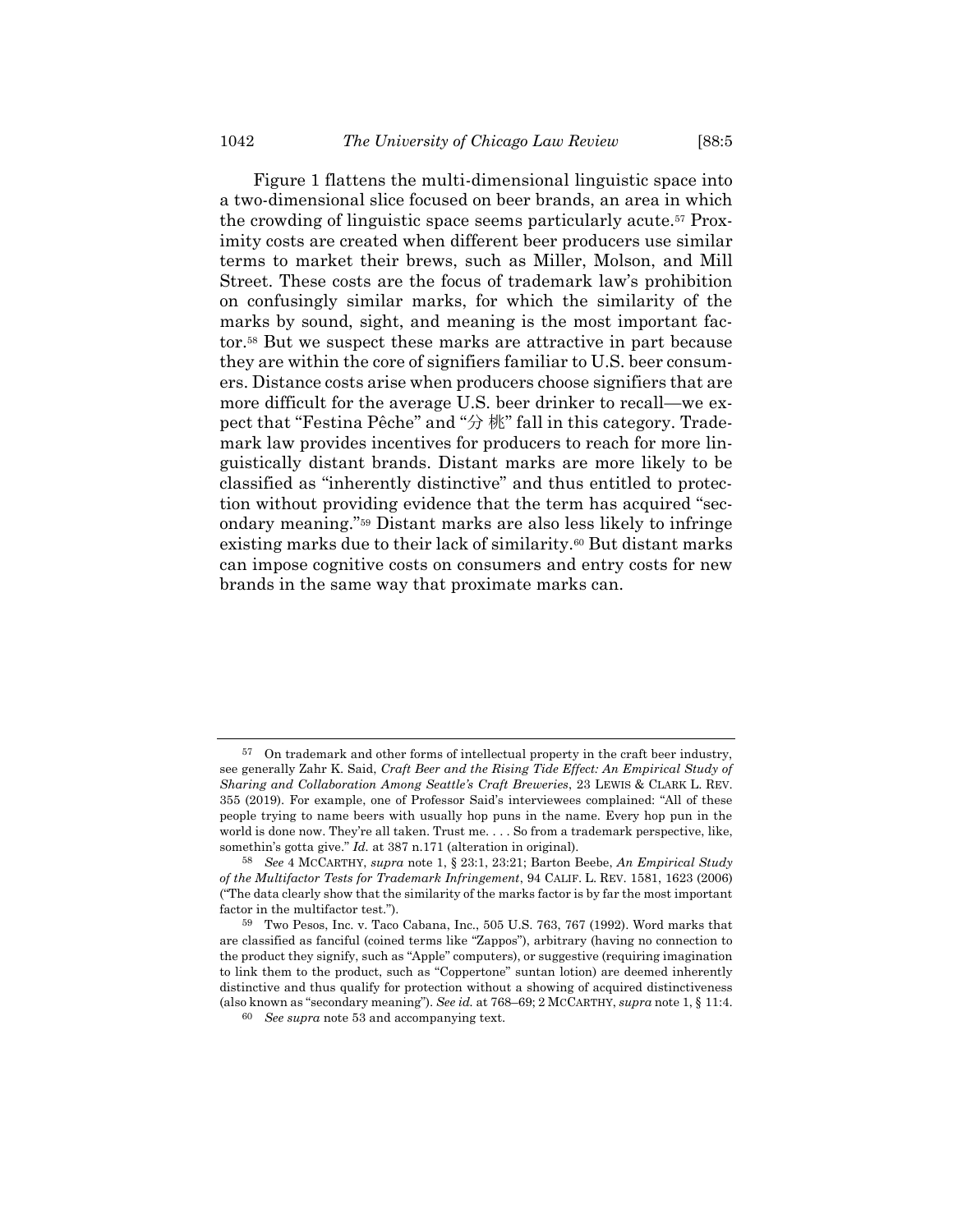Figure 1 flattens the multi-dimensional linguistic space into a two-dimensional slice focused on beer brands, an area in which the crowding of linguistic space seems particularly acute.[57] Proximity costs are created when different beer producers use similar terms to market their brews, such as Miller, Molson, and Mill Street. These costs are the focus of trademark law's prohibition on confusingly similar marks, for which the similarity of the marks by sound, sight, and meaning is the most important factor.[58] But we suspect these marks are attractive in part because they are within the core of signifiers familiar to U.S. beer consumers. Distance costs arise when producers choose signifiers that are more difficult for the average U.S. beer drinker to recall—we expect that "Festina Pêche" and "分 桃" fall in this category. Trademark law provides incentives for producers to reach for more linguistically distant brands. Distant marks are more likely to be classified as "inherently distinctive" and thus entitled to protection without providing evidence that the term has acquired "secondary meaning."[59] Distant marks are also less likely to infringe existing marks due to their lack of similarity.[60] But distant marks can impose cognitive costs on consumers and entry costs for new brands in the same way that proximate marks can.

---

[57] On trademark and other forms of intellectual property in the craft beer industry, see generally Zahr K. Said, *Craft Beer and the Rising Tide Effect: An Empirical Study of Sharing and Collaboration Among Seattle's Craft Breweries*, 23 LEWIS & CLARK L. REV. 355 (2019). For example, one of Professor Said's interviewees complained: "All of these people trying to name beers with usually hop puns in the name. Every hop pun in the world is done now. They're all taken. Trust me. . . . So from a trademark perspective, like, somethin's gotta give." *Id.* at 387 n.171 (alteration in original).

[58] *See* 4 MCCARTHY, *supra* note 1, § 23:1, 23:21; Barton Beebe, *An Empirical Study of the Multifactor Tests for Trademark Infringement*, 94 CALIF. L. REV. 1581, 1623 (2006) ("The data clearly show that the similarity of the marks factor is by far the most important factor in the multifactor test.").

[59] Two Pesos, Inc. v. Taco Cabana, Inc., 505 U.S. 763, 767 (1992). Word marks that are classified as fanciful (coined terms like "Zappos"), arbitrary (having no connection to the product they signify, such as "Apple" computers), or suggestive (requiring imagination to link them to the product, such as "Coppertone" suntan lotion) are deemed inherently distinctive and thus qualify for protection without a showing of acquired distinctiveness (also known as "secondary meaning"). *See id.* at 768–69; 2 MCCARTHY, *supra* note 1, § 11:4.

[60] *See supra* note 53 and accompanying text.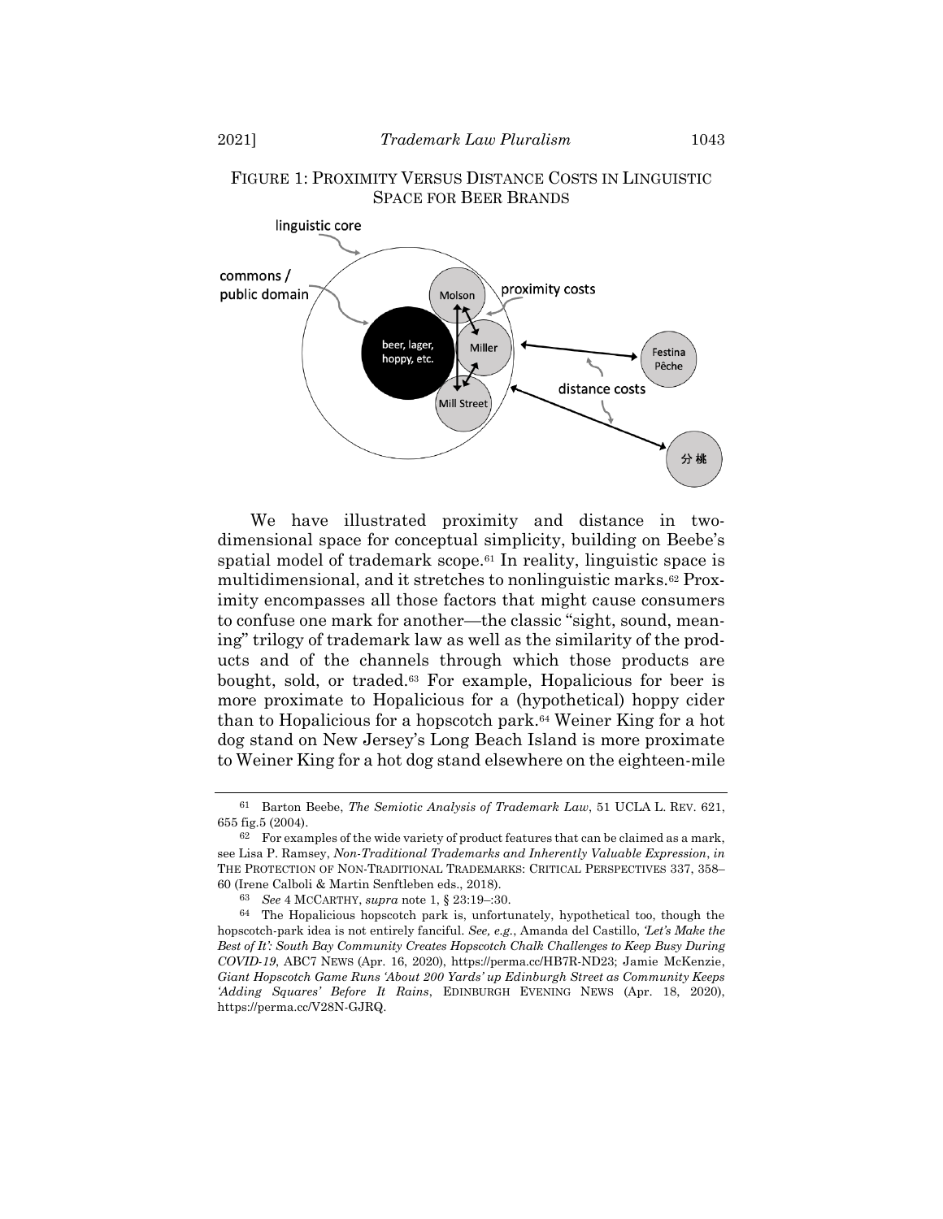FIGURE 1: PROXIMITY VERSUS DISTANCE COSTS IN LINGUISTIC SPACE FOR BEER BRANDS

We have illustrated proximity and distance in two-dimensional space for conceptual simplicity, building on Beebe's spatial model of trademark scope.[61] In reality, linguistic space is multidimensional, and it stretches to nonlinguistic marks.[62] Proximity encompasses all those factors that might cause consumers to confuse one mark for another—the classic "sight, sound, meaning" trilogy of trademark law as well as the similarity of the products and of the channels through which those products are bought, sold, or traded.[63] For example, Hopalicious for beer is more proximate to Hopalicious for a (hypothetical) hoppy cider than to Hopalicious for a hopscotch park.[64] Weiner King for a hot dog stand on New Jersey's Long Beach Island is more proximate to Weiner King for a hot dog stand elsewhere on the eighteen-mile

---

[61] Barton Beebe, *The Semiotic Analysis of Trademark Law*, 51 UCLA L. REV. 621, 655 fig.5 (2004).

[62] For examples of the wide variety of product features that can be claimed as a mark, see Lisa P. Ramsey, *Non-Traditional Trademarks and Inherently Valuable Expression*, *in* THE PROTECTION OF NON-TRADITIONAL TRADEMARKS: CRITICAL PERSPECTIVES 337, 358–60 (Irene Calboli & Martin Senftleben eds., 2018).

[63] *See* 4 MCCARTHY, *supra* note 1, § 23:19–:30.

[64] The Hopalicious hopscotch park is, unfortunately, hypothetical too, though the hopscotch-park idea is not entirely fanciful. *See, e.g.*, Amanda del Castillo, *'Let's Make the Best of It': South Bay Community Creates Hopscotch Chalk Challenges to Keep Busy During COVID-19*, ABC7 NEWS (Apr. 16, 2020), https://perma.cc/HB7R-ND23; Jamie McKenzie, *Giant Hopscotch Game Runs 'About 200 Yards' up Edinburgh Street as Community Keeps 'Adding Squares' Before It Rains*, EDINBURGH EVENING NEWS (Apr. 18, 2020), https://perma.cc/V28N-GJRQ.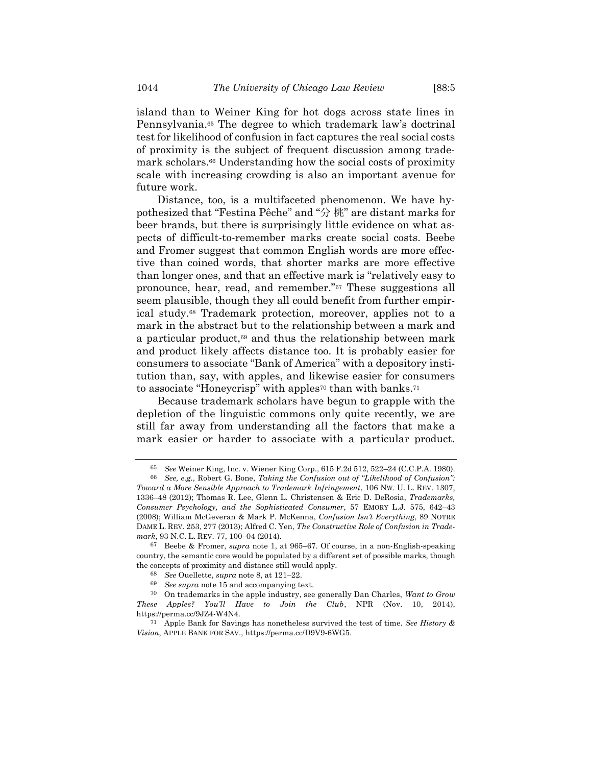island than to Weiner King for hot dogs across state lines in Pennsylvania.[65] The degree to which trademark law's doctrinal test for likelihood of confusion in fact captures the real social costs of proximity is the subject of frequent discussion among trademark scholars.[66] Understanding how the social costs of proximity scale with increasing crowding is also an important avenue for future work.

Distance, too, is a multifaceted phenomenon. We have hypothesized that "Festina Pêche" and "分 桃" are distant marks for beer brands, but there is surprisingly little evidence on what aspects of difficult-to-remember marks create social costs. Beebe and Fromer suggest that common English words are more effective than coined words, that shorter marks are more effective than longer ones, and that an effective mark is "relatively easy to pronounce, hear, read, and remember."[67] These suggestions all seem plausible, though they all could benefit from further empirical study.[68] Trademark protection, moreover, applies not to a mark in the abstract but to the relationship between a mark and a particular product,[69] and thus the relationship between mark and product likely affects distance too. It is probably easier for consumers to associate "Bank of America" with a depository institution than, say, with apples, and likewise easier for consumers to associate "Honeycrisp" with apples[70] than with banks.[71]

Because trademark scholars have begun to grapple with the depletion of the linguistic commons only quite recently, we are still far away from understanding all the factors that make a mark easier or harder to associate with a particular product.

---

[65] *See* Weiner King, Inc. v. Wiener King Corp., 615 F.2d 512, 522–24 (C.C.P.A. 1980).

[66] *See, e.g.*, Robert G. Bone, *Taking the Confusion out of "Likelihood of Confusion": Toward a More Sensible Approach to Trademark Infringement*, 106 NW. U. L. REV. 1307, 1336–48 (2012); Thomas R. Lee, Glenn L. Christensen & Eric D. DeRosia, *Trademarks, Consumer Psychology, and the Sophisticated Consumer*, 57 EMORY L.J. 575, 642–43 (2008); William McGeveran & Mark P. McKenna, *Confusion Isn't Everything*, 89 NOTRE DAME L. REV. 253, 277 (2013); Alfred C. Yen, *The Constructive Role of Confusion in Trademark*, 93 N.C. L. REV. 77, 100–04 (2014).

[67] Beebe & Fromer, *supra* note 1, at 965–67. Of course, in a non-English-speaking country, the semantic core would be populated by a different set of possible marks, though the concepts of proximity and distance still would apply.

[68] *See* Ouellette, *supra* note 8, at 121–22.

[69] *See supra* note 15 and accompanying text.

[70] On trademarks in the apple industry, see generally Dan Charles, *Want to Grow These Apples? You'll Have to Join the Club*, NPR (Nov. 10, 2014), https://perma.cc/9JZ4-W4N4.

[71] Apple Bank for Savings has nonetheless survived the test of time. *See History & Vision*, APPLE BANK FOR SAV., https://perma.cc/D9V9-6WG5.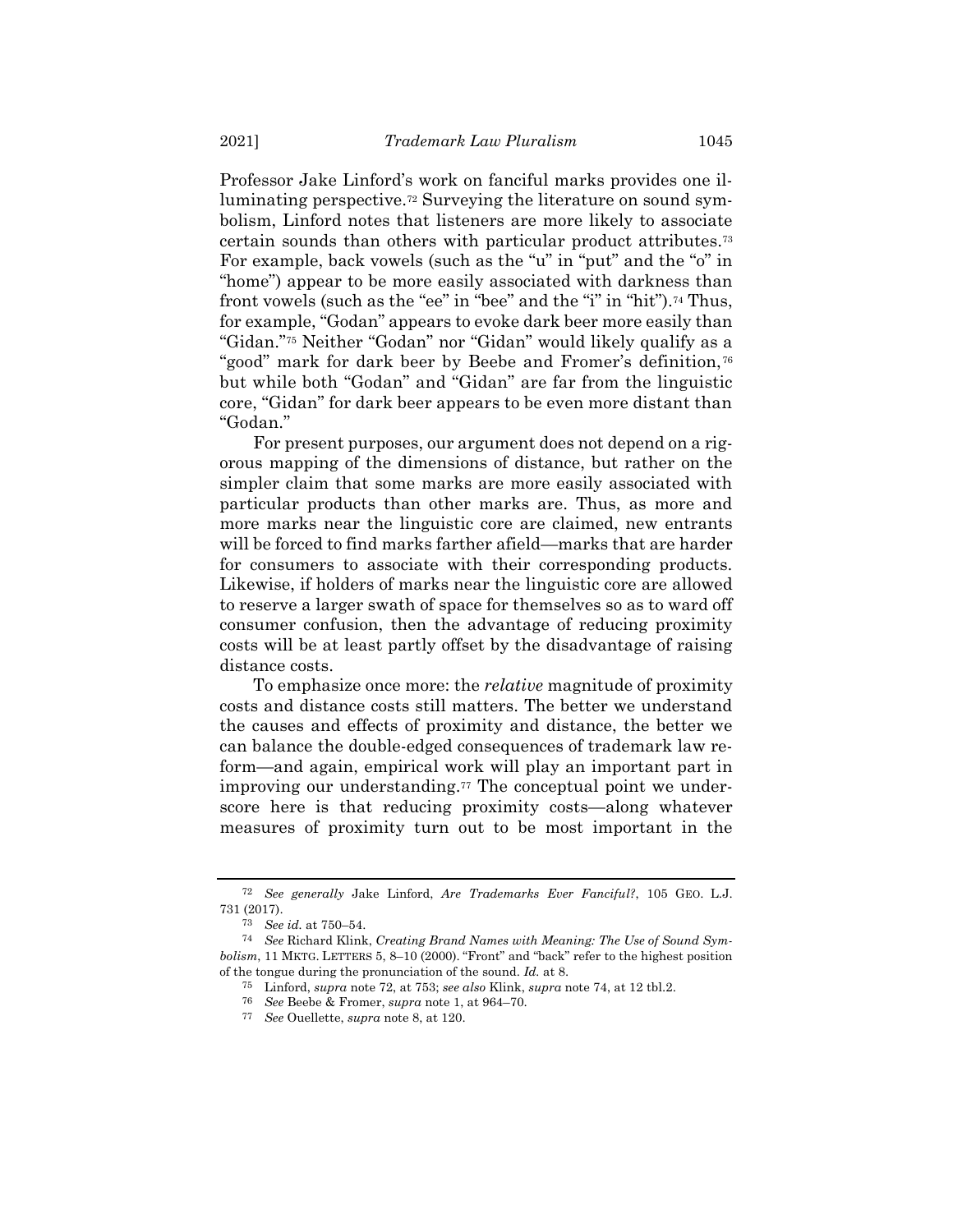Professor Jake Linford's work on fanciful marks provides one illuminating perspective.[72] Surveying the literature on sound symbolism, Linford notes that listeners are more likely to associate certain sounds than others with particular product attributes.[73] For example, back vowels (such as the "u" in "put" and the "o" in "home") appear to be more easily associated with darkness than front vowels (such as the "ee" in "bee" and the "i" in "hit").[74] Thus, for example, "Godan" appears to evoke dark beer more easily than "Gidan."[75] Neither "Godan" nor "Gidan" would likely qualify as a "good" mark for dark beer by Beebe and Fromer's definition,[76] but while both "Godan" and "Gidan" are far from the linguistic core, "Gidan" for dark beer appears to be even more distant than "Godan."

For present purposes, our argument does not depend on a rigorous mapping of the dimensions of distance, but rather on the simpler claim that some marks are more easily associated with particular products than other marks are. Thus, as more and more marks near the linguistic core are claimed, new entrants will be forced to find marks farther afield—marks that are harder for consumers to associate with their corresponding products. Likewise, if holders of marks near the linguistic core are allowed to reserve a larger swath of space for themselves so as to ward off consumer confusion, then the advantage of reducing proximity costs will be at least partly offset by the disadvantage of raising distance costs.

To emphasize once more: the *relative* magnitude of proximity costs and distance costs still matters. The better we understand the causes and effects of proximity and distance, the better we can balance the double-edged consequences of trademark law reform—and again, empirical work will play an important part in improving our understanding.[77] The conceptual point we underscore here is that reducing proximity costs—along whatever measures of proximity turn out to be most important in the

---

[72] *See generally* Jake Linford, *Are Trademarks Ever Fanciful?*, 105 GEO. L.J. 731 (2017).

[73] *See id.* at 750–54.

[74] *See* Richard Klink, *Creating Brand Names with Meaning: The Use of Sound Symbolism*, 11 MKTG. LETTERS 5, 8–10 (2000). "Front" and "back" refer to the highest position of the tongue during the pronunciation of the sound. *Id.* at 8.

[75] Linford, *supra* note 72, at 753; *see also* Klink, *supra* note 74, at 12 tbl.2.

[76] *See* Beebe & Fromer, *supra* note 1, at 964–70.

[77] *See* Ouellette, *supra* note 8, at 120.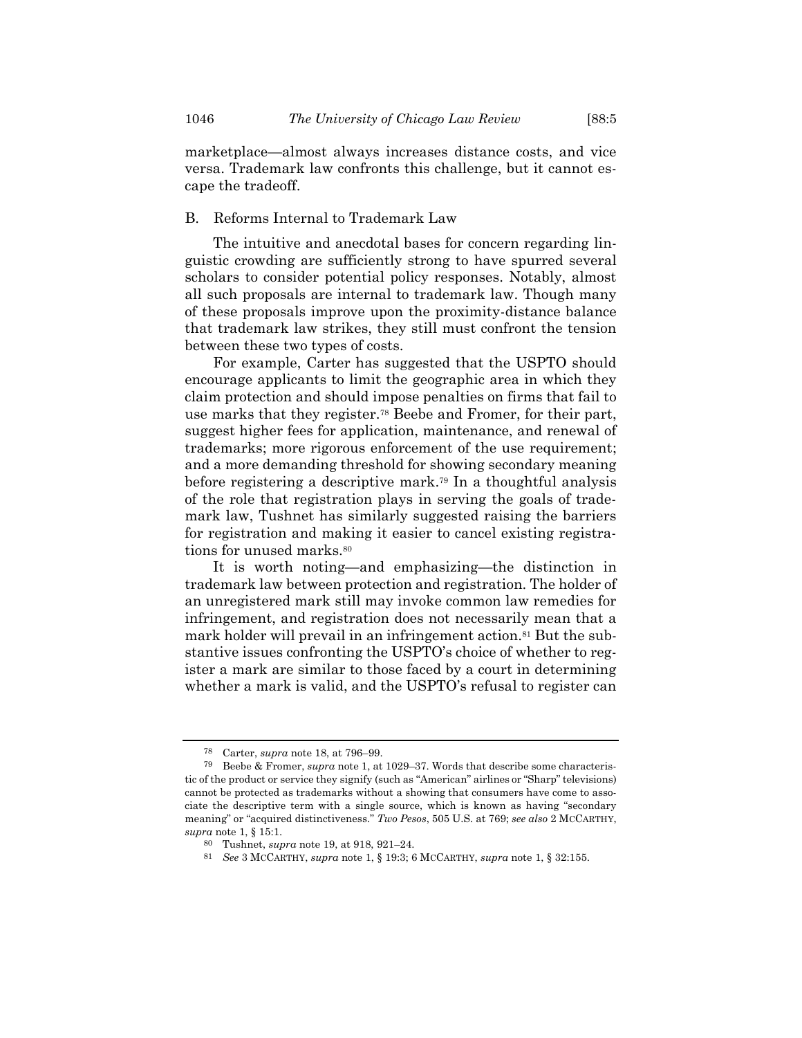marketplace—almost always increases distance costs, and vice versa. Trademark law confronts this challenge, but it cannot escape the tradeoff.

## B. Reforms Internal to Trademark Law

The intuitive and anecdotal bases for concern regarding linguistic crowding are sufficiently strong to have spurred several scholars to consider potential policy responses. Notably, almost all such proposals are internal to trademark law. Though many of these proposals improve upon the proximity-distance balance that trademark law strikes, they still must confront the tension between these two types of costs.

For example, Carter has suggested that the USPTO should encourage applicants to limit the geographic area in which they claim protection and should impose penalties on firms that fail to use marks that they register.[78] Beebe and Fromer, for their part, suggest higher fees for application, maintenance, and renewal of trademarks; more rigorous enforcement of the use requirement; and a more demanding threshold for showing secondary meaning before registering a descriptive mark.[79] In a thoughtful analysis of the role that registration plays in serving the goals of trademark law, Tushnet has similarly suggested raising the barriers for registration and making it easier to cancel existing registrations for unused marks.[80]

It is worth noting—and emphasizing—the distinction in trademark law between protection and registration. The holder of an unregistered mark still may invoke common law remedies for infringement, and registration does not necessarily mean that a mark holder will prevail in an infringement action.[81] But the substantive issues confronting the USPTO's choice of whether to register a mark are similar to those faced by a court in determining whether a mark is valid, and the USPTO's refusal to register can

---

[78] Carter, *supra* note 18, at 796–99.

[79] Beebe & Fromer, *supra* note 1, at 1029–37. Words that describe some characteristic of the product or service they signify (such as "American" airlines or "Sharp" televisions) cannot be protected as trademarks without a showing that consumers have come to associate the descriptive term with a single source, which is known as having "secondary meaning" or "acquired distinctiveness." *Two Pesos*, 505 U.S. at 769; *see also* 2 MCCARTHY, *supra* note 1, § 15:1.

[80] Tushnet, *supra* note 19, at 918, 921–24.

[81] *See* 3 MCCARTHY, *supra* note 1, § 19:3; 6 MCCARTHY, *supra* note 1, § 32:155.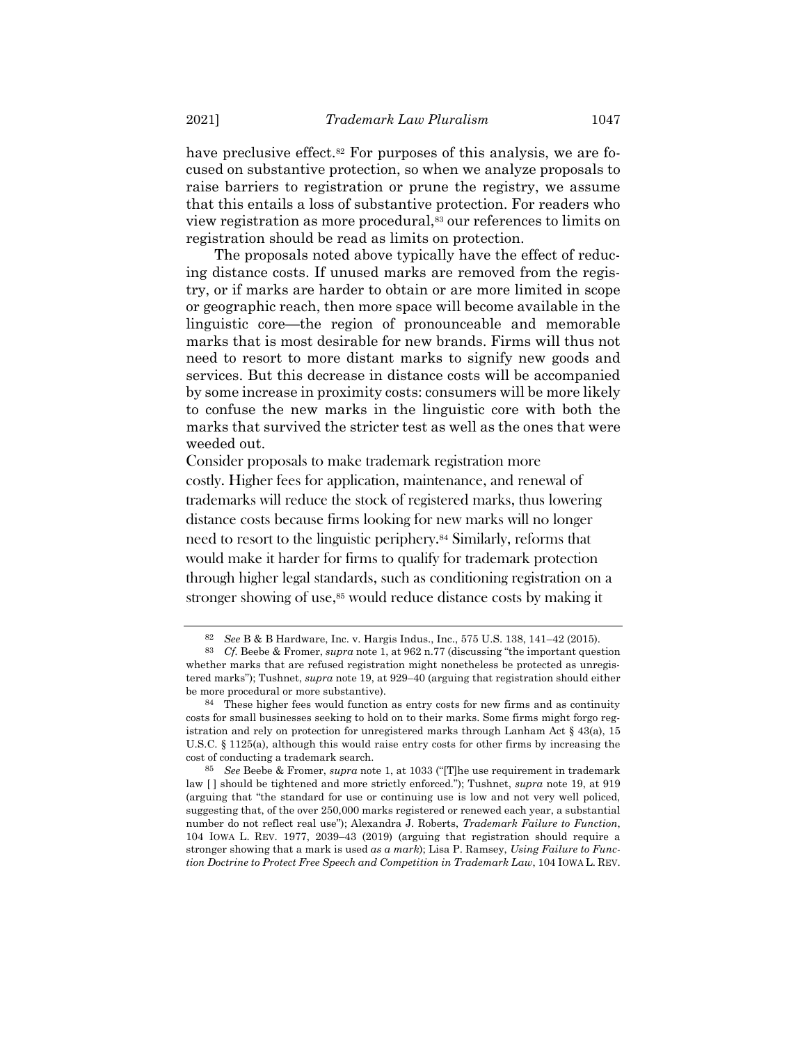have preclusive effect.[82] For purposes of this analysis, we are focused on substantive protection, so when we analyze proposals to raise barriers to registration or prune the registry, we assume that this entails a loss of substantive protection. For readers who view registration as more procedural,[83] our references to limits on registration should be read as limits on protection.

The proposals noted above typically have the effect of reducing distance costs. If unused marks are removed from the registry, or if marks are harder to obtain or are more limited in scope or geographic reach, then more space will become available in the linguistic core—the region of pronounceable and memorable marks that is most desirable for new brands. Firms will thus not need to resort to more distant marks to signify new goods and services. But this decrease in distance costs will be accompanied by some increase in proximity costs: consumers will be more likely to confuse the new marks in the linguistic core with both the marks that survived the stricter test as well as the ones that were weeded out.

Consider proposals to make trademark registration more costly. Higher fees for application, maintenance, and renewal of trademarks will reduce the stock of registered marks, thus lowering distance costs because firms looking for new marks will no longer need to resort to the linguistic periphery.[84] Similarly, reforms that would make it harder for firms to qualify for trademark protection through higher legal standards, such as conditioning registration on a stronger showing of use,[85] would reduce distance costs by making it

---

[82] *See* B & B Hardware, Inc. v. Hargis Indus., Inc., 575 U.S. 138, 141–42 (2015).

[83] *Cf.* Beebe & Fromer, *supra* note 1, at 962 n.77 (discussing "the important question whether marks that are refused registration might nonetheless be protected as unregistered marks"); Tushnet, *supra* note 19, at 929–40 (arguing that registration should either be more procedural or more substantive).

[84] These higher fees would function as entry costs for new firms and as continuity costs for small businesses seeking to hold on to their marks. Some firms might forgo registration and rely on protection for unregistered marks through Lanham Act § 43(a), 15 U.S.C. § 1125(a), although this would raise entry costs for other firms by increasing the cost of conducting a trademark search.

[85] *See* Beebe & Fromer, *supra* note 1, at 1033 ("[T]he use requirement in trademark law [ ] should be tightened and more strictly enforced."); Tushnet, *supra* note 19, at 919 (arguing that "the standard for use or continuing use is low and not very well policed, suggesting that, of the over 250,000 marks registered or renewed each year, a substantial number do not reflect real use"); Alexandra J. Roberts, *Trademark Failure to Function*, 104 IOWA L. REV. 1977, 2039–43 (2019) (arguing that registration should require a stronger showing that a mark is used *as a mark*); Lisa P. Ramsey, *Using Failure to Function Doctrine to Protect Free Speech and Competition in Trademark Law*, 104 IOWA L. REV.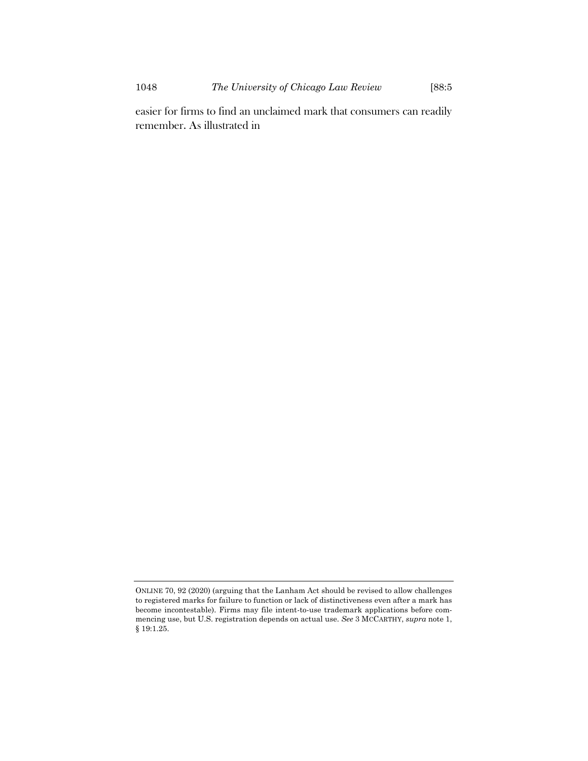easier for firms to find an unclaimed mark that consumers can readily remember. As illustrated in

---

ONLINE 70, 92 (2020) (arguing that the Lanham Act should be revised to allow challenges to registered marks for failure to function or lack of distinctiveness even after a mark has become incontestable). Firms may file intent-to-use trademark applications before commencing use, but U.S. registration depends on actual use. *See* 3 MCCARTHY, *supra* note 1, § 19:1.25.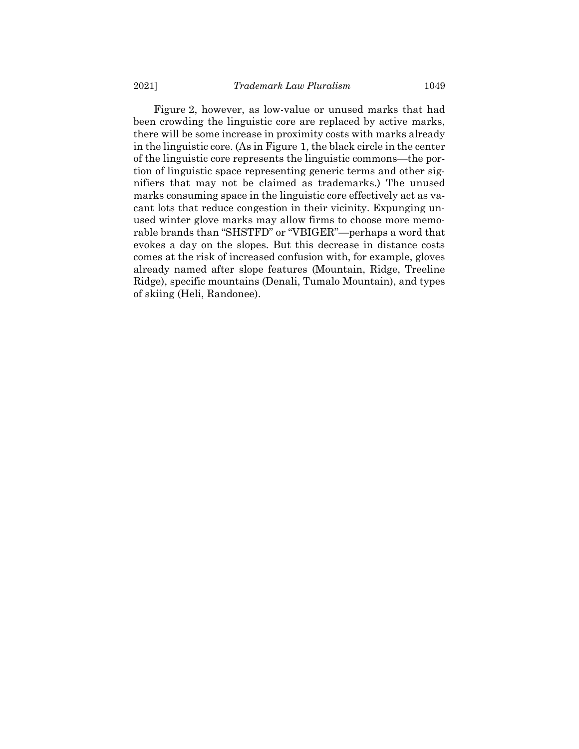Figure 2, however, as low-value or unused marks that had been crowding the linguistic core are replaced by active marks, there will be some increase in proximity costs with marks already in the linguistic core. (As in Figure 1, the black circle in the center of the linguistic core represents the linguistic commons—the portion of linguistic space representing generic terms and other signifiers that may not be claimed as trademarks.) The unused marks consuming space in the linguistic core effectively act as vacant lots that reduce congestion in their vicinity. Expunging unused winter glove marks may allow firms to choose more memorable brands than "SHSTFD" or "VBIGER"—perhaps a word that evokes a day on the slopes. But this decrease in distance costs comes at the risk of increased confusion with, for example, gloves already named after slope features (Mountain, Ridge, Treeline Ridge), specific mountains (Denali, Tumalo Mountain), and types of skiing (Heli, Randonee).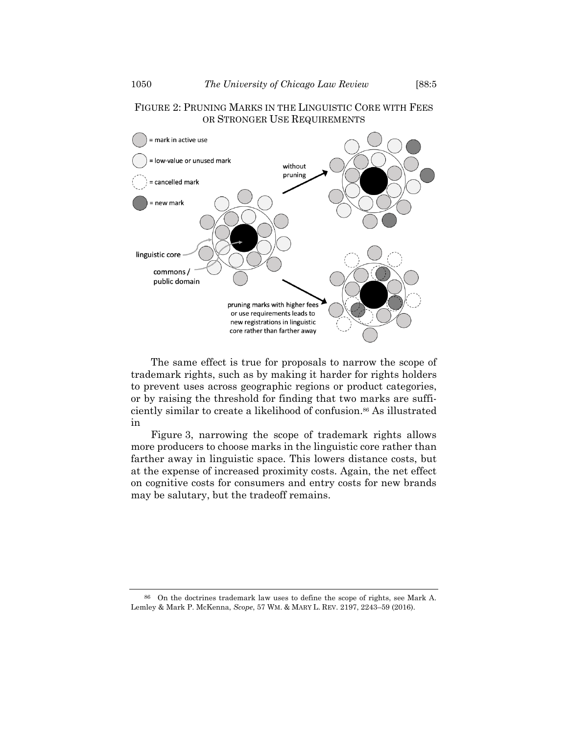FIGURE 2: PRUNING MARKS IN THE LINGUISTIC CORE WITH FEES OR STRONGER USE REQUIREMENTS

The same effect is true for proposals to narrow the scope of trademark rights, such as by making it harder for rights holders to prevent uses across geographic regions or product categories, or by raising the threshold for finding that two marks are sufficiently similar to create a likelihood of confusion.[86] As illustrated in

Figure 3, narrowing the scope of trademark rights allows more producers to choose marks in the linguistic core rather than farther away in linguistic space. This lowers distance costs, but at the expense of increased proximity costs. Again, the net effect on cognitive costs for consumers and entry costs for new brands may be salutary, but the tradeoff remains.

---

[86] On the doctrines trademark law uses to define the scope of rights, see Mark A. Lemley & Mark P. McKenna, *Scope*, 57 WM. & MARY L. REV. 2197, 2243–59 (2016).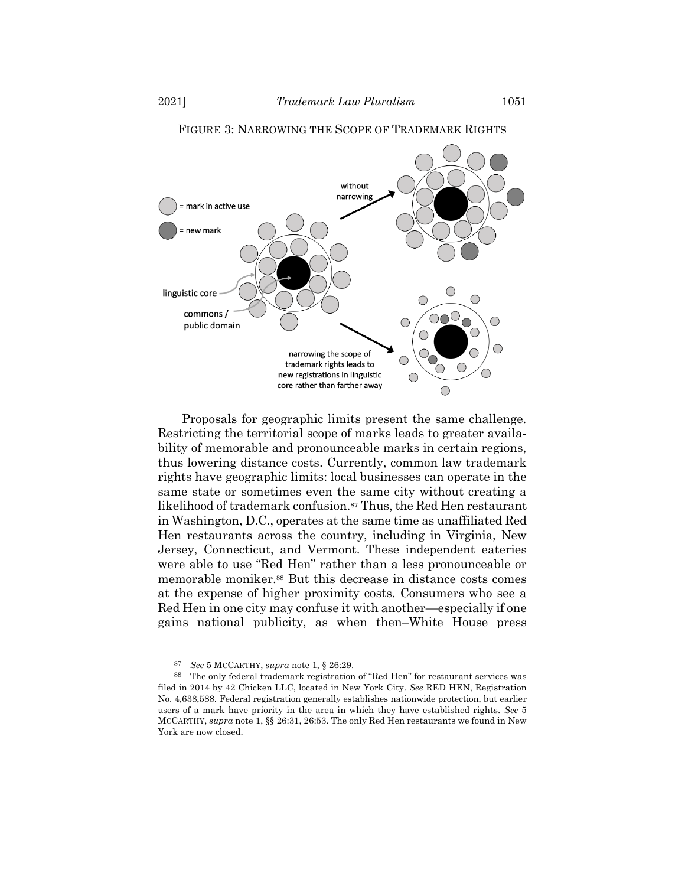FIGURE 3: NARROWING THE SCOPE OF TRADEMARK RIGHTS

Proposals for geographic limits present the same challenge. Restricting the territorial scope of marks leads to greater availability of memorable and pronounceable marks in certain regions, thus lowering distance costs. Currently, common law trademark rights have geographic limits: local businesses can operate in the same state or sometimes even the same city without creating a likelihood of trademark confusion.[87] Thus, the Red Hen restaurant in Washington, D.C., operates at the same time as unaffiliated Red Hen restaurants across the country, including in Virginia, New Jersey, Connecticut, and Vermont. These independent eateries were able to use "Red Hen" rather than a less pronounceable or memorable moniker.[88] But this decrease in distance costs comes at the expense of higher proximity costs. Consumers who see a Red Hen in one city may confuse it with another—especially if one gains national publicity, as when then–White House press

---

[87] *See* 5 MCCARTHY, *supra* note 1, § 26:29.

[88] The only federal trademark registration of "Red Hen" for restaurant services was filed in 2014 by 42 Chicken LLC, located in New York City. *See* RED HEN, Registration No. 4,638,588. Federal registration generally establishes nationwide protection, but earlier users of a mark have priority in the area in which they have established rights. *See* 5 MCCARTHY, *supra* note 1, §§ 26:31, 26:53. The only Red Hen restaurants we found in New York are now closed.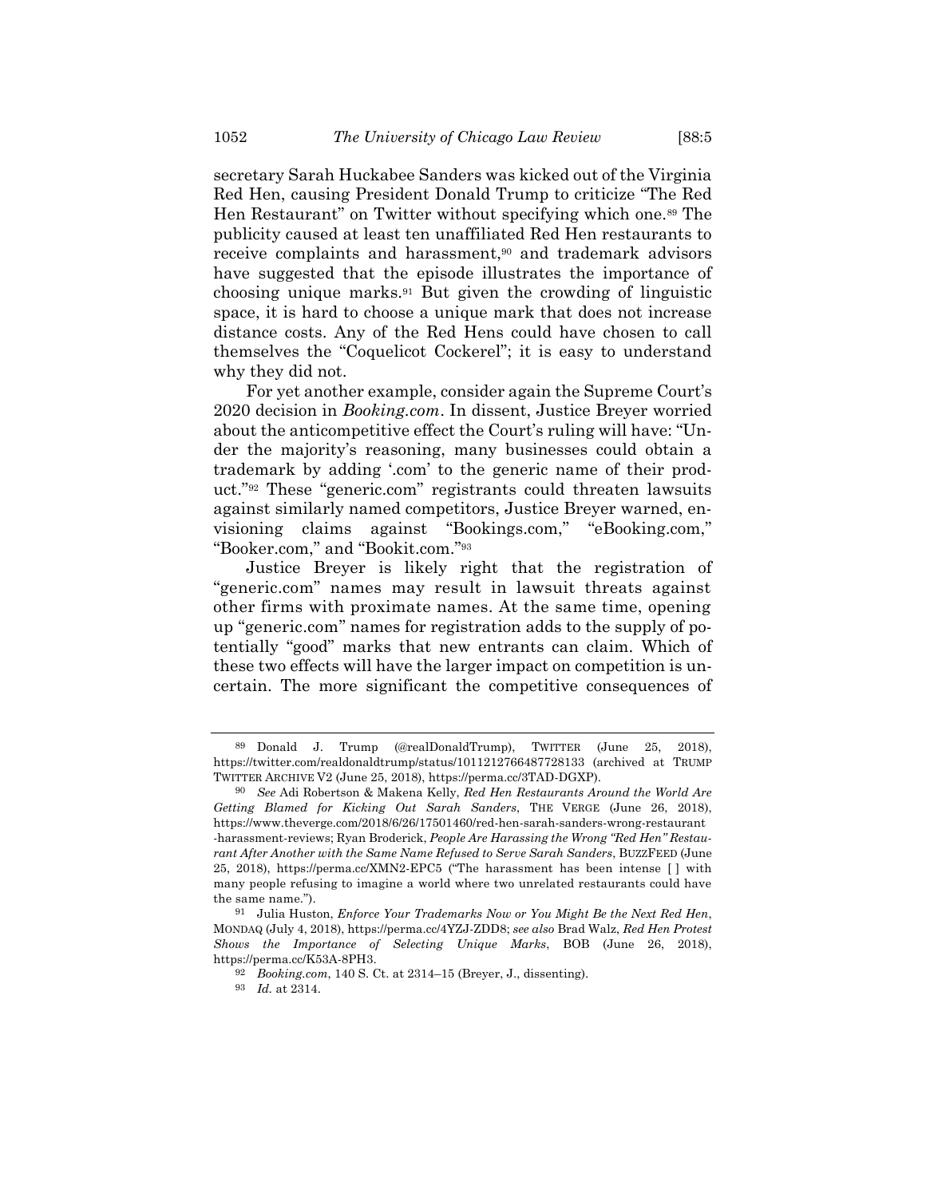secretary Sarah Huckabee Sanders was kicked out of the Virginia Red Hen, causing President Donald Trump to criticize "The Red Hen Restaurant" on Twitter without specifying which one.[89] The publicity caused at least ten unaffiliated Red Hen restaurants to receive complaints and harassment,[90] and trademark advisors have suggested that the episode illustrates the importance of choosing unique marks.[91] But given the crowding of linguistic space, it is hard to choose a unique mark that does not increase distance costs. Any of the Red Hens could have chosen to call themselves the "Coquelicot Cockerel"; it is easy to understand why they did not.

For yet another example, consider again the Supreme Court's 2020 decision in *Booking.com*. In dissent, Justice Breyer worried about the anticompetitive effect the Court's ruling will have: "Under the majority's reasoning, many businesses could obtain a trademark by adding '.com' to the generic name of their product."[92] These "generic.com" registrants could threaten lawsuits against similarly named competitors, Justice Breyer warned, envisioning claims against "Bookings.com," "eBooking.com," "Booker.com," and "Bookit.com."[93]

Justice Breyer is likely right that the registration of "generic.com" names may result in lawsuit threats against other firms with proximate names. At the same time, opening up "generic.com" names for registration adds to the supply of potentially "good" marks that new entrants can claim. Which of these two effects will have the larger impact on competition is uncertain. The more significant the competitive consequences of

---

[89] Donald J. Trump (@realDonaldTrump), TWITTER (June 25, 2018), https://twitter.com/realdonaldtrump/status/1011212766487728133 (archived at TRUMP TWITTER ARCHIVE V2 (June 25, 2018), https://perma.cc/3TAD-DGXP).

[90] *See* Adi Robertson & Makena Kelly, *Red Hen Restaurants Around the World Are Getting Blamed for Kicking Out Sarah Sanders*, THE VERGE (June 26, 2018), https://www.theverge.com/2018/6/26/17501460/red-hen-sarah-sanders-wrong-restaurant-harassment-reviews; Ryan Broderick, *People Are Harassing the Wrong "Red Hen" Restaurant After Another with the Same Name Refused to Serve Sarah Sanders*, BUZZFEED (June 25, 2018), https://perma.cc/XMN2-EPC5 ("The harassment has been intense [ ] with many people refusing to imagine a world where two unrelated restaurants could have the same name.").

[91] Julia Huston, *Enforce Your Trademarks Now or You Might Be the Next Red Hen*, MONDAQ (July 4, 2018), https://perma.cc/4YZJ-ZDD8; *see also* Brad Walz, *Red Hen Protest Shows the Importance of Selecting Unique Marks*, BOB (June 26, 2018), https://perma.cc/K53A-8PH3.

[92] *Booking.com*, 140 S. Ct. at 2314–15 (Breyer, J., dissenting).

[93] *Id.* at 2314.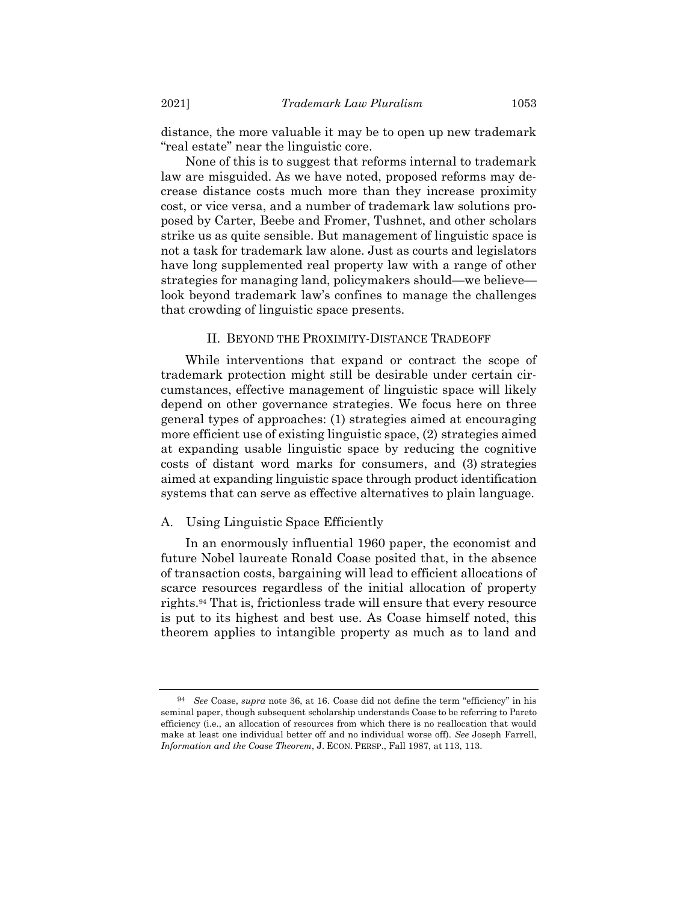distance, the more valuable it may be to open up new trademark "real estate" near the linguistic core.

None of this is to suggest that reforms internal to trademark law are misguided. As we have noted, proposed reforms may decrease distance costs much more than they increase proximity cost, or vice versa, and a number of trademark law solutions proposed by Carter, Beebe and Fromer, Tushnet, and other scholars strike us as quite sensible. But management of linguistic space is not a task for trademark law alone. Just as courts and legislators have long supplemented real property law with a range of other strategies for managing land, policymakers should—we believe—look beyond trademark law's confines to manage the challenges that crowding of linguistic space presents.

## II. BEYOND THE PROXIMITY-DISTANCE TRADEOFF

While interventions that expand or contract the scope of trademark protection might still be desirable under certain circumstances, effective management of linguistic space will likely depend on other governance strategies. We focus here on three general types of approaches: (1) strategies aimed at encouraging more efficient use of existing linguistic space, (2) strategies aimed at expanding usable linguistic space by reducing the cognitive costs of distant word marks for consumers, and (3) strategies aimed at expanding linguistic space through product identification systems that can serve as effective alternatives to plain language.

### A. Using Linguistic Space Efficiently

In an enormously influential 1960 paper, the economist and future Nobel laureate Ronald Coase posited that, in the absence of transaction costs, bargaining will lead to efficient allocations of scarce resources regardless of the initial allocation of property rights.[94] That is, frictionless trade will ensure that every resource is put to its highest and best use. As Coase himself noted, this theorem applies to intangible property as much as to land and

---

[94] *See* Coase, *supra* note 36, at 16. Coase did not define the term "efficiency" in his seminal paper, though subsequent scholarship understands Coase to be referring to Pareto efficiency (i.e., an allocation of resources from which there is no reallocation that would make at least one individual better off and no individual worse off). *See* Joseph Farrell, *Information and the Coase Theorem*, J. ECON. PERSP., Fall 1987, at 113, 113.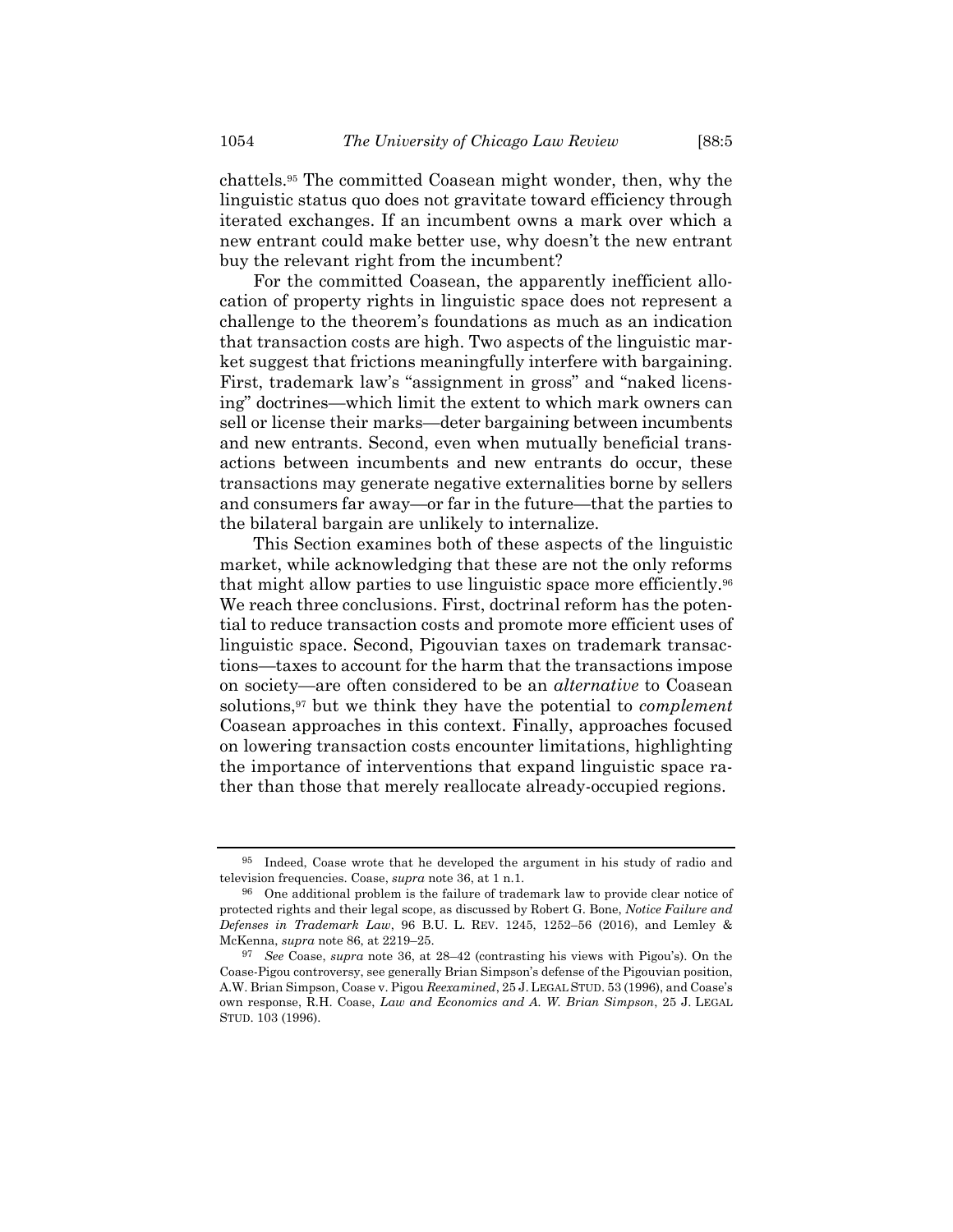chattels.[95] The committed Coasean might wonder, then, why the linguistic status quo does not gravitate toward efficiency through iterated exchanges. If an incumbent owns a mark over which a new entrant could make better use, why doesn't the new entrant buy the relevant right from the incumbent?

For the committed Coasean, the apparently inefficient allocation of property rights in linguistic space does not represent a challenge to the theorem's foundations as much as an indication that transaction costs are high. Two aspects of the linguistic market suggest that frictions meaningfully interfere with bargaining. First, trademark law's "assignment in gross" and "naked licensing" doctrines—which limit the extent to which mark owners can sell or license their marks—deter bargaining between incumbents and new entrants. Second, even when mutually beneficial transactions between incumbents and new entrants do occur, these transactions may generate negative externalities borne by sellers and consumers far away—or far in the future—that the parties to the bilateral bargain are unlikely to internalize.

This Section examines both of these aspects of the linguistic market, while acknowledging that these are not the only reforms that might allow parties to use linguistic space more efficiently.[96] We reach three conclusions. First, doctrinal reform has the potential to reduce transaction costs and promote more efficient uses of linguistic space. Second, Pigouvian taxes on trademark transactions—taxes to account for the harm that the transactions impose on society—are often considered to be an *alternative* to Coasean solutions,[97] but we think they have the potential to *complement* Coasean approaches in this context. Finally, approaches focused on lowering transaction costs encounter limitations, highlighting the importance of interventions that expand linguistic space rather than those that merely reallocate already-occupied regions.

---

[95] Indeed, Coase wrote that he developed the argument in his study of radio and television frequencies. Coase, *supra* note 36, at 1 n.1.

[96] One additional problem is the failure of trademark law to provide clear notice of protected rights and their legal scope, as discussed by Robert G. Bone, *Notice Failure and Defenses in Trademark Law*, 96 B.U. L. REV. 1245, 1252–56 (2016), and Lemley & McKenna, *supra* note 86, at 2219–25.

[97] *See* Coase, *supra* note 36, at 28–42 (contrasting his views with Pigou's). On the Coase-Pigou controversy, see generally Brian Simpson's defense of the Pigouvian position, A.W. Brian Simpson, Coase v. Pigou *Reexamined*, 25 J. LEGAL STUD. 53 (1996), and Coase's own response, R.H. Coase, *Law and Economics and A. W. Brian Simpson*, 25 J. LEGAL STUD. 103 (1996).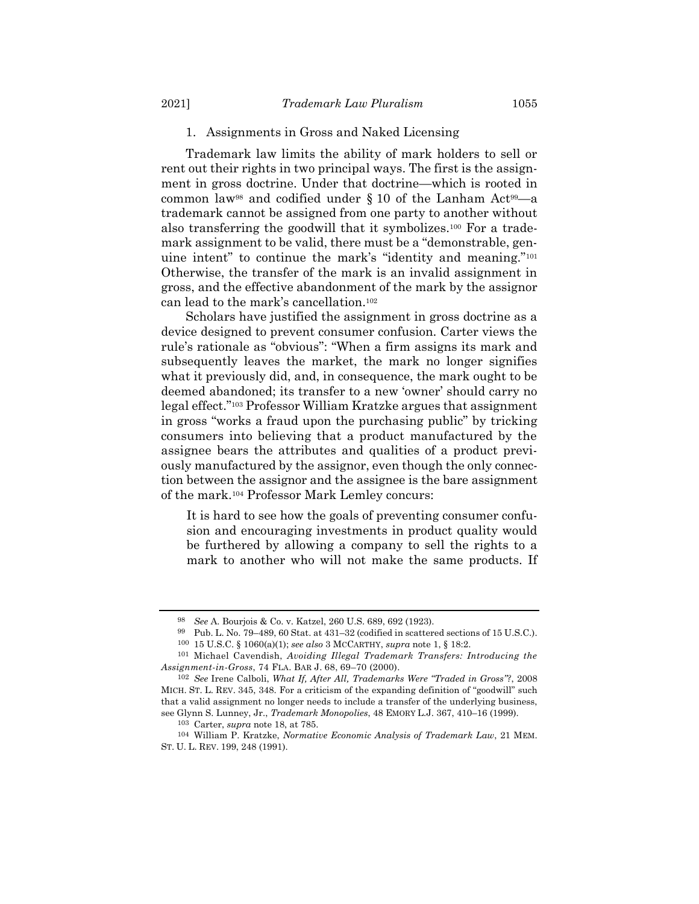### 1. Assignments in Gross and Naked Licensing

Trademark law limits the ability of mark holders to sell or rent out their rights in two principal ways. The first is the assignment in gross doctrine. Under that doctrine—which is rooted in common law[98] and codified under § 10 of the Lanham Act[99]—a trademark cannot be assigned from one party to another without also transferring the goodwill that it symbolizes.[100] For a trademark assignment to be valid, there must be a "demonstrable, genuine intent" to continue the mark's "identity and meaning."[101] Otherwise, the transfer of the mark is an invalid assignment in gross, and the effective abandonment of the mark by the assignor can lead to the mark's cancellation.[102]

Scholars have justified the assignment in gross doctrine as a device designed to prevent consumer confusion. Carter views the rule's rationale as "obvious": "When a firm assigns its mark and subsequently leaves the market, the mark no longer signifies what it previously did, and, in consequence, the mark ought to be deemed abandoned; its transfer to a new 'owner' should carry no legal effect."[103] Professor William Kratzke argues that assignment in gross "works a fraud upon the purchasing public" by tricking consumers into believing that a product manufactured by the assignee bears the attributes and qualities of a product previously manufactured by the assignor, even though the only connection between the assignor and the assignee is the bare assignment of the mark.[104] Professor Mark Lemley concurs:

> It is hard to see how the goals of preventing consumer confusion and encouraging investments in product quality would be furthered by allowing a company to sell the rights to a mark to another who will not make the same products. If

---

[98] *See* A. Bourjois & Co. v. Katzel, 260 U.S. 689, 692 (1923).

[99] Pub. L. No. 79–489, 60 Stat. at 431–32 (codified in scattered sections of 15 U.S.C.).

[100] 15 U.S.C. § 1060(a)(1); *see also* 3 MCCARTHY, *supra* note 1, § 18:2.

[101] Michael Cavendish, *Avoiding Illegal Trademark Transfers: Introducing the Assignment-in-Gross*, 74 FLA. BAR J. 68, 69–70 (2000).

[102] *See* Irene Calboli, *What If, After All, Trademarks Were "Traded in Gross"?*, 2008 MICH. ST. L. REV. 345, 348. For a criticism of the expanding definition of "goodwill" such that a valid assignment no longer needs to include a transfer of the underlying business, see Glynn S. Lunney, Jr., *Trademark Monopolies*, 48 EMORY L.J. 367, 410–16 (1999).

[103] Carter, *supra* note 18, at 785.

[104] William P. Kratzke, *Normative Economic Analysis of Trademark Law*, 21 MEM. ST. U. L. REV. 199, 248 (1991).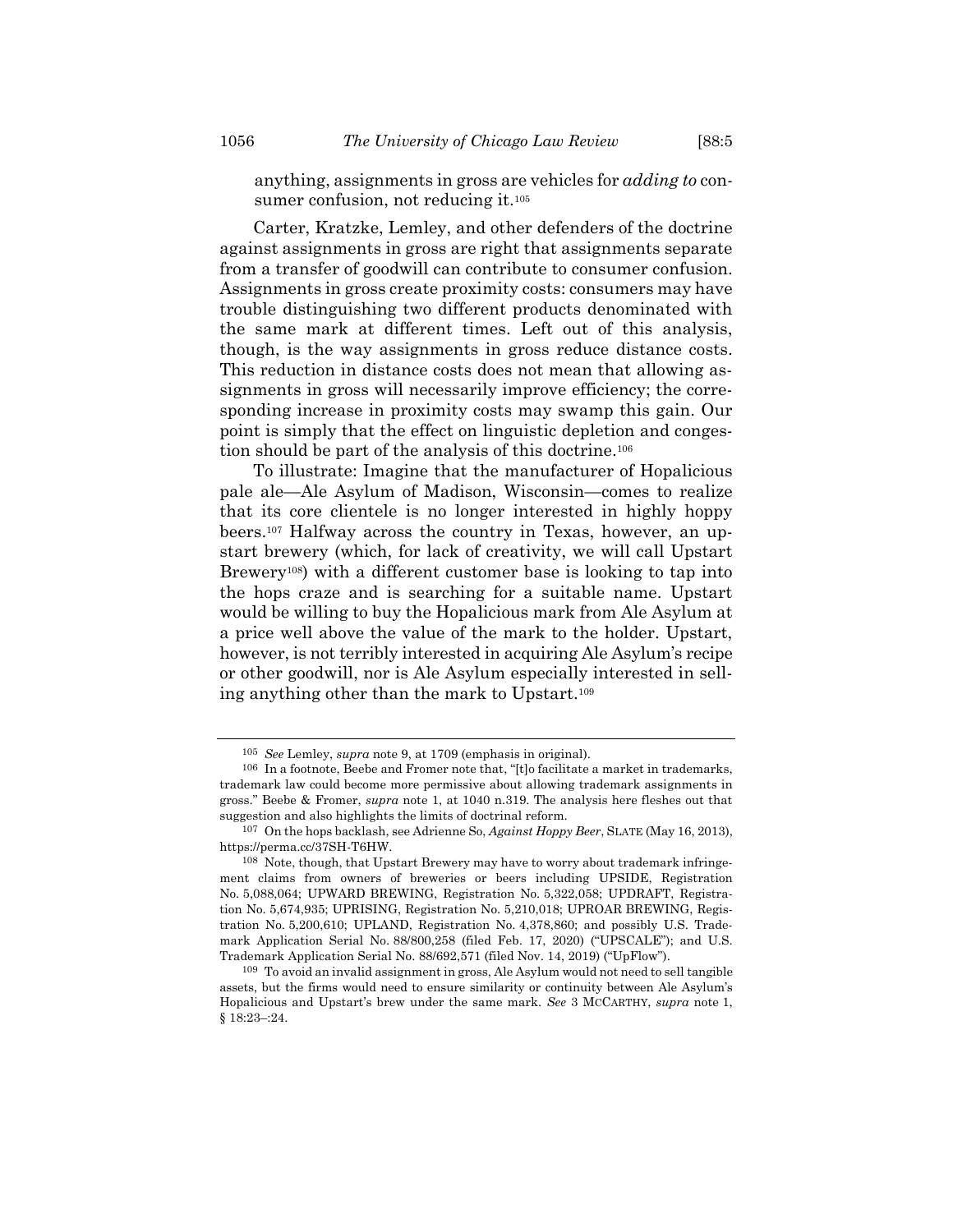anything, assignments in gross are vehicles for *adding to* consumer confusion, not reducing it.[105]

Carter, Kratzke, Lemley, and other defenders of the doctrine against assignments in gross are right that assignments separate from a transfer of goodwill can contribute to consumer confusion. Assignments in gross create proximity costs: consumers may have trouble distinguishing two different products denominated with the same mark at different times. Left out of this analysis, though, is the way assignments in gross reduce distance costs. This reduction in distance costs does not mean that allowing assignments in gross will necessarily improve efficiency; the corresponding increase in proximity costs may swamp this gain. Our point is simply that the effect on linguistic depletion and congestion should be part of the analysis of this doctrine.[106]

To illustrate: Imagine that the manufacturer of Hopalicious pale ale—Ale Asylum of Madison, Wisconsin—comes to realize that its core clientele is no longer interested in highly hoppy beers.[107] Halfway across the country in Texas, however, an upstart brewery (which, for lack of creativity, we will call Upstart Brewery[108]) with a different customer base is looking to tap into the hops craze and is searching for a suitable name. Upstart would be willing to buy the Hopalicious mark from Ale Asylum at a price well above the value of the mark to the holder. Upstart, however, is not terribly interested in acquiring Ale Asylum's recipe or other goodwill, nor is Ale Asylum especially interested in selling anything other than the mark to Upstart.[109]

---

[105] *See* Lemley, *supra* note 9, at 1709 (emphasis in original).

[106] In a footnote, Beebe and Fromer note that, "[t]o facilitate a market in trademarks, trademark law could become more permissive about allowing trademark assignments in gross." Beebe & Fromer, *supra* note 1, at 1040 n.319. The analysis here fleshes out that suggestion and also highlights the limits of doctrinal reform.

[107] On the hops backlash, see Adrienne So, *Against Hoppy Beer*, SLATE (May 16, 2013), https://perma.cc/37SH-T6HW.

[108] Note, though, that Upstart Brewery may have to worry about trademark infringement claims from owners of breweries or beers including UPSIDE, Registration No. 5,088,064; UPWARD BREWING, Registration No. 5,322,058; UPDRAFT, Registration No. 5,674,935; UPRISING, Registration No. 5,210,018; UPROAR BREWING, Registration No. 5,200,610; UPLAND, Registration No. 4,378,860; and possibly U.S. Trademark Application Serial No. 88/800,258 (filed Feb. 17, 2020) ("UPSCALE"); and U.S. Trademark Application Serial No. 88/692,571 (filed Nov. 14, 2019) ("UpFlow").

[109] To avoid an invalid assignment in gross, Ale Asylum would not need to sell tangible assets, but the firms would need to ensure similarity or continuity between Ale Asylum's Hopalicious and Upstart's brew under the same mark. *See* 3 MCCARTHY, *supra* note 1, § 18:23–:24.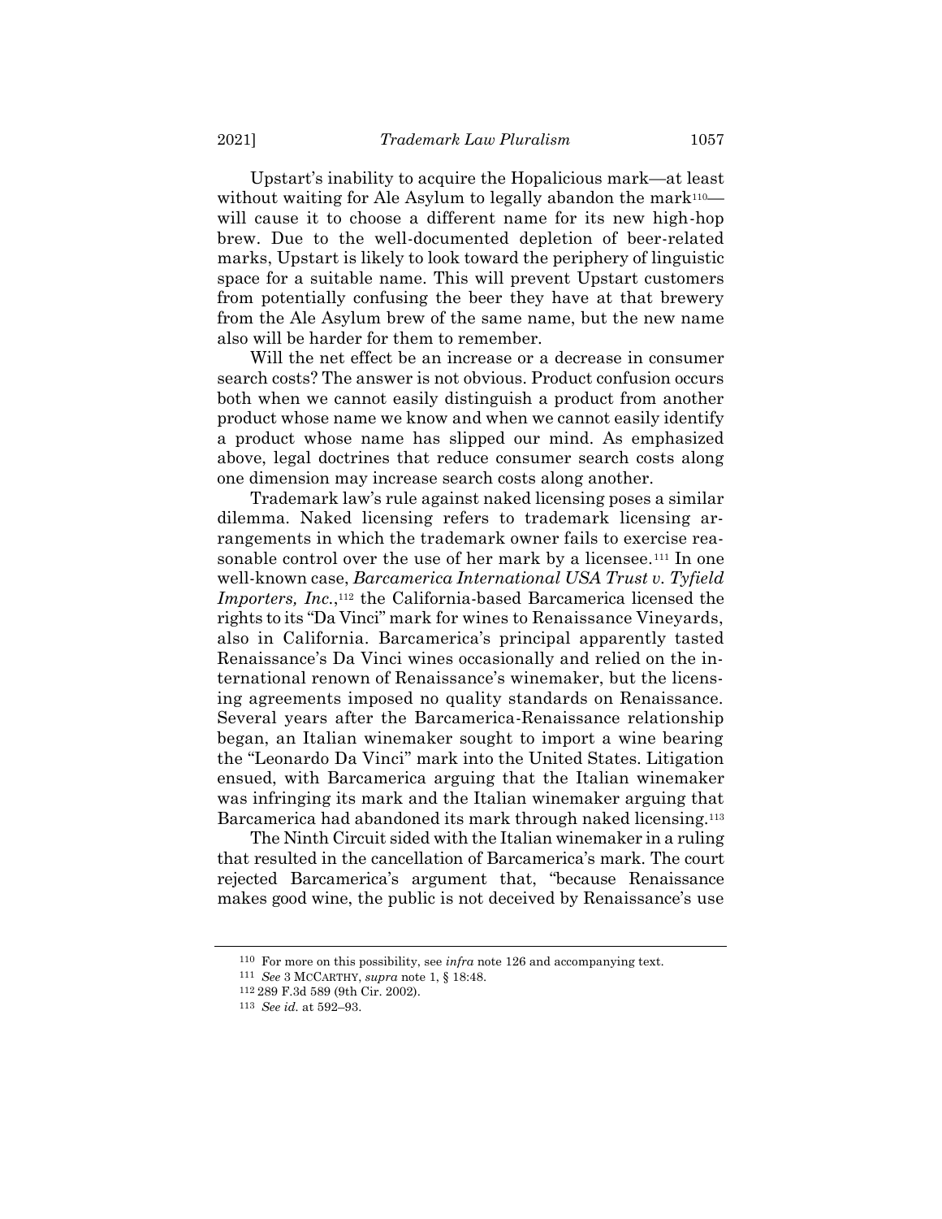Upstart's inability to acquire the Hopalicious mark—at least without waiting for Ale Asylum to legally abandon the mark[110]—will cause it to choose a different name for its new high-hop brew. Due to the well-documented depletion of beer-related marks, Upstart is likely to look toward the periphery of linguistic space for a suitable name. This will prevent Upstart customers from potentially confusing the beer they have at that brewery from the Ale Asylum brew of the same name, but the new name also will be harder for them to remember.

Will the net effect be an increase or a decrease in consumer search costs? The answer is not obvious. Product confusion occurs both when we cannot easily distinguish a product from another product whose name we know and when we cannot easily identify a product whose name has slipped our mind. As emphasized above, legal doctrines that reduce consumer search costs along one dimension may increase search costs along another.

Trademark law's rule against naked licensing poses a similar dilemma. Naked licensing refers to trademark licensing arrangements in which the trademark owner fails to exercise reasonable control over the use of her mark by a licensee.[111] In one well-known case, *Barcamerica International USA Trust v. Tyfield Importers, Inc.*,[112] the California-based Barcamerica licensed the rights to its "Da Vinci" mark for wines to Renaissance Vineyards, also in California. Barcamerica's principal apparently tasted Renaissance's Da Vinci wines occasionally and relied on the international renown of Renaissance's winemaker, but the licensing agreements imposed no quality standards on Renaissance. Several years after the Barcamerica-Renaissance relationship began, an Italian winemaker sought to import a wine bearing the "Leonardo Da Vinci" mark into the United States. Litigation ensued, with Barcamerica arguing that the Italian winemaker was infringing its mark and the Italian winemaker arguing that Barcamerica had abandoned its mark through naked licensing.[113]

The Ninth Circuit sided with the Italian winemaker in a ruling that resulted in the cancellation of Barcamerica's mark. The court rejected Barcamerica's argument that, "because Renaissance makes good wine, the public is not deceived by Renaissance's use

---

[110] For more on this possibility, see *infra* note 126 and accompanying text.

[111] *See* 3 McCarthy, *supra* note 1, § 18:48.

[112] 289 F.3d 589 (9th Cir. 2002).

[113] *See id.* at 592–93.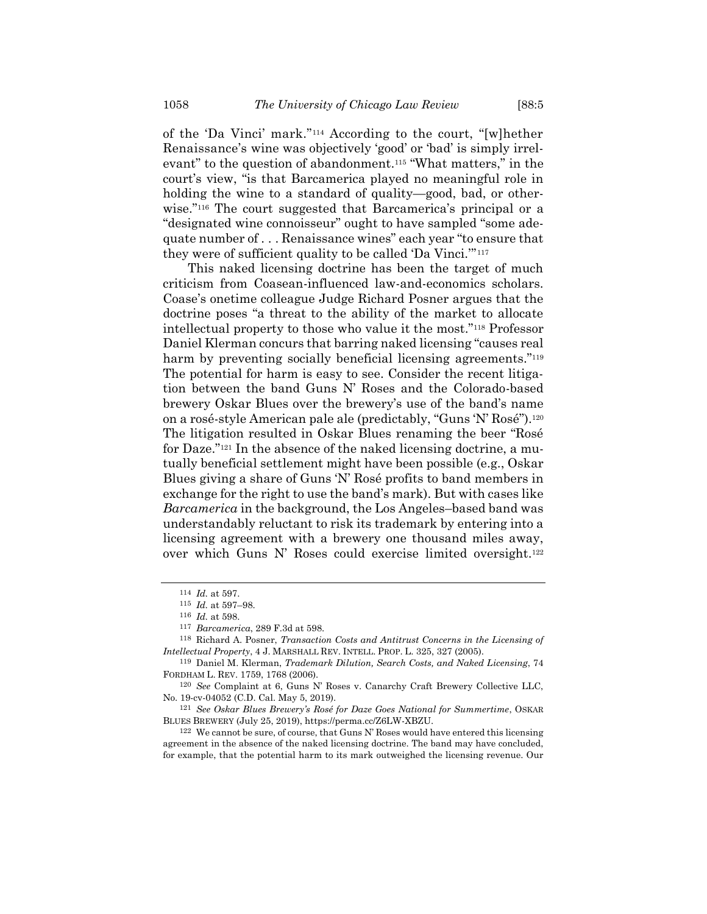of the 'Da Vinci' mark."[114] According to the court, "[w]hether Renaissance's wine was objectively 'good' or 'bad' is simply irrelevant" to the question of abandonment.[115] "What matters," in the court's view, "is that Barcamerica played no meaningful role in holding the wine to a standard of quality—good, bad, or otherwise."[116] The court suggested that Barcamerica's principal or a "designated wine connoisseur" ought to have sampled "some adequate number of . . . Renaissance wines" each year "to ensure that they were of sufficient quality to be called 'Da Vinci.'"[117]

This naked licensing doctrine has been the target of much criticism from Coasean-influenced law-and-economics scholars. Coase's onetime colleague Judge Richard Posner argues that the doctrine poses "a threat to the ability of the market to allocate intellectual property to those who value it the most."[118] Professor Daniel Klerman concurs that barring naked licensing "causes real harm by preventing socially beneficial licensing agreements."[119] The potential for harm is easy to see. Consider the recent litigation between the band Guns N' Roses and the Colorado-based brewery Oskar Blues over the brewery's use of the band's name on a rosé-style American pale ale (predictably, "Guns 'N' Rosé").[120] The litigation resulted in Oskar Blues renaming the beer "Rosé for Daze."[121] In the absence of the naked licensing doctrine, a mutually beneficial settlement might have been possible (e.g., Oskar Blues giving a share of Guns 'N' Rosé profits to band members in exchange for the right to use the band's mark). But with cases like *Barcamerica* in the background, the Los Angeles–based band was understandably reluctant to risk its trademark by entering into a licensing agreement with a brewery one thousand miles away, over which Guns N' Roses could exercise limited oversight.[122]

---

[114] *Id.* at 597.

[115] *Id.* at 597–98.

[116] *Id.* at 598.

[117] *Barcamerica*, 289 F.3d at 598.

[118] Richard A. Posner, *Transaction Costs and Antitrust Concerns in the Licensing of Intellectual Property*, 4 J. MARSHALL REV. INTELL. PROP. L. 325, 327 (2005).

[119] Daniel M. Klerman, *Trademark Dilution, Search Costs, and Naked Licensing*, 74 FORDHAM L. REV. 1759, 1768 (2006).

[120] *See* Complaint at 6, Guns N' Roses v. Canarchy Craft Brewery Collective LLC, No. 19-cv-04052 (C.D. Cal. May 5, 2019).

[121] *See Oskar Blues Brewery's Rosé for Daze Goes National for Summertime*, OSKAR BLUES BREWERY (July 25, 2019), https://perma.cc/Z6LW-XBZU.

[122] We cannot be sure, of course, that Guns N' Roses would have entered this licensing agreement in the absence of the naked licensing doctrine. The band may have concluded, for example, that the potential harm to its mark outweighed the licensing revenue. Our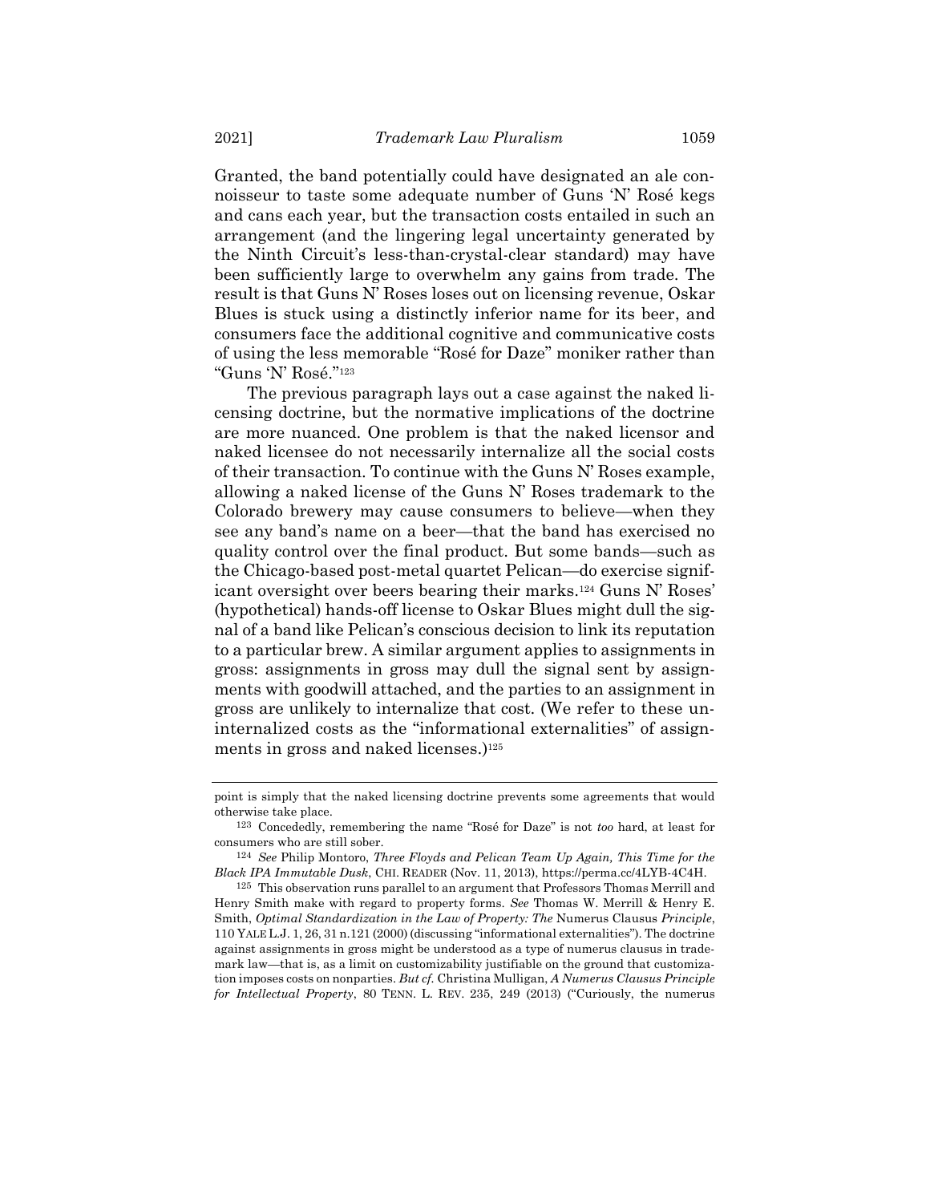Granted, the band potentially could have designated an ale connoisseur to taste some adequate number of Guns 'N' Rosé kegs and cans each year, but the transaction costs entailed in such an arrangement (and the lingering legal uncertainty generated by the Ninth Circuit's less-than-crystal-clear standard) may have been sufficiently large to overwhelm any gains from trade. The result is that Guns N' Roses loses out on licensing revenue, Oskar Blues is stuck using a distinctly inferior name for its beer, and consumers face the additional cognitive and communicative costs of using the less memorable "Rosé for Daze" moniker rather than "Guns 'N' Rosé."[123]

The previous paragraph lays out a case against the naked licensing doctrine, but the normative implications of the doctrine are more nuanced. One problem is that the naked licensor and naked licensee do not necessarily internalize all the social costs of their transaction. To continue with the Guns N' Roses example, allowing a naked license of the Guns N' Roses trademark to the Colorado brewery may cause consumers to believe—when they see any band's name on a beer—that the band has exercised no quality control over the final product. But some bands—such as the Chicago-based post-metal quartet Pelican—do exercise significant oversight over beers bearing their marks.[124] Guns N' Roses' (hypothetical) hands-off license to Oskar Blues might dull the signal of a band like Pelican's conscious decision to link its reputation to a particular brew. A similar argument applies to assignments in gross: assignments in gross may dull the signal sent by assignments with goodwill attached, and the parties to an assignment in gross are unlikely to internalize that cost. (We refer to these uninternalized costs as the "informational externalities" of assignments in gross and naked licenses.)[125]

---

point is simply that the naked licensing doctrine prevents some agreements that would otherwise take place.

[123] Concededly, remembering the name "Rosé for Daze" is not *too* hard, at least for consumers who are still sober.

[124] *See* Philip Montoro, *Three Floyds and Pelican Team Up Again, This Time for the Black IPA Immutable Dusk*, CHI. READER (Nov. 11, 2013), https://perma.cc/4LYB-4C4H.

[125] This observation runs parallel to an argument that Professors Thomas Merrill and Henry Smith make with regard to property forms. *See* Thomas W. Merrill & Henry E. Smith, *Optimal Standardization in the Law of Property: The* Numerus Clausus *Principle*, 110 YALE L.J. 1, 26, 31 n.121 (2000) (discussing "informational externalities"). The doctrine against assignments in gross might be understood as a type of numerus clausus in trademark law—that is, as a limit on customizability justifiable on the ground that customization imposes costs on nonparties. *But cf.* Christina Mulligan, *A Numerus Clausus Principle for Intellectual Property*, 80 TENN. L. REV. 235, 249 (2013) ("Curiously, the numerus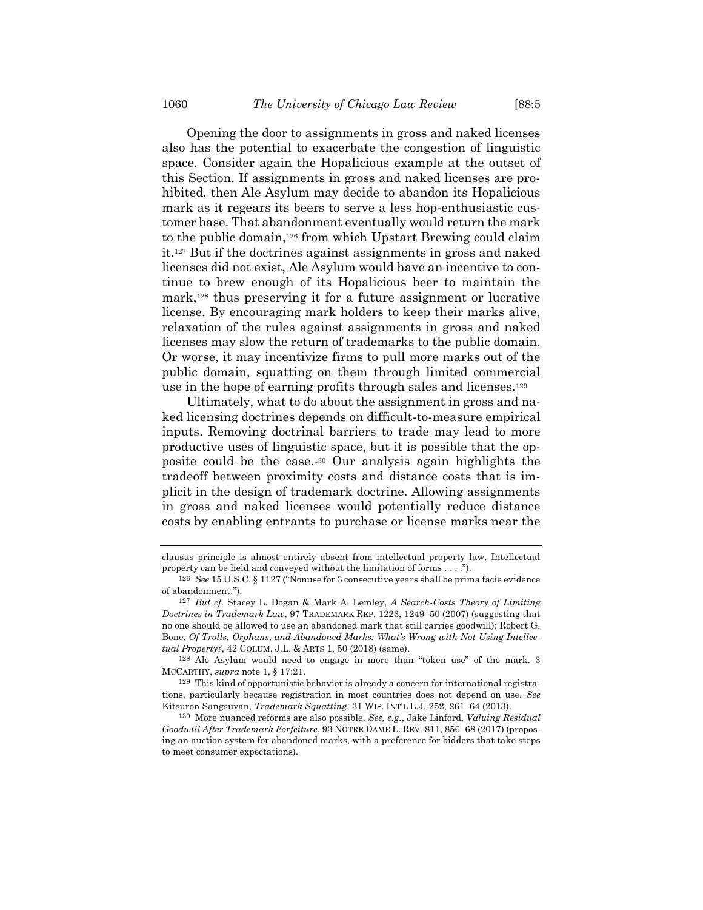Opening the door to assignments in gross and naked licenses also has the potential to exacerbate the congestion of linguistic space. Consider again the Hopalicious example at the outset of this Section. If assignments in gross and naked licenses are prohibited, then Ale Asylum may decide to abandon its Hopalicious mark as it regears its beers to serve a less hop-enthusiastic customer base. That abandonment eventually would return the mark to the public domain,[126] from which Upstart Brewing could claim it.[127] But if the doctrines against assignments in gross and naked licenses did not exist, Ale Asylum would have an incentive to continue to brew enough of its Hopalicious beer to maintain the mark,[128] thus preserving it for a future assignment or lucrative license. By encouraging mark holders to keep their marks alive, relaxation of the rules against assignments in gross and naked licenses may slow the return of trademarks to the public domain. Or worse, it may incentivize firms to pull more marks out of the public domain, squatting on them through limited commercial use in the hope of earning profits through sales and licenses.[129]

Ultimately, what to do about the assignment in gross and naked licensing doctrines depends on difficult-to-measure empirical inputs. Removing doctrinal barriers to trade may lead to more productive uses of linguistic space, but it is possible that the opposite could be the case.[130] Our analysis again highlights the tradeoff between proximity costs and distance costs that is implicit in the design of trademark doctrine. Allowing assignments in gross and naked licenses would potentially reduce distance costs by enabling entrants to purchase or license marks near the

---

clausus principle is almost entirely absent from intellectual property law. Intellectual property can be held and conveyed without the limitation of forms . . . .").

[126] *See* 15 U.S.C. § 1127 ("Nonuse for 3 consecutive years shall be prima facie evidence of abandonment.").

[127] *But cf.* Stacey L. Dogan & Mark A. Lemley, *A Search-Costs Theory of Limiting Doctrines in Trademark Law*, 97 TRADEMARK REP. 1223, 1249–50 (2007) (suggesting that no one should be allowed to use an abandoned mark that still carries goodwill); Robert G. Bone, *Of Trolls, Orphans, and Abandoned Marks: What's Wrong with Not Using Intellectual Property?*, 42 COLUM. J.L. & ARTS 1, 50 (2018) (same).

[128] Ale Asylum would need to engage in more than "token use" of the mark. 3 MCCARTHY, *supra* note 1, § 17:21.

[129] This kind of opportunistic behavior is already a concern for international registrations, particularly because registration in most countries does not depend on use. *See* Kitsuron Sangsuvan, *Trademark Squatting*, 31 WIS. INT'L L.J. 252, 261–64 (2013).

[130] More nuanced reforms are also possible. *See, e.g.*, Jake Linford, *Valuing Residual Goodwill After Trademark Forfeiture*, 93 NOTRE DAME L. REV. 811, 856–68 (2017) (proposing an auction system for abandoned marks, with a preference for bidders that take steps to meet consumer expectations).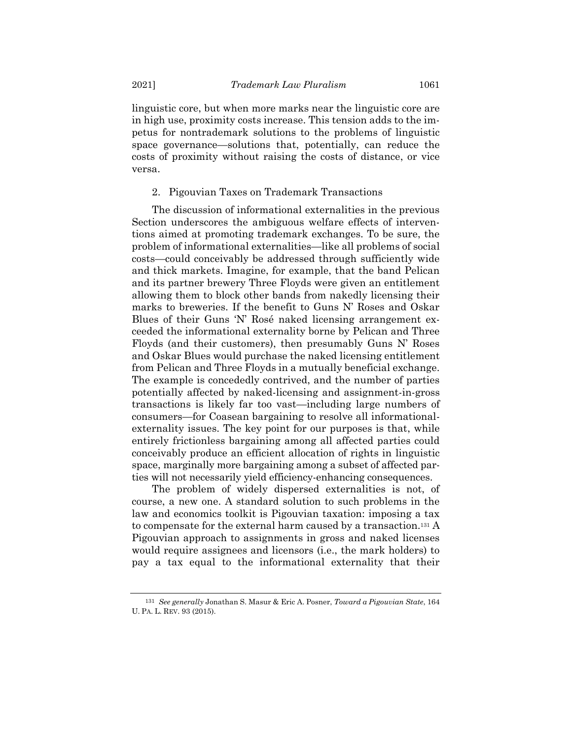linguistic core, but when more marks near the linguistic core are in high use, proximity costs increase. This tension adds to the impetus for nontrademark solutions to the problems of linguistic space governance—solutions that, potentially, can reduce the costs of proximity without raising the costs of distance, or vice versa.

### 2. Pigouvian Taxes on Trademark Transactions

The discussion of informational externalities in the previous Section underscores the ambiguous welfare effects of interventions aimed at promoting trademark exchanges. To be sure, the problem of informational externalities—like all problems of social costs—could conceivably be addressed through sufficiently wide and thick markets. Imagine, for example, that the band Pelican and its partner brewery Three Floyds were given an entitlement allowing them to block other bands from nakedly licensing their marks to breweries. If the benefit to Guns N' Roses and Oskar Blues of their Guns 'N' Rosé naked licensing arrangement exceeded the informational externality borne by Pelican and Three Floyds (and their customers), then presumably Guns N' Roses and Oskar Blues would purchase the naked licensing entitlement from Pelican and Three Floyds in a mutually beneficial exchange. The example is concededly contrived, and the number of parties potentially affected by naked-licensing and assignment-in-gross transactions is likely far too vast—including large numbers of consumers—for Coasean bargaining to resolve all informational-externality issues. The key point for our purposes is that, while entirely frictionless bargaining among all affected parties could conceivably produce an efficient allocation of rights in linguistic space, marginally more bargaining among a subset of affected parties will not necessarily yield efficiency-enhancing consequences.

The problem of widely dispersed externalities is not, of course, a new one. A standard solution to such problems in the law and economics toolkit is Pigouvian taxation: imposing a tax to compensate for the external harm caused by a transaction.[131] A Pigouvian approach to assignments in gross and naked licenses would require assignees and licensors (i.e., the mark holders) to pay a tax equal to the informational externality that their

[131] *See generally* Jonathan S. Masur & Eric A. Posner, *Toward a Pigouvian State*, 164 U. PA. L. REV. 93 (2015).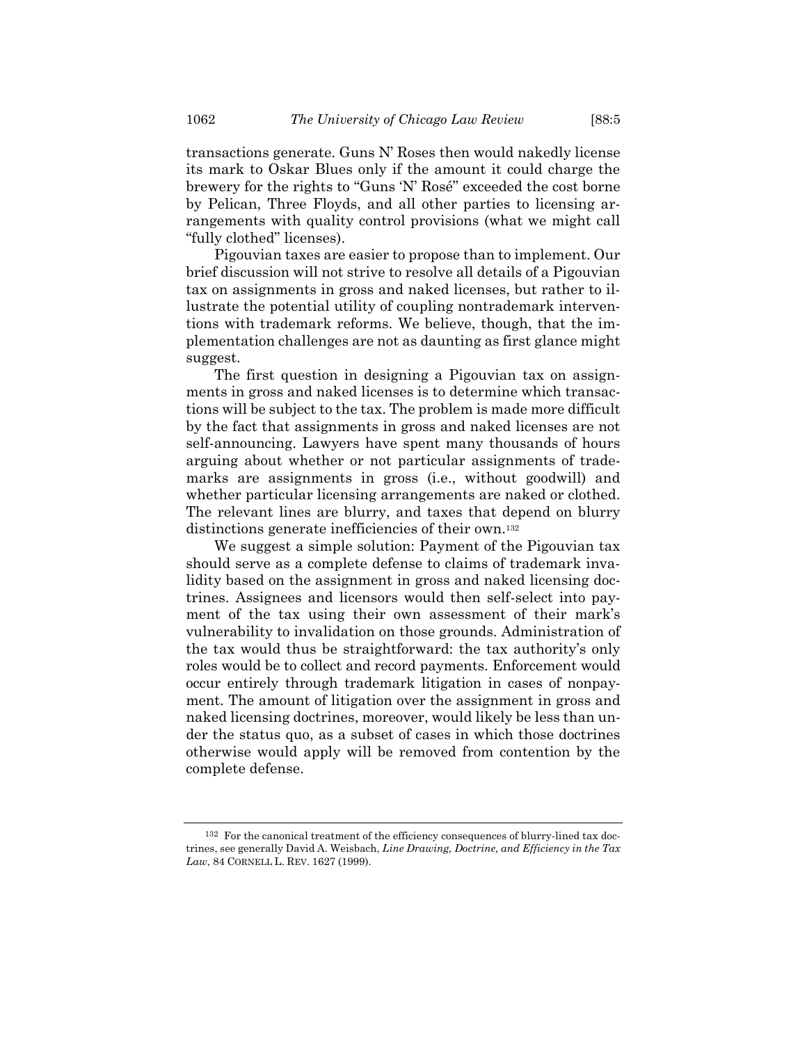transactions generate. Guns N' Roses then would nakedly license its mark to Oskar Blues only if the amount it could charge the brewery for the rights to "Guns 'N' Rosé" exceeded the cost borne by Pelican, Three Floyds, and all other parties to licensing arrangements with quality control provisions (what we might call "fully clothed" licenses).

Pigouvian taxes are easier to propose than to implement. Our brief discussion will not strive to resolve all details of a Pigouvian tax on assignments in gross and naked licenses, but rather to illustrate the potential utility of coupling nontrademark interventions with trademark reforms. We believe, though, that the implementation challenges are not as daunting as first glance might suggest.

The first question in designing a Pigouvian tax on assignments in gross and naked licenses is to determine which transactions will be subject to the tax. The problem is made more difficult by the fact that assignments in gross and naked licenses are not self-announcing. Lawyers have spent many thousands of hours arguing about whether or not particular assignments of trademarks are assignments in gross (i.e., without goodwill) and whether particular licensing arrangements are naked or clothed. The relevant lines are blurry, and taxes that depend on blurry distinctions generate inefficiencies of their own.[132]

We suggest a simple solution: Payment of the Pigouvian tax should serve as a complete defense to claims of trademark invalidity based on the assignment in gross and naked licensing doctrines. Assignees and licensors would then self-select into payment of the tax using their own assessment of their mark's vulnerability to invalidation on those grounds. Administration of the tax would thus be straightforward: the tax authority's only roles would be to collect and record payments. Enforcement would occur entirely through trademark litigation in cases of nonpayment. The amount of litigation over the assignment in gross and naked licensing doctrines, moreover, would likely be less than under the status quo, as a subset of cases in which those doctrines otherwise would apply will be removed from contention by the complete defense.

---

[132] For the canonical treatment of the efficiency consequences of blurry-lined tax doctrines, see generally David A. Weisbach, *Line Drawing, Doctrine, and Efficiency in the Tax Law*, 84 CORNELL L. REV. 1627 (1999).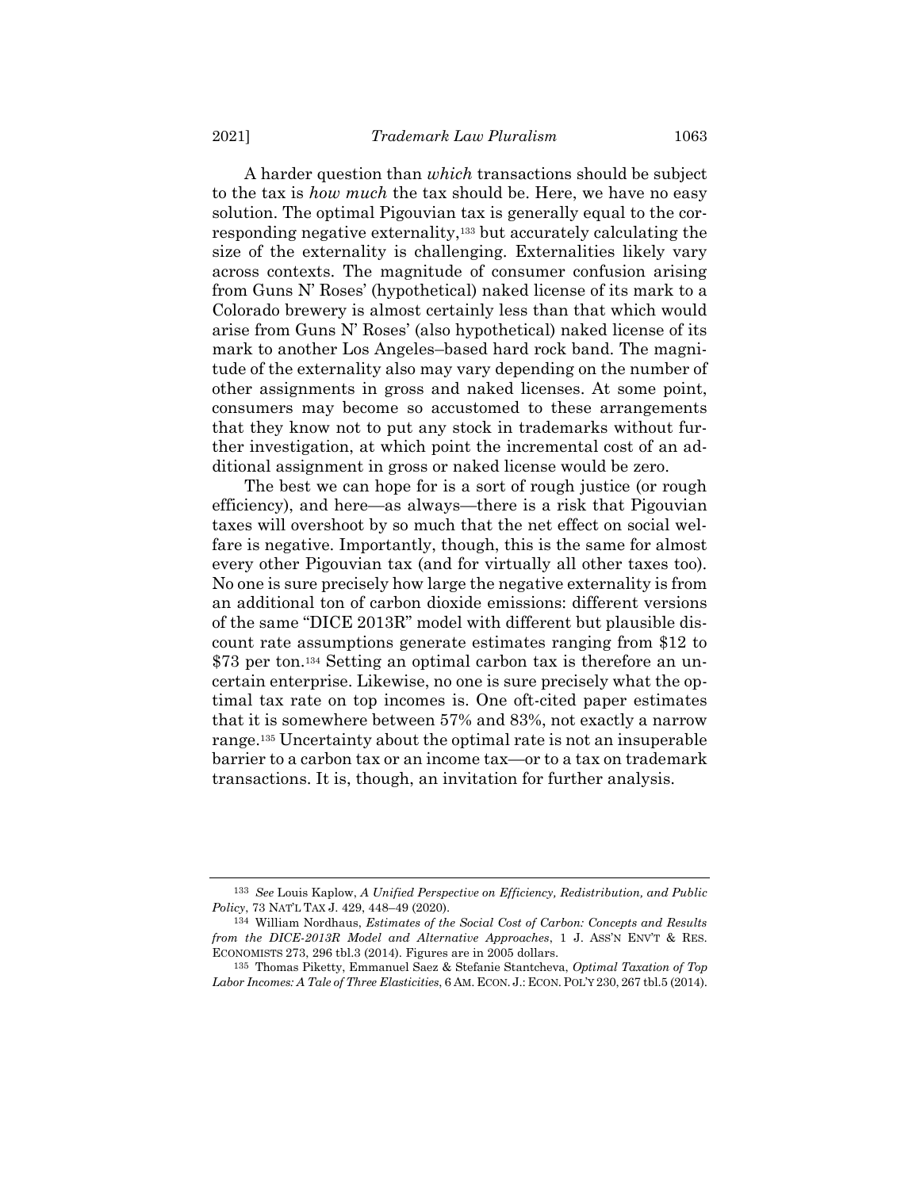A harder question than *which* transactions should be subject to the tax is *how much* the tax should be. Here, we have no easy solution. The optimal Pigouvian tax is generally equal to the corresponding negative externality,[133] but accurately calculating the size of the externality is challenging. Externalities likely vary across contexts. The magnitude of consumer confusion arising from Guns N' Roses' (hypothetical) naked license of its mark to a Colorado brewery is almost certainly less than that which would arise from Guns N' Roses' (also hypothetical) naked license of its mark to another Los Angeles–based hard rock band. The magnitude of the externality also may vary depending on the number of other assignments in gross and naked licenses. At some point, consumers may become so accustomed to these arrangements that they know not to put any stock in trademarks without further investigation, at which point the incremental cost of an additional assignment in gross or naked license would be zero.

The best we can hope for is a sort of rough justice (or rough efficiency), and here—as always—there is a risk that Pigouvian taxes will overshoot by so much that the net effect on social welfare is negative. Importantly, though, this is the same for almost every other Pigouvian tax (and for virtually all other taxes too). No one is sure precisely how large the negative externality is from an additional ton of carbon dioxide emissions: different versions of the same "DICE 2013R" model with different but plausible discount rate assumptions generate estimates ranging from $12 to $73 per ton.[134] Setting an optimal carbon tax is therefore an uncertain enterprise. Likewise, no one is sure precisely what the optimal tax rate on top incomes is. One oft-cited paper estimates that it is somewhere between 57% and 83%, not exactly a narrow range.[135] Uncertainty about the optimal rate is not an insuperable barrier to a carbon tax or an income tax—or to a tax on trademark transactions. It is, though, an invitation for further analysis.

---

[133] *See* Louis Kaplow, *A Unified Perspective on Efficiency, Redistribution, and Public Policy*, 73 NAT'L TAX J. 429, 448–49 (2020).

[134] William Nordhaus, *Estimates of the Social Cost of Carbon: Concepts and Results from the DICE-2013R Model and Alternative Approaches*, 1 J. ASS'N ENV'T & RES. ECONOMISTS 273, 296 tbl.3 (2014). Figures are in 2005 dollars.

[135] Thomas Piketty, Emmanuel Saez & Stefanie Stantcheva, *Optimal Taxation of Top Labor Incomes: A Tale of Three Elasticities*, 6 AM. ECON. J.: ECON. POL'Y 230, 267 tbl.5 (2014).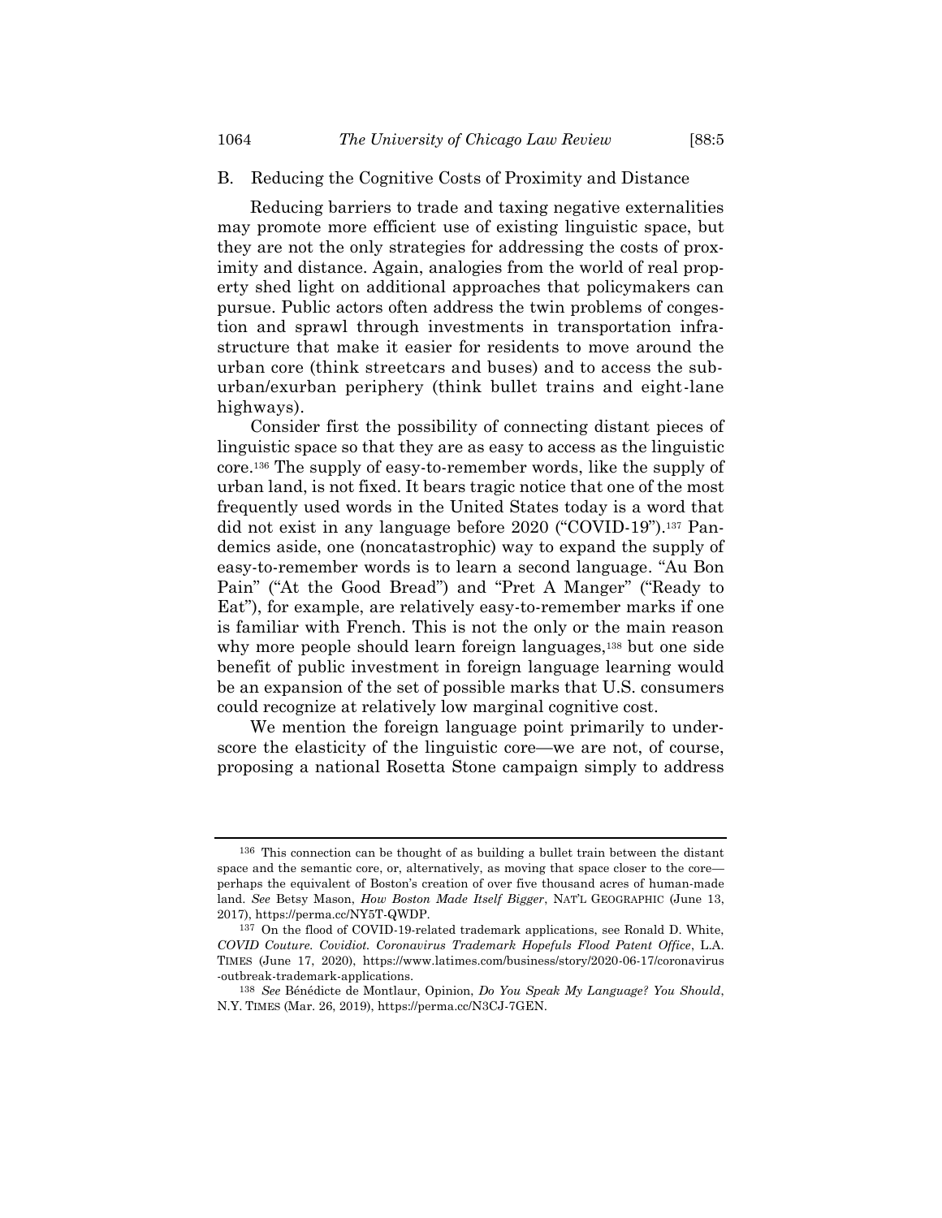### B. Reducing the Cognitive Costs of Proximity and Distance

Reducing barriers to trade and taxing negative externalities may promote more efficient use of existing linguistic space, but they are not the only strategies for addressing the costs of proximity and distance. Again, analogies from the world of real property shed light on additional approaches that policymakers can pursue. Public actors often address the twin problems of congestion and sprawl through investments in transportation infrastructure that make it easier for residents to move around the urban core (think streetcars and buses) and to access the suburban/exurban periphery (think bullet trains and eight-lane highways).

Consider first the possibility of connecting distant pieces of linguistic space so that they are as easy to access as the linguistic core.[136] The supply of easy-to-remember words, like the supply of urban land, is not fixed. It bears tragic notice that one of the most frequently used words in the United States today is a word that did not exist in any language before 2020 ("COVID-19").[137] Pandemics aside, one (noncatastrophic) way to expand the supply of easy-to-remember words is to learn a second language. "Au Bon Pain" ("At the Good Bread") and "Pret A Manger" ("Ready to Eat"), for example, are relatively easy-to-remember marks if one is familiar with French. This is not the only or the main reason why more people should learn foreign languages,[138] but one side benefit of public investment in foreign language learning would be an expansion of the set of possible marks that U.S. consumers could recognize at relatively low marginal cognitive cost.

We mention the foreign language point primarily to underscore the elasticity of the linguistic core—we are not, of course, proposing a national Rosetta Stone campaign simply to address

---

[136] This connection can be thought of as building a bullet train between the distant space and the semantic core, or, alternatively, as moving that space closer to the core—perhaps the equivalent of Boston's creation of over five thousand acres of human-made land. *See* Betsy Mason, *How Boston Made Itself Bigger*, NAT'L GEOGRAPHIC (June 13, 2017), https://perma.cc/NY5T-QWDP.

[137] On the flood of COVID-19-related trademark applications, see Ronald D. White, *COVID Couture. Covidiot. Coronavirus Trademark Hopefuls Flood Patent Office*, L.A. TIMES (June 17, 2020), https://www.latimes.com/business/story/2020-06-17/coronavirus-outbreak-trademark-applications.

[138] *See* Bénédicte de Montlaur, Opinion, *Do You Speak My Language? You Should*, N.Y. TIMES (Mar. 26, 2019), https://perma.cc/N3CJ-7GEN.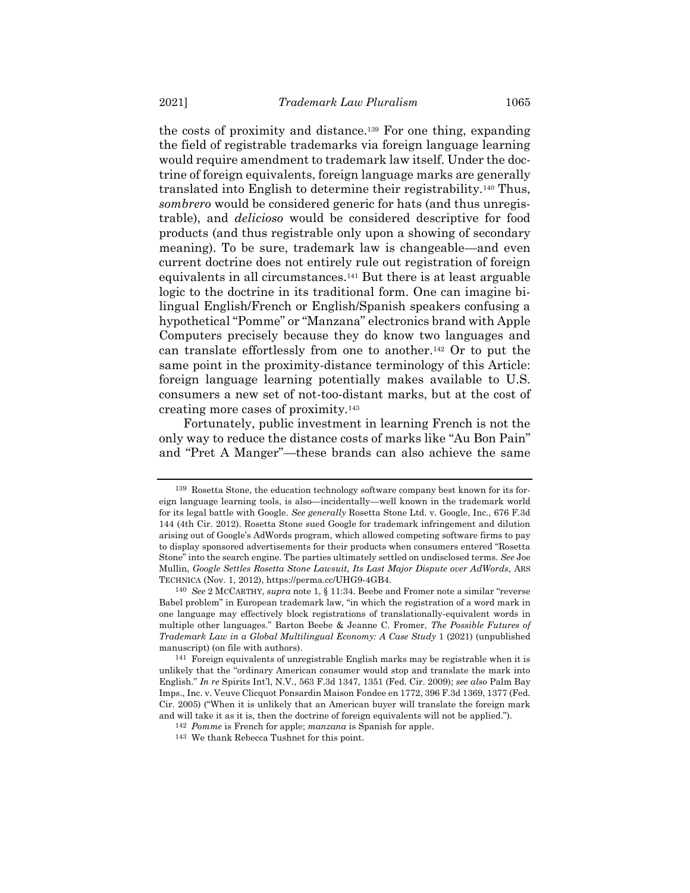the costs of proximity and distance.[139] For one thing, expanding the field of registrable trademarks via foreign language learning would require amendment to trademark law itself. Under the doctrine of foreign equivalents, foreign language marks are generally translated into English to determine their registrability.[140] Thus, *sombrero* would be considered generic for hats (and thus unregistrable), and *delicioso* would be considered descriptive for food products (and thus registrable only upon a showing of secondary meaning). To be sure, trademark law is changeable—and even current doctrine does not entirely rule out registration of foreign equivalents in all circumstances.[141] But there is at least arguable logic to the doctrine in its traditional form. One can imagine bilingual English/French or English/Spanish speakers confusing a hypothetical "Pomme" or "Manzana" electronics brand with Apple Computers precisely because they do know two languages and can translate effortlessly from one to another.[142] Or to put the same point in the proximity-distance terminology of this Article: foreign language learning potentially makes available to U.S. consumers a new set of not-too-distant marks, but at the cost of creating more cases of proximity.[143]

Fortunately, public investment in learning French is not the only way to reduce the distance costs of marks like "Au Bon Pain" and "Pret A Manger"—these brands can also achieve the same

---

[139] Rosetta Stone, the education technology software company best known for its foreign language learning tools, is also—incidentally—well known in the trademark world for its legal battle with Google. *See generally* Rosetta Stone Ltd. v. Google, Inc., 676 F.3d 144 (4th Cir. 2012). Rosetta Stone sued Google for trademark infringement and dilution arising out of Google's AdWords program, which allowed competing software firms to pay to display sponsored advertisements for their products when consumers entered "Rosetta Stone" into the search engine. The parties ultimately settled on undisclosed terms. *See* Joe Mullin, *Google Settles Rosetta Stone Lawsuit, Its Last Major Dispute over AdWords*, ARS TECHNICA (Nov. 1, 2012), https://perma.cc/UHG9-4GB4.

[140] *See* 2 MCCARTHY, *supra* note 1, § 11:34. Beebe and Fromer note a similar "reverse Babel problem" in European trademark law, "in which the registration of a word mark in one language may effectively block registrations of translationally-equivalent words in multiple other languages." Barton Beebe & Jeanne C. Fromer, *The Possible Futures of Trademark Law in a Global Multilingual Economy: A Case Study* 1 (2021) (unpublished manuscript) (on file with authors).

[141] Foreign equivalents of unregistrable English marks may be registrable when it is unlikely that the "ordinary American consumer would stop and translate the mark into English." *In re* Spirits Int'l, N.V., 563 F.3d 1347, 1351 (Fed. Cir. 2009); *see also* Palm Bay Imps., Inc. v. Veuve Clicquot Ponsardin Maison Fondee en 1772, 396 F.3d 1369, 1377 (Fed. Cir. 2005) ("When it is unlikely that an American buyer will translate the foreign mark and will take it as it is, then the doctrine of foreign equivalents will not be applied.").

[142] *Pomme* is French for apple; *manzana* is Spanish for apple.

[143] We thank Rebecca Tushnet for this point.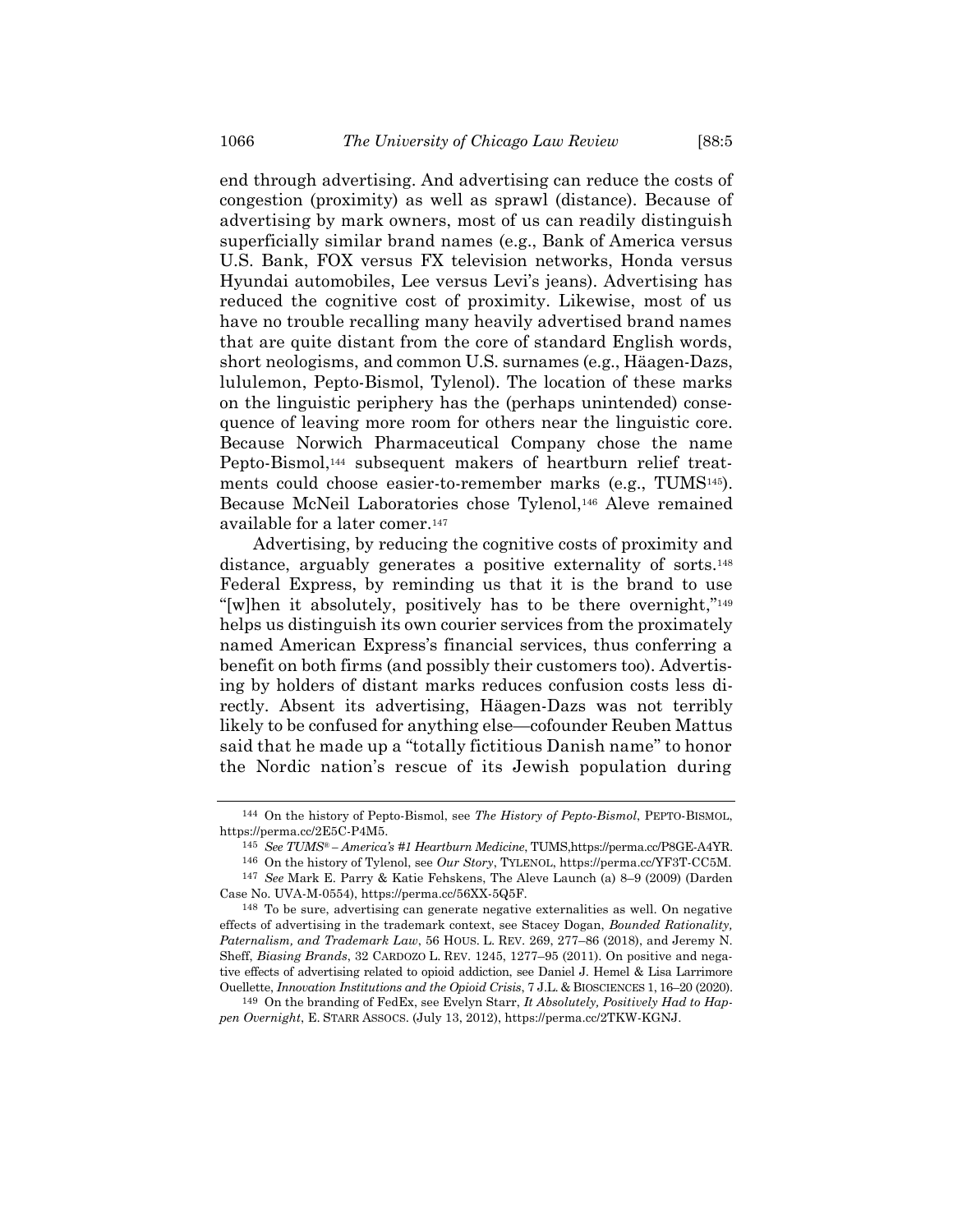end through advertising. And advertising can reduce the costs of congestion (proximity) as well as sprawl (distance). Because of advertising by mark owners, most of us can readily distinguish superficially similar brand names (e.g., Bank of America versus U.S. Bank, FOX versus FX television networks, Honda versus Hyundai automobiles, Lee versus Levi's jeans). Advertising has reduced the cognitive cost of proximity. Likewise, most of us have no trouble recalling many heavily advertised brand names that are quite distant from the core of standard English words, short neologisms, and common U.S. surnames (e.g., Häagen-Dazs, lululemon, Pepto-Bismol, Tylenol). The location of these marks on the linguistic periphery has the (perhaps unintended) consequence of leaving more room for others near the linguistic core. Because Norwich Pharmaceutical Company chose the name Pepto-Bismol,[144] subsequent makers of heartburn relief treatments could choose easier-to-remember marks (e.g., TUMS[145]). Because McNeil Laboratories chose Tylenol,[146] Aleve remained available for a later comer.[147]

Advertising, by reducing the cognitive costs of proximity and distance, arguably generates a positive externality of sorts.[148] Federal Express, by reminding us that it is the brand to use "[w]hen it absolutely, positively has to be there overnight,"[149] helps us distinguish its own courier services from the proximately named American Express's financial services, thus conferring a benefit on both firms (and possibly their customers too). Advertising by holders of distant marks reduces confusion costs less directly. Absent its advertising, Häagen-Dazs was not terribly likely to be confused for anything else—cofounder Reuben Mattus said that he made up a "totally fictitious Danish name" to honor the Nordic nation's rescue of its Jewish population during

---

[144] On the history of Pepto-Bismol, see *The History of Pepto-Bismol*, PEPTO-BISMOL, https://perma.cc/2E5C-P4M5.

[145] *See TUMS® – America's #1 Heartburn Medicine*, TUMS,https://perma.cc/P8GE-A4YR.

[146] On the history of Tylenol, see *Our Story*, TYLENOL, https://perma.cc/YF3T-CC5M.

[147] *See* Mark E. Parry & Katie Fehskens, The Aleve Launch (a) 8–9 (2009) (Darden Case No. UVA-M-0554), https://perma.cc/56XX-5Q5F.

[148] To be sure, advertising can generate negative externalities as well. On negative effects of advertising in the trademark context, see Stacey Dogan, *Bounded Rationality, Paternalism, and Trademark Law*, 56 HOUS. L. REV. 269, 277–86 (2018), and Jeremy N. Sheff, *Biasing Brands*, 32 CARDOZO L. REV. 1245, 1277–95 (2011). On positive and negative effects of advertising related to opioid addiction, see Daniel J. Hemel & Lisa Larrimore Ouellette, *Innovation Institutions and the Opioid Crisis*, 7 J.L. & BIOSCIENCES 1, 16–20 (2020).

[149] On the branding of FedEx, see Evelyn Starr, *It Absolutely, Positively Had to Happen Overnight*, E. STARR ASSOCS. (July 13, 2012), https://perma.cc/2TKW-KGNJ.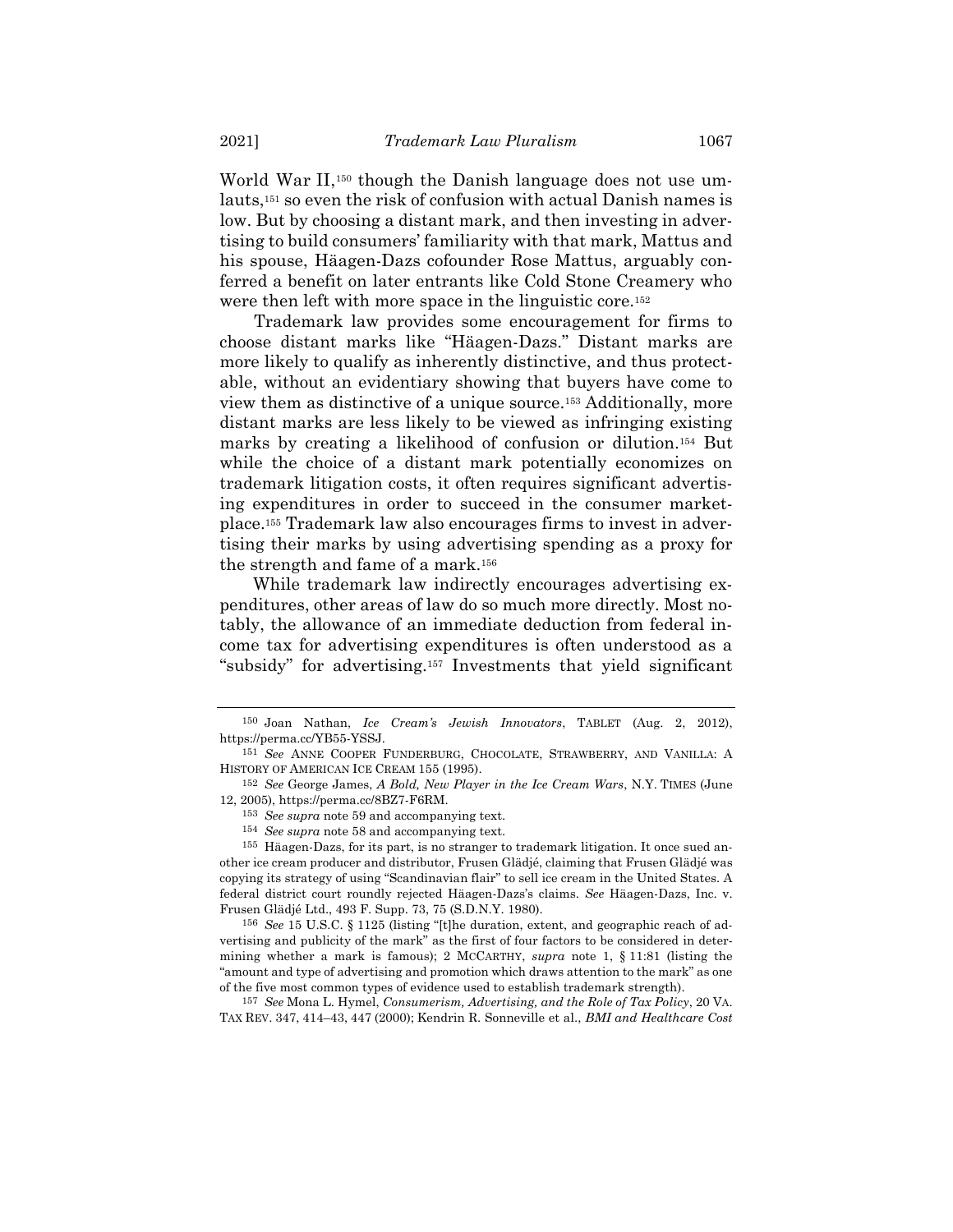World War II,[150] though the Danish language does not use umlauts,[151] so even the risk of confusion with actual Danish names is low. But by choosing a distant mark, and then investing in advertising to build consumers' familiarity with that mark, Mattus and his spouse, Häagen-Dazs cofounder Rose Mattus, arguably conferred a benefit on later entrants like Cold Stone Creamery who were then left with more space in the linguistic core.[152]

Trademark law provides some encouragement for firms to choose distant marks like "Häagen-Dazs." Distant marks are more likely to qualify as inherently distinctive, and thus protectable, without an evidentiary showing that buyers have come to view them as distinctive of a unique source.[153] Additionally, more distant marks are less likely to be viewed as infringing existing marks by creating a likelihood of confusion or dilution.[154] But while the choice of a distant mark potentially economizes on trademark litigation costs, it often requires significant advertising expenditures in order to succeed in the consumer marketplace.[155] Trademark law also encourages firms to invest in advertising their marks by using advertising spending as a proxy for the strength and fame of a mark.[156]

While trademark law indirectly encourages advertising expenditures, other areas of law do so much more directly. Most notably, the allowance of an immediate deduction from federal income tax for advertising expenditures is often understood as a "subsidy" for advertising.[157] Investments that yield significant

---

[150] Joan Nathan, *Ice Cream's Jewish Innovators*, TABLET (Aug. 2, 2012), https://perma.cc/YB55-YSSJ.

[151] *See* ANNE COOPER FUNDERBURG, CHOCOLATE, STRAWBERRY, AND VANILLA: A HISTORY OF AMERICAN ICE CREAM 155 (1995).

[152] *See* George James, *A Bold, New Player in the Ice Cream Wars*, N.Y. TIMES (June 12, 2005), https://perma.cc/8BZ7-F6RM.

[153] *See supra* note 59 and accompanying text.

[154] *See supra* note 58 and accompanying text.

[155] Häagen-Dazs, for its part, is no stranger to trademark litigation. It once sued another ice cream producer and distributor, Frusen Glädjé, claiming that Frusen Glädjé was copying its strategy of using "Scandinavian flair" to sell ice cream in the United States. A federal district court roundly rejected Häagen-Dazs's claims. *See* Häagen-Dazs, Inc. v. Frusen Glädjé Ltd., 493 F. Supp. 73, 75 (S.D.N.Y. 1980).

[156] *See* 15 U.S.C. § 1125 (listing "[t]he duration, extent, and geographic reach of advertising and publicity of the mark" as the first of four factors to be considered in determining whether a mark is famous); 2 MCCARTHY, *supra* note 1, § 11:81 (listing the "amount and type of advertising and promotion which draws attention to the mark" as one of the five most common types of evidence used to establish trademark strength).

[157] *See* Mona L. Hymel, *Consumerism, Advertising, and the Role of Tax Policy*, 20 VA. TAX REV. 347, 414–43, 447 (2000); Kendrin R. Sonneville et al., *BMI and Healthcare Cost*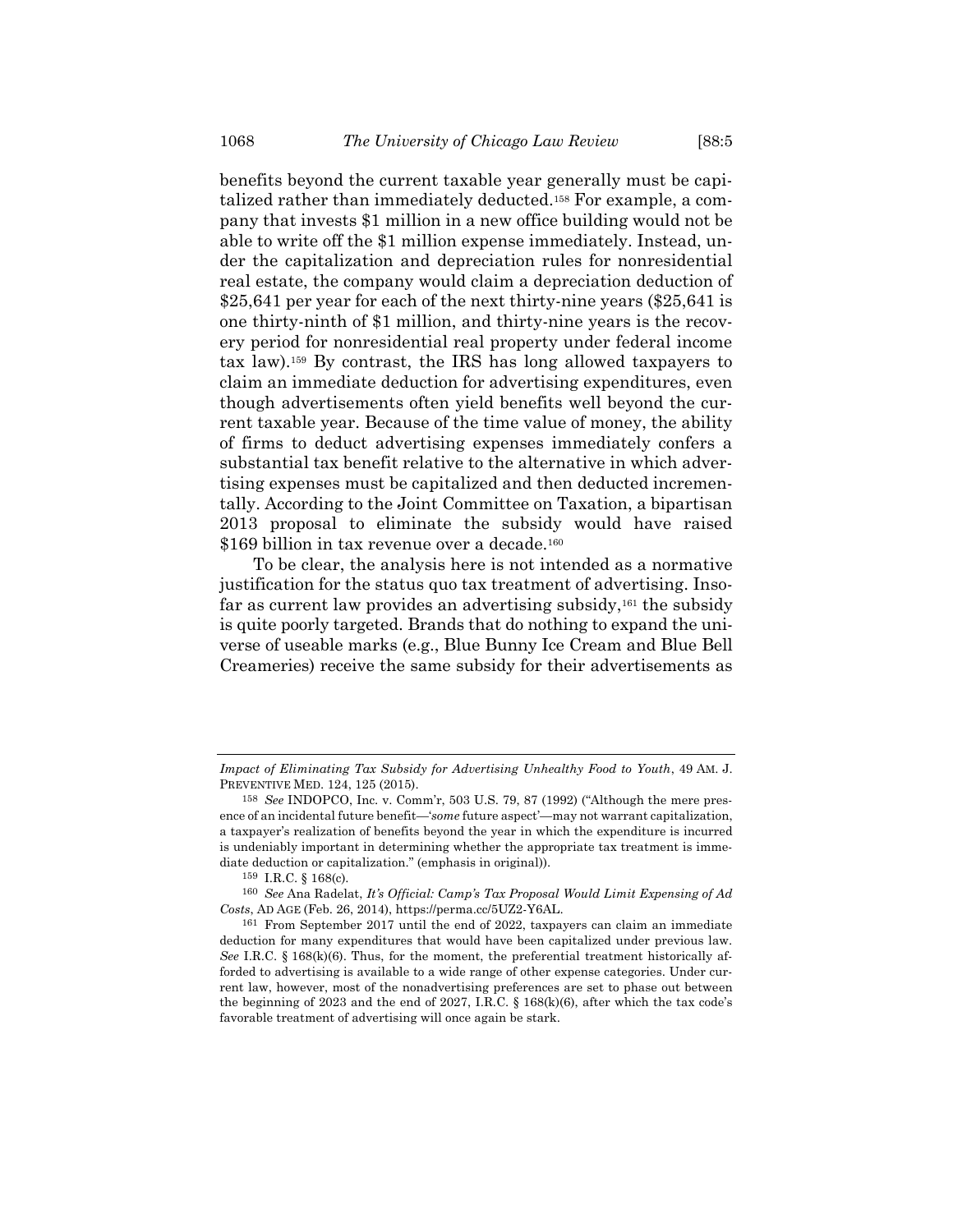benefits beyond the current taxable year generally must be capitalized rather than immediately deducted.[158] For example, a company that invests \$1 million in a new office building would not be able to write off the \$1 million expense immediately. Instead, under the capitalization and depreciation rules for nonresidential real estate, the company would claim a depreciation deduction of \$25,641 per year for each of the next thirty-nine years (\$25,641 is one thirty-ninth of \$1 million, and thirty-nine years is the recovery period for nonresidential real property under federal income tax law).[159] By contrast, the IRS has long allowed taxpayers to claim an immediate deduction for advertising expenditures, even though advertisements often yield benefits well beyond the current taxable year. Because of the time value of money, the ability of firms to deduct advertising expenses immediately confers a substantial tax benefit relative to the alternative in which advertising expenses must be capitalized and then deducted incrementally. According to the Joint Committee on Taxation, a bipartisan 2013 proposal to eliminate the subsidy would have raised \$169 billion in tax revenue over a decade.[160]

To be clear, the analysis here is not intended as a normative justification for the status quo tax treatment of advertising. Insofar as current law provides an advertising subsidy,[161] the subsidy is quite poorly targeted. Brands that do nothing to expand the universe of useable marks (e.g., Blue Bunny Ice Cream and Blue Bell Creameries) receive the same subsidy for their advertisements as

---

*Impact of Eliminating Tax Subsidy for Advertising Unhealthy Food to Youth*, 49 AM. J. PREVENTIVE MED. 124, 125 (2015).

158 *See* INDOPCO, Inc. v. Comm'r, 503 U.S. 79, 87 (1992) ("Although the mere presence of an incidental future benefit—'*some* future aspect'—may not warrant capitalization, a taxpayer's realization of benefits beyond the year in which the expenditure is incurred is undeniably important in determining whether the appropriate tax treatment is immediate deduction or capitalization." (emphasis in original)).

159 I.R.C. § 168(c).

160 *See* Ana Radelat, *It's Official: Camp's Tax Proposal Would Limit Expensing of Ad Costs*, AD AGE (Feb. 26, 2014), https://perma.cc/5UZ2-Y6AL.

161 From September 2017 until the end of 2022, taxpayers can claim an immediate deduction for many expenditures that would have been capitalized under previous law. *See* I.R.C. § 168(k)(6). Thus, for the moment, the preferential treatment historically afforded to advertising is available to a wide range of other expense categories. Under current law, however, most of the nonadvertising preferences are set to phase out between the beginning of 2023 and the end of 2027, I.R.C. § 168(k)(6), after which the tax code's favorable treatment of advertising will once again be stark.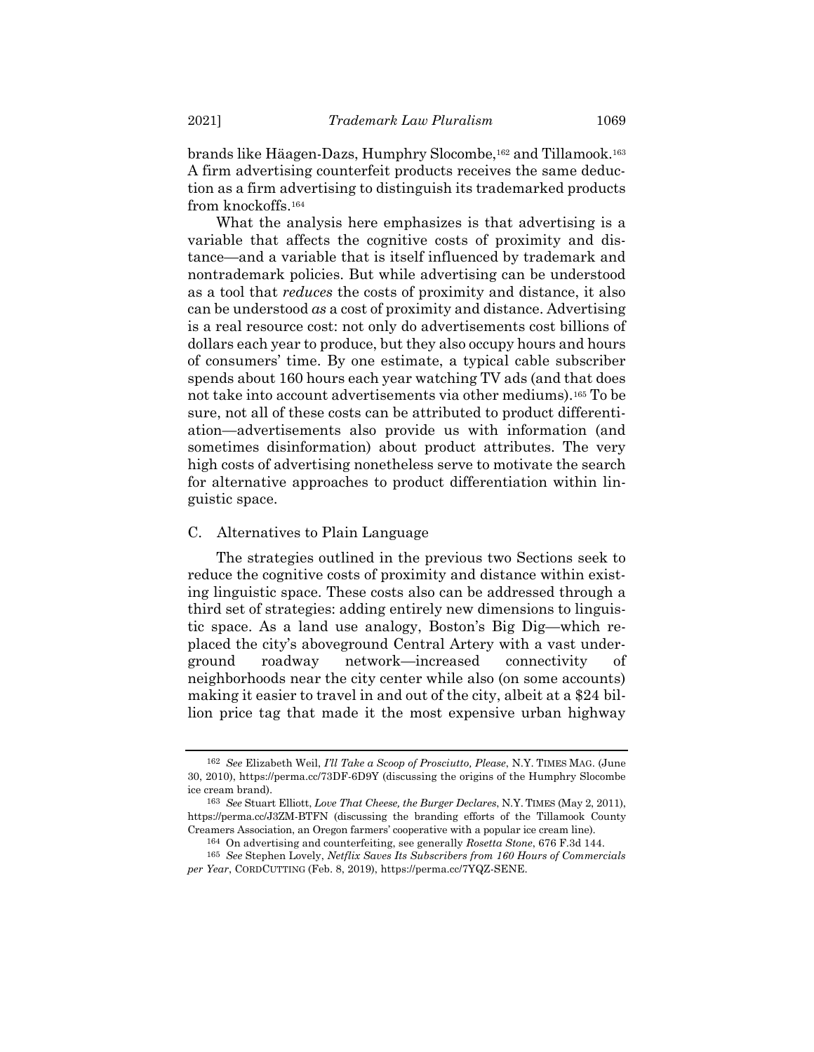brands like Häagen-Dazs, Humphry Slocombe,[162] and Tillamook.[163] A firm advertising counterfeit products receives the same deduction as a firm advertising to distinguish its trademarked products from knockoffs.[164]

What the analysis here emphasizes is that advertising is a variable that affects the cognitive costs of proximity and distance—and a variable that is itself influenced by trademark and nontrademark policies. But while advertising can be understood as a tool that *reduces* the costs of proximity and distance, it also can be understood *as* a cost of proximity and distance. Advertising is a real resource cost: not only do advertisements cost billions of dollars each year to produce, but they also occupy hours and hours of consumers' time. By one estimate, a typical cable subscriber spends about 160 hours each year watching TV ads (and that does not take into account advertisements via other mediums).[165] To be sure, not all of these costs can be attributed to product differentiation—advertisements also provide us with information (and sometimes disinformation) about product attributes. The very high costs of advertising nonetheless serve to motivate the search for alternative approaches to product differentiation within linguistic space.

### C. Alternatives to Plain Language

The strategies outlined in the previous two Sections seek to reduce the cognitive costs of proximity and distance within existing linguistic space. These costs also can be addressed through a third set of strategies: adding entirely new dimensions to linguistic space. As a land use analogy, Boston's Big Dig—which replaced the city's aboveground Central Artery with a vast underground roadway network—increased connectivity of neighborhoods near the city center while also (on some accounts) making it easier to travel in and out of the city, albeit at a $24 billion price tag that made it the most expensive urban highway

---

162 *See* Elizabeth Weil, *I'll Take a Scoop of Prosciutto, Please*, N.Y. TIMES MAG. (June 30, 2010), https://perma.cc/73DF-6D9Y (discussing the origins of the Humphry Slocombe ice cream brand).

163 *See* Stuart Elliott, *Love That Cheese, the Burger Declares*, N.Y. TIMES (May 2, 2011), https://perma.cc/J3ZM-BTFN (discussing the branding efforts of the Tillamook County Creamers Association, an Oregon farmers' cooperative with a popular ice cream line).

164 On advertising and counterfeiting, see generally *Rosetta Stone*, 676 F.3d 144.

165 *See* Stephen Lovely, *Netflix Saves Its Subscribers from 160 Hours of Commercials per Year*, CORDCUTTING (Feb. 8, 2019), https://perma.cc/7YQZ-SENE.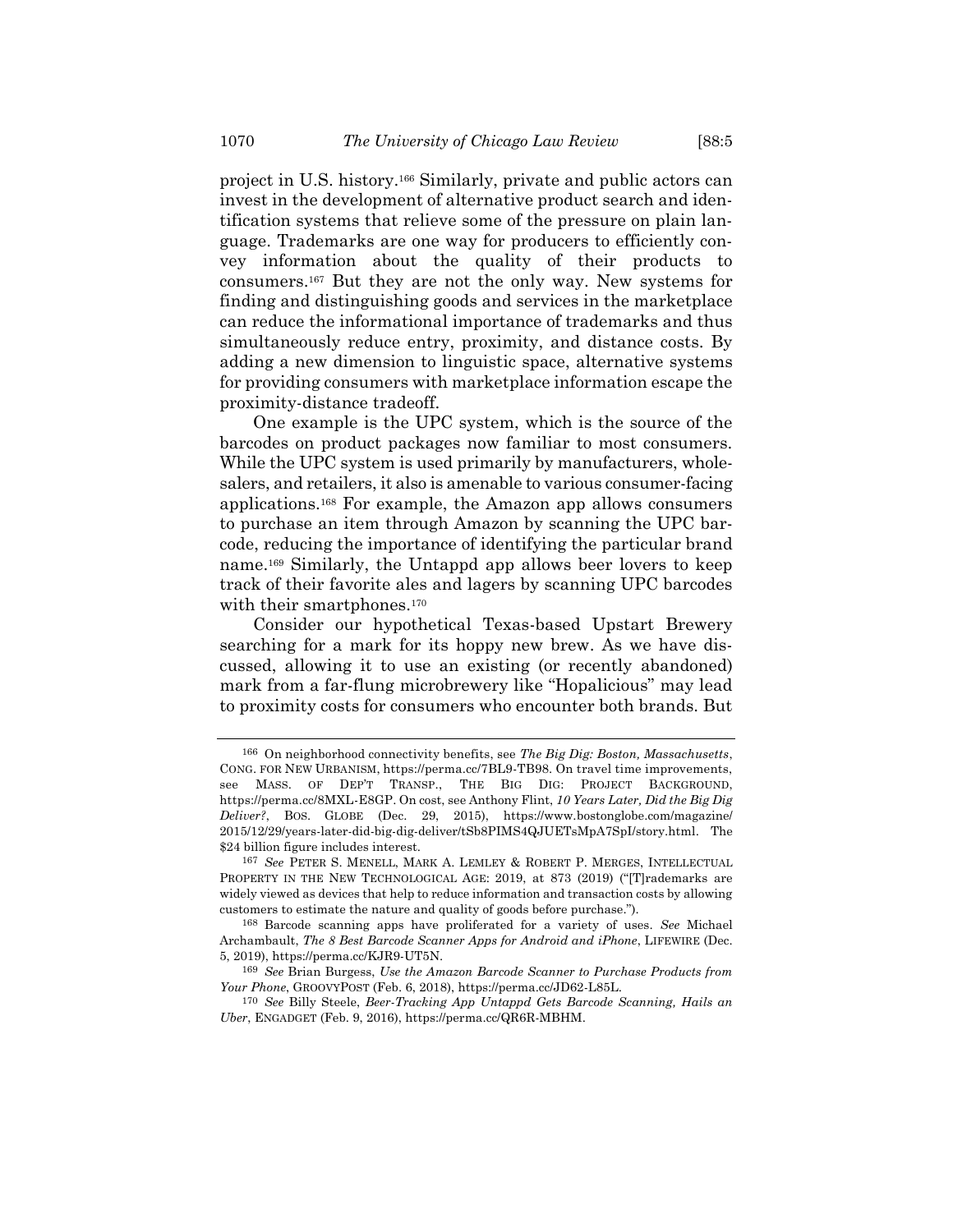project in U.S. history.[166] Similarly, private and public actors can invest in the development of alternative product search and identification systems that relieve some of the pressure on plain language. Trademarks are one way for producers to efficiently convey information about the quality of their products to consumers.[167] But they are not the only way. New systems for finding and distinguishing goods and services in the marketplace can reduce the informational importance of trademarks and thus simultaneously reduce entry, proximity, and distance costs. By adding a new dimension to linguistic space, alternative systems for providing consumers with marketplace information escape the proximity-distance tradeoff.

One example is the UPC system, which is the source of the barcodes on product packages now familiar to most consumers. While the UPC system is used primarily by manufacturers, wholesalers, and retailers, it also is amenable to various consumer-facing applications.[168] For example, the Amazon app allows consumers to purchase an item through Amazon by scanning the UPC barcode, reducing the importance of identifying the particular brand name.[169] Similarly, the Untappd app allows beer lovers to keep track of their favorite ales and lagers by scanning UPC barcodes with their smartphones.[170]

Consider our hypothetical Texas-based Upstart Brewery searching for a mark for its hoppy new brew. As we have discussed, allowing it to use an existing (or recently abandoned) mark from a far-flung microbrewery like "Hopalicious" may lead to proximity costs for consumers who encounter both brands. But

---

[166] On neighborhood connectivity benefits, see *The Big Dig: Boston, Massachusetts*, CONG. FOR NEW URBANISM, https://perma.cc/7BL9-TB98. On travel time improvements, see MASS. OF DEP'T TRANSP., THE BIG DIG: PROJECT BACKGROUND, https://perma.cc/8MXL-E8GP. On cost, see Anthony Flint, *10 Years Later, Did the Big Dig Deliver?*, BOS. GLOBE (Dec. 29, 2015), https://www.bostonglobe.com/magazine/2015/12/29/years-later-did-big-dig-deliver/tSb8PIMS4QJUETsMpA7SpI/story.html. The $24 billion figure includes interest.

[167] *See* PETER S. MENELL, MARK A. LEMLEY & ROBERT P. MERGES, INTELLECTUAL PROPERTY IN THE NEW TECHNOLOGICAL AGE: 2019, at 873 (2019) ("[T]rademarks are widely viewed as devices that help to reduce information and transaction costs by allowing customers to estimate the nature and quality of goods before purchase.").

[168] Barcode scanning apps have proliferated for a variety of uses. *See* Michael Archambault, *The 8 Best Barcode Scanner Apps for Android and iPhone*, LIFEWIRE (Dec. 5, 2019), https://perma.cc/KJR9-UT5N.

[169] *See* Brian Burgess, *Use the Amazon Barcode Scanner to Purchase Products from Your Phone*, GROOVYPOST (Feb. 6, 2018), https://perma.cc/JD62-L85L.

[170] *See* Billy Steele, *Beer-Tracking App Untappd Gets Barcode Scanning, Hails an Uber*, ENGADGET (Feb. 9, 2016), https://perma.cc/QR6R-MBHM.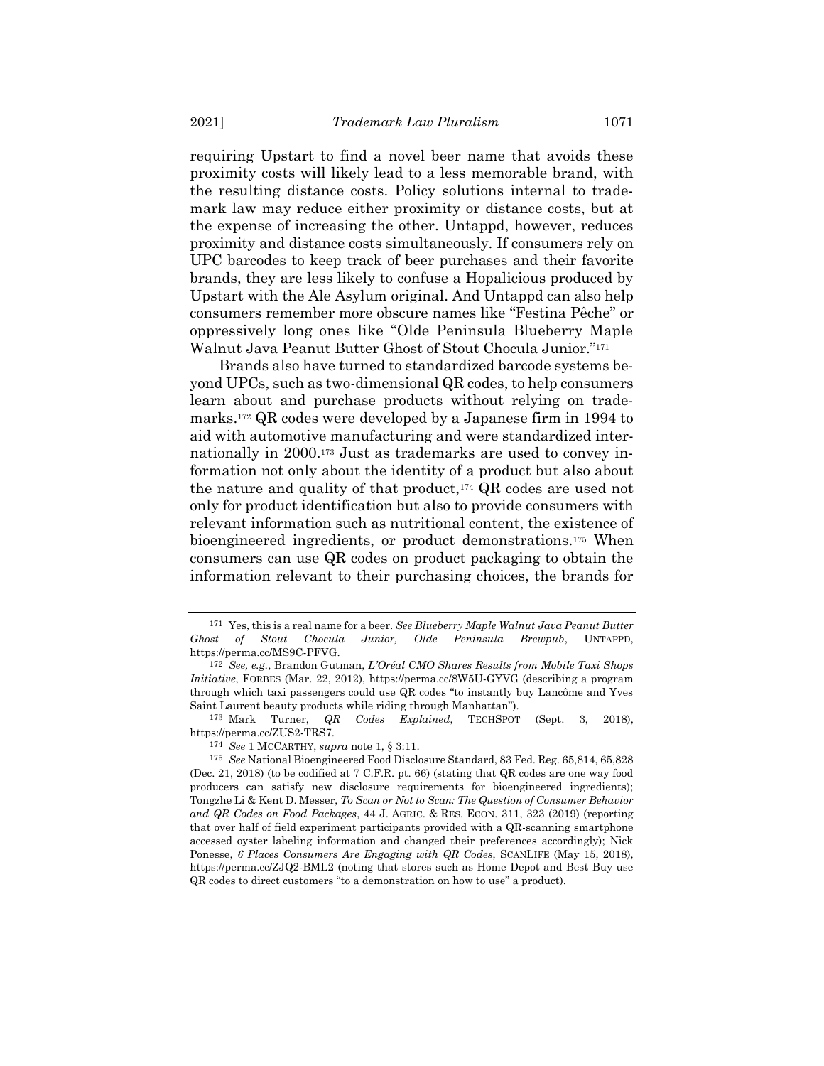requiring Upstart to find a novel beer name that avoids these proximity costs will likely lead to a less memorable brand, with the resulting distance costs. Policy solutions internal to trademark law may reduce either proximity or distance costs, but at the expense of increasing the other. Untappd, however, reduces proximity and distance costs simultaneously. If consumers rely on UPC barcodes to keep track of beer purchases and their favorite brands, they are less likely to confuse a Hopalicious produced by Upstart with the Ale Asylum original. And Untappd can also help consumers remember more obscure names like "Festina Pêche" or oppressively long ones like "Olde Peninsula Blueberry Maple Walnut Java Peanut Butter Ghost of Stout Chocula Junior."[171]

Brands also have turned to standardized barcode systems beyond UPCs, such as two-dimensional QR codes, to help consumers learn about and purchase products without relying on trademarks.[172] QR codes were developed by a Japanese firm in 1994 to aid with automotive manufacturing and were standardized internationally in 2000.[173] Just as trademarks are used to convey information not only about the identity of a product but also about the nature and quality of that product,[174] QR codes are used not only for product identification but also to provide consumers with relevant information such as nutritional content, the existence of bioengineered ingredients, or product demonstrations.[175] When consumers can use QR codes on product packaging to obtain the information relevant to their purchasing choices, the brands for

---

[171] Yes, this is a real name for a beer. *See Blueberry Maple Walnut Java Peanut Butter Ghost of Stout Chocula Junior, Olde Peninsula Brewpub*, UNTAPPD, https://perma.cc/MS9C-PFVG.

[172] *See, e.g.*, Brandon Gutman, *L'Oréal CMO Shares Results from Mobile Taxi Shops Initiative*, FORBES (Mar. 22, 2012), https://perma.cc/8W5U-GYVG (describing a program through which taxi passengers could use QR codes "to instantly buy Lancôme and Yves Saint Laurent beauty products while riding through Manhattan").

[173] Mark Turner, *QR Codes Explained*, TECHSPOT (Sept. 3, 2018), https://perma.cc/ZUS2-TRS7.

[174] *See* 1 MCCARTHY, *supra* note 1, § 3:11.

[175] *See* National Bioengineered Food Disclosure Standard, 83 Fed. Reg. 65,814, 65,828 (Dec. 21, 2018) (to be codified at 7 C.F.R. pt. 66) (stating that QR codes are one way food producers can satisfy new disclosure requirements for bioengineered ingredients); Tongzhe Li & Kent D. Messer, *To Scan or Not to Scan: The Question of Consumer Behavior and QR Codes on Food Packages*, 44 J. AGRIC. & RES. ECON. 311, 323 (2019) (reporting that over half of field experiment participants provided with a QR-scanning smartphone accessed oyster labeling information and changed their preferences accordingly); Nick Ponesse, *6 Places Consumers Are Engaging with QR Codes*, SCANLIFE (May 15, 2018), https://perma.cc/ZJQ2-BML2 (noting that stores such as Home Depot and Best Buy use QR codes to direct customers "to a demonstration on how to use" a product).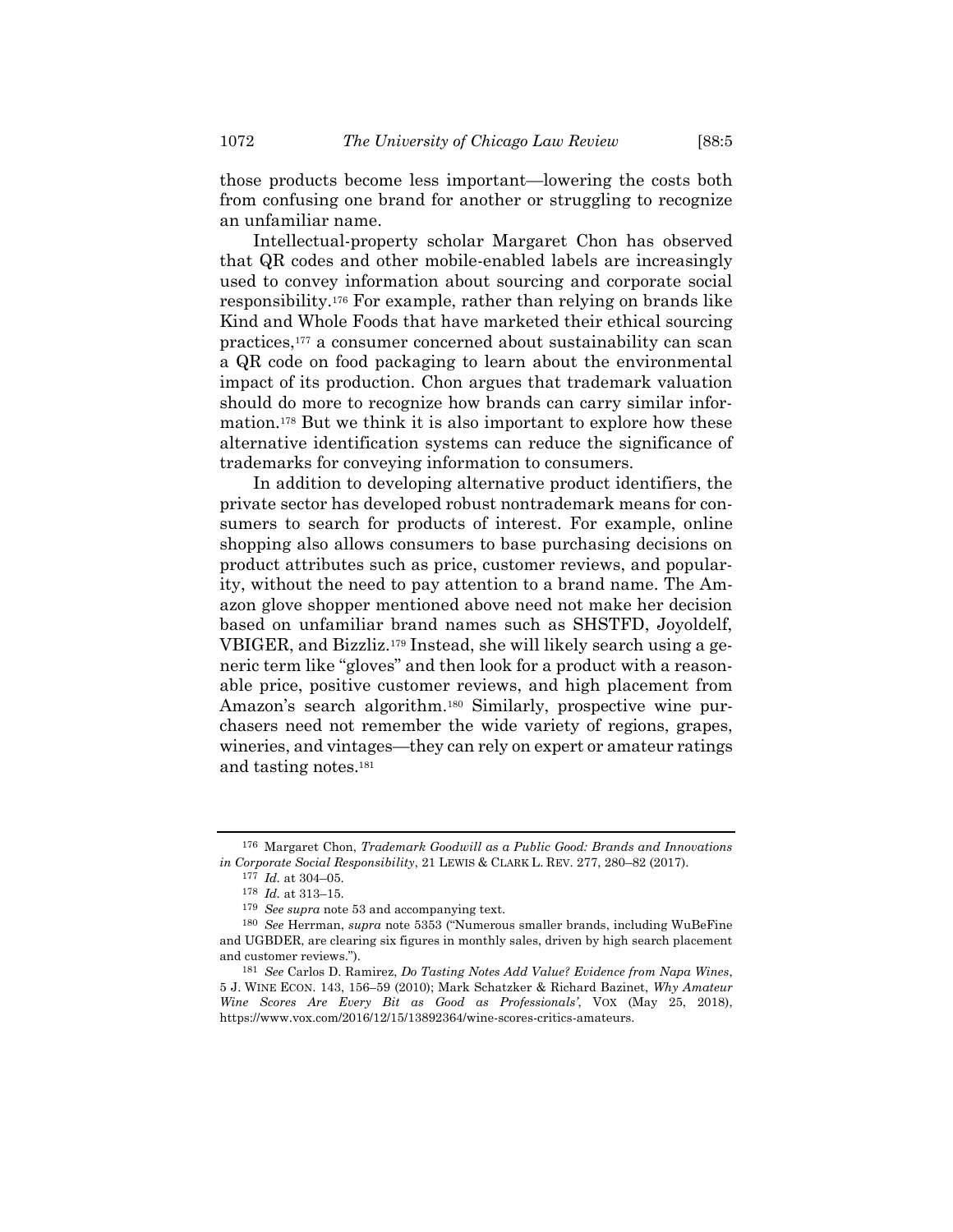those products become less important—lowering the costs both from confusing one brand for another or struggling to recognize an unfamiliar name.

Intellectual-property scholar Margaret Chon has observed that QR codes and other mobile-enabled labels are increasingly used to convey information about sourcing and corporate social responsibility.[176] For example, rather than relying on brands like Kind and Whole Foods that have marketed their ethical sourcing practices,[177] a consumer concerned about sustainability can scan a QR code on food packaging to learn about the environmental impact of its production. Chon argues that trademark valuation should do more to recognize how brands can carry similar information.[178] But we think it is also important to explore how these alternative identification systems can reduce the significance of trademarks for conveying information to consumers.

In addition to developing alternative product identifiers, the private sector has developed robust nontrademark means for consumers to search for products of interest. For example, online shopping also allows consumers to base purchasing decisions on product attributes such as price, customer reviews, and popularity, without the need to pay attention to a brand name. The Amazon glove shopper mentioned above need not make her decision based on unfamiliar brand names such as SHSTFD, Joyoldelf, VBIGER, and Bizzliz.[179] Instead, she will likely search using a generic term like "gloves" and then look for a product with a reasonable price, positive customer reviews, and high placement from Amazon's search algorithm.[180] Similarly, prospective wine purchasers need not remember the wide variety of regions, grapes, wineries, and vintages—they can rely on expert or amateur ratings and tasting notes.[181]

---

[176] Margaret Chon, *Trademark Goodwill as a Public Good: Brands and Innovations in Corporate Social Responsibility*, 21 LEWIS & CLARK L. REV. 277, 280–82 (2017).

[177] *Id.* at 304–05.

[178] *Id.* at 313–15.

[179] *See supra* note 53 and accompanying text.

[180] *See* Herrman, *supra* note 5353 ("Numerous smaller brands, including WuBeFine and UGBDER, are clearing six figures in monthly sales, driven by high search placement and customer reviews.").

[181] *See* Carlos D. Ramirez, *Do Tasting Notes Add Value? Evidence from Napa Wines*, 5 J. WINE ECON. 143, 156–59 (2010); Mark Schatzker & Richard Bazinet, *Why Amateur Wine Scores Are Every Bit as Good as Professionals'*, VOX (May 25, 2018), https://www.vox.com/2016/12/15/13892364/wine-scores-critics-amateurs.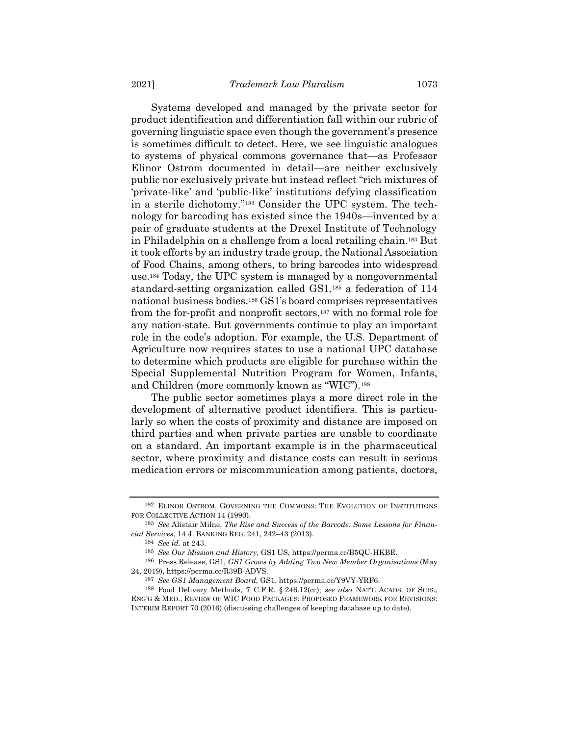Systems developed and managed by the private sector for product identification and differentiation fall within our rubric of governing linguistic space even though the government's presence is sometimes difficult to detect. Here, we see linguistic analogues to systems of physical commons governance that—as Professor Elinor Ostrom documented in detail—are neither exclusively public nor exclusively private but instead reflect "rich mixtures of 'private-like' and 'public-like' institutions defying classification in a sterile dichotomy."[182] Consider the UPC system. The technology for barcoding has existed since the 1940s—invented by a pair of graduate students at the Drexel Institute of Technology in Philadelphia on a challenge from a local retailing chain.[183] But it took efforts by an industry trade group, the National Association of Food Chains, among others, to bring barcodes into widespread use.[184] Today, the UPC system is managed by a nongovernmental standard-setting organization called GS1,[185] a federation of 114 national business bodies.[186] GS1's board comprises representatives from the for-profit and nonprofit sectors,[187] with no formal role for any nation-state. But governments continue to play an important role in the code's adoption. For example, the U.S. Department of Agriculture now requires states to use a national UPC database to determine which products are eligible for purchase within the Special Supplemental Nutrition Program for Women, Infants, and Children (more commonly known as "WIC").[188]

The public sector sometimes plays a more direct role in the development of alternative product identifiers. This is particularly so when the costs of proximity and distance are imposed on third parties and when private parties are unable to coordinate on a standard. An important example is in the pharmaceutical sector, where proximity and distance costs can result in serious medication errors or miscommunication among patients, doctors,

---

[182] ELINOR OSTROM, GOVERNING THE COMMONS: THE EVOLUTION OF INSTITUTIONS FOR COLLECTIVE ACTION 14 (1990).

[183] *See* Alistair Milne, *The Rise and Success of the Barcode: Some Lessons for Financial Services*, 14 J. BANKING REG. 241, 242–43 (2013).

[184] *See id.* at 243.

[185] *See Our Mission and History*, GS1 US, https://perma.cc/B5QU-HKBE.

[186] Press Release, GS1, *GS1 Grows by Adding Two New Member Organisations* (May 24, 2019), https://perma.cc/R39B-ADVS.

[187] *See GS1 Management Board*, GS1, https://perma.cc/Y9VY-YRF6.

[188] Food Delivery Methods, 7 C.F.R. § 246.12(cc); *see also* NAT'L ACADS. OF SCIS., ENG'G & MED., REVIEW OF WIC FOOD PACKAGES: PROPOSED FRAMEWORK FOR REVISIONS: INTERIM REPORT 70 (2016) (discussing challenges of keeping database up to date).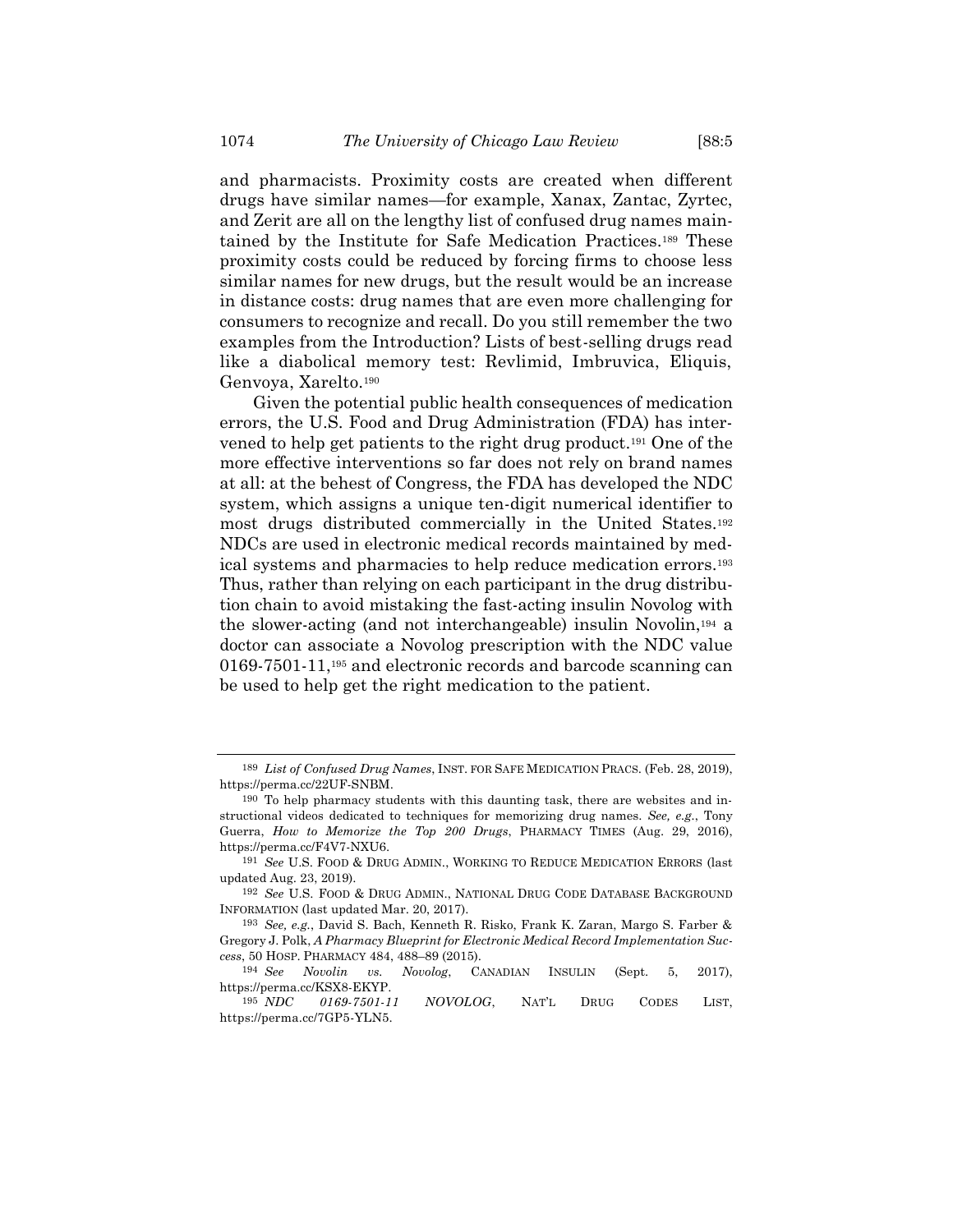and pharmacists. Proximity costs are created when different drugs have similar names—for example, Xanax, Zantac, Zyrtec, and Zerit are all on the lengthy list of confused drug names maintained by the Institute for Safe Medication Practices.[189] These proximity costs could be reduced by forcing firms to choose less similar names for new drugs, but the result would be an increase in distance costs: drug names that are even more challenging for consumers to recognize and recall. Do you still remember the two examples from the Introduction? Lists of best-selling drugs read like a diabolical memory test: Revlimid, Imbruvica, Eliquis, Genvoya, Xarelto.[190]

Given the potential public health consequences of medication errors, the U.S. Food and Drug Administration (FDA) has intervened to help get patients to the right drug product.[191] One of the more effective interventions so far does not rely on brand names at all: at the behest of Congress, the FDA has developed the NDC system, which assigns a unique ten-digit numerical identifier to most drugs distributed commercially in the United States.[192] NDCs are used in electronic medical records maintained by medical systems and pharmacies to help reduce medication errors.[193] Thus, rather than relying on each participant in the drug distribution chain to avoid mistaking the fast-acting insulin Novolog with the slower-acting (and not interchangeable) insulin Novolin,[194] a doctor can associate a Novolog prescription with the NDC value 0169-7501-11,[195] and electronic records and barcode scanning can be used to help get the right medication to the patient.

---

[189] *List of Confused Drug Names*, INST. FOR SAFE MEDICATION PRACS. (Feb. 28, 2019), https://perma.cc/22UF-SNBM.

[190] To help pharmacy students with this daunting task, there are websites and instructional videos dedicated to techniques for memorizing drug names. *See, e.g.*, Tony Guerra, *How to Memorize the Top 200 Drugs*, PHARMACY TIMES (Aug. 29, 2016), https://perma.cc/F4V7-NXU6.

[191] *See* U.S. FOOD & DRUG ADMIN., WORKING TO REDUCE MEDICATION ERRORS (last updated Aug. 23, 2019).

[192] *See* U.S. FOOD & DRUG ADMIN., NATIONAL DRUG CODE DATABASE BACKGROUND INFORMATION (last updated Mar. 20, 2017).

[193] *See, e.g.*, David S. Bach, Kenneth R. Risko, Frank K. Zaran, Margo S. Farber & Gregory J. Polk, *A Pharmacy Blueprint for Electronic Medical Record Implementation Success*, 50 HOSP. PHARMACY 484, 488–89 (2015).

[194] *See Novolin vs. Novolog*, CANADIAN INSULIN (Sept. 5, 2017), https://perma.cc/KSX8-EKYP.

[195] *NDC 0169-7501-11 NOVOLOG*, NAT'L DRUG CODES LIST, https://perma.cc/7GP5-YLN5.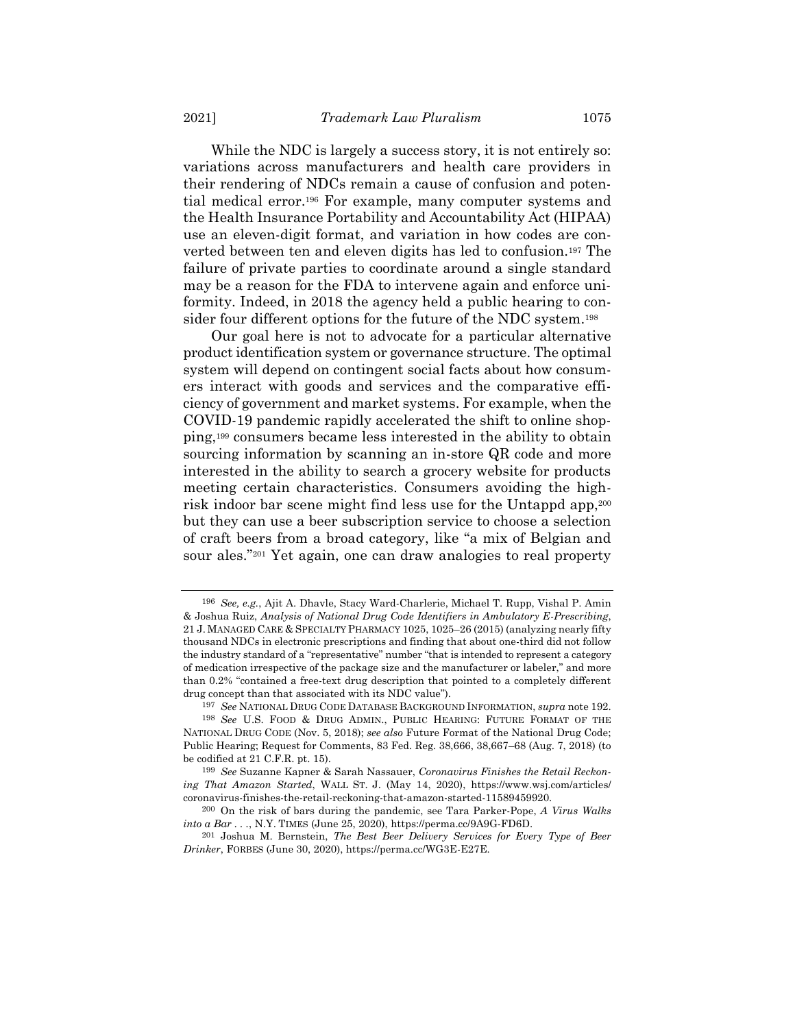While the NDC is largely a success story, it is not entirely so: variations across manufacturers and health care providers in their rendering of NDCs remain a cause of confusion and potential medical error.[196] For example, many computer systems and the Health Insurance Portability and Accountability Act (HIPAA) use an eleven-digit format, and variation in how codes are converted between ten and eleven digits has led to confusion.[197] The failure of private parties to coordinate around a single standard may be a reason for the FDA to intervene again and enforce uniformity. Indeed, in 2018 the agency held a public hearing to consider four different options for the future of the NDC system.[198]

Our goal here is not to advocate for a particular alternative product identification system or governance structure. The optimal system will depend on contingent social facts about how consumers interact with goods and services and the comparative efficiency of government and market systems. For example, when the COVID-19 pandemic rapidly accelerated the shift to online shopping,[199] consumers became less interested in the ability to obtain sourcing information by scanning an in-store QR code and more interested in the ability to search a grocery website for products meeting certain characteristics. Consumers avoiding the high-risk indoor bar scene might find less use for the Untappd app,[200] but they can use a beer subscription service to choose a selection of craft beers from a broad category, like "a mix of Belgian and sour ales."[201] Yet again, one can draw analogies to real property

---

[196] *See, e.g.*, Ajit A. Dhavle, Stacy Ward-Charlerie, Michael T. Rupp, Vishal P. Amin & Joshua Ruiz, *Analysis of National Drug Code Identifiers in Ambulatory E-Prescribing*, 21 J. MANAGED CARE & SPECIALTY PHARMACY 1025, 1025–26 (2015) (analyzing nearly fifty thousand NDCs in electronic prescriptions and finding that about one-third did not follow the industry standard of a "representative" number "that is intended to represent a category of medication irrespective of the package size and the manufacturer or labeler," and more than 0.2% "contained a free-text drug description that pointed to a completely different drug concept than that associated with its NDC value").

[197] *See* NATIONAL DRUG CODE DATABASE BACKGROUND INFORMATION, *supra* note 192.

[198] *See* U.S. FOOD & DRUG ADMIN., PUBLIC HEARING: FUTURE FORMAT OF THE NATIONAL DRUG CODE (Nov. 5, 2018); *see also* Future Format of the National Drug Code; Public Hearing; Request for Comments, 83 Fed. Reg. 38,666, 38,667–68 (Aug. 7, 2018) (to be codified at 21 C.F.R. pt. 15).

[199] *See* Suzanne Kapner & Sarah Nassauer, *Coronavirus Finishes the Retail Reckoning That Amazon Started*, WALL ST. J. (May 14, 2020), https://www.wsj.com/articles/coronavirus-finishes-the-retail-reckoning-that-amazon-started-11589459920.

[200] On the risk of bars during the pandemic, see Tara Parker-Pope, *A Virus Walks into a Bar . . .*, N.Y. TIMES (June 25, 2020), https://perma.cc/9A9G-FD6D.

[201] Joshua M. Bernstein, *The Best Beer Delivery Services for Every Type of Beer Drinker*, FORBES (June 30, 2020), https://perma.cc/WG3E-E27E.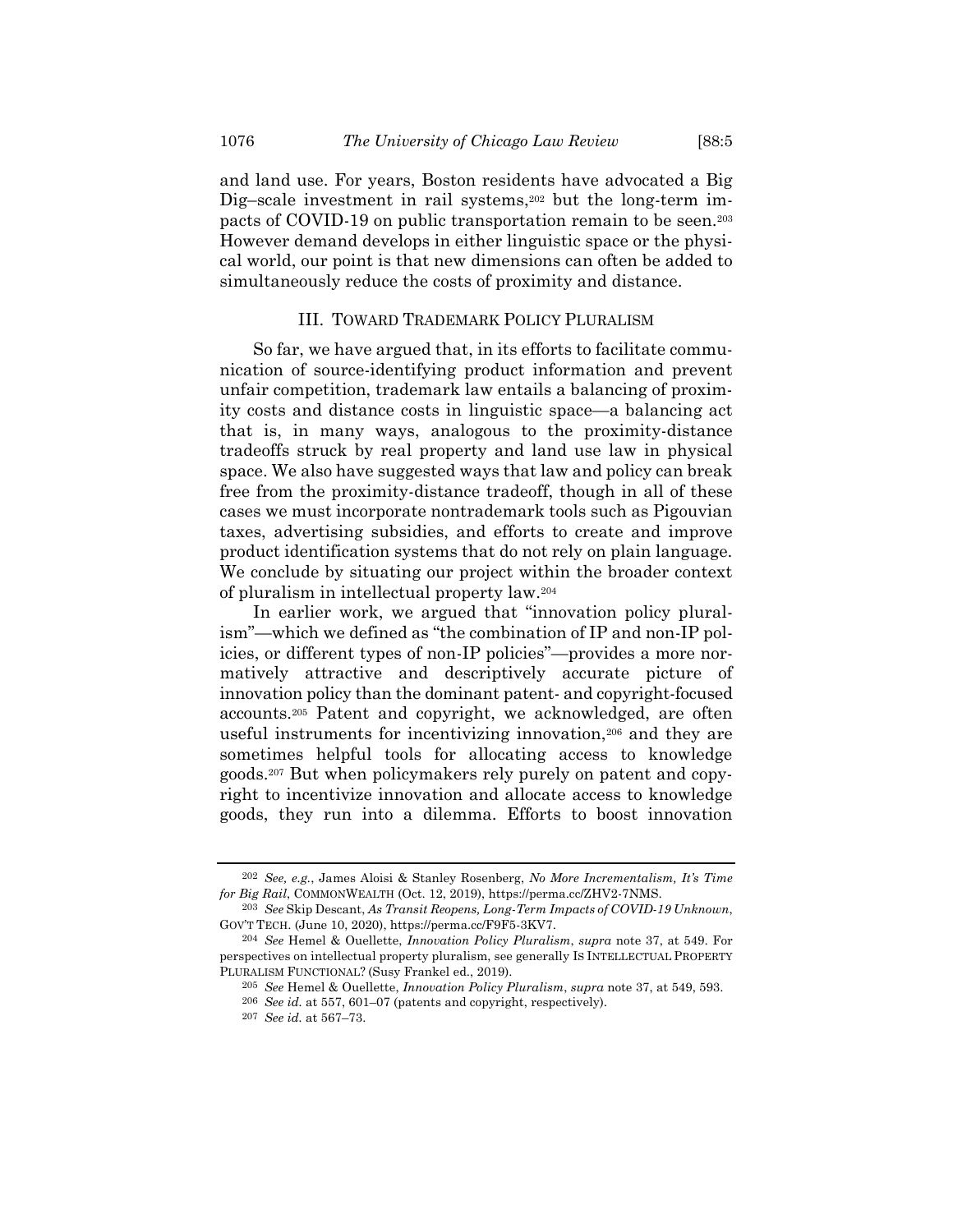and land use. For years, Boston residents have advocated a Big Dig–scale investment in rail systems,[202] but the long-term impacts of COVID-19 on public transportation remain to be seen.[203] However demand develops in either linguistic space or the physical world, our point is that new dimensions can often be added to simultaneously reduce the costs of proximity and distance.

## III. TOWARD TRADEMARK POLICY PLURALISM

So far, we have argued that, in its efforts to facilitate communication of source-identifying product information and prevent unfair competition, trademark law entails a balancing of proximity costs and distance costs in linguistic space—a balancing act that is, in many ways, analogous to the proximity-distance tradeoffs struck by real property and land use law in physical space. We also have suggested ways that law and policy can break free from the proximity-distance tradeoff, though in all of these cases we must incorporate nontrademark tools such as Pigouvian taxes, advertising subsidies, and efforts to create and improve product identification systems that do not rely on plain language. We conclude by situating our project within the broader context of pluralism in intellectual property law.[204]

In earlier work, we argued that "innovation policy pluralism"—which we defined as "the combination of IP and non-IP policies, or different types of non-IP policies"—provides a more normatively attractive and descriptively accurate picture of innovation policy than the dominant patent- and copyright-focused accounts.[205] Patent and copyright, we acknowledged, are often useful instruments for incentivizing innovation,[206] and they are sometimes helpful tools for allocating access to knowledge goods.[207] But when policymakers rely purely on patent and copyright to incentivize innovation and allocate access to knowledge goods, they run into a dilemma. Efforts to boost innovation

---

[202] *See, e.g.*, James Aloisi & Stanley Rosenberg, *No More Incrementalism, It's Time for Big Rail*, COMMONWEALTH (Oct. 12, 2019), https://perma.cc/ZHV2-7NMS.

[203] *See* Skip Descant, *As Transit Reopens, Long-Term Impacts of COVID-19 Unknown*, GOV'T TECH. (June 10, 2020), https://perma.cc/F9F5-3KV7.

[204] *See* Hemel & Ouellette, *Innovation Policy Pluralism*, *supra* note 37, at 549. For perspectives on intellectual property pluralism, see generally IS INTELLECTUAL PROPERTY PLURALISM FUNCTIONAL? (Susy Frankel ed., 2019).

[205] *See* Hemel & Ouellette, *Innovation Policy Pluralism*, *supra* note 37, at 549, 593.

[206] *See id.* at 557, 601–07 (patents and copyright, respectively).

[207] *See id.* at 567–73.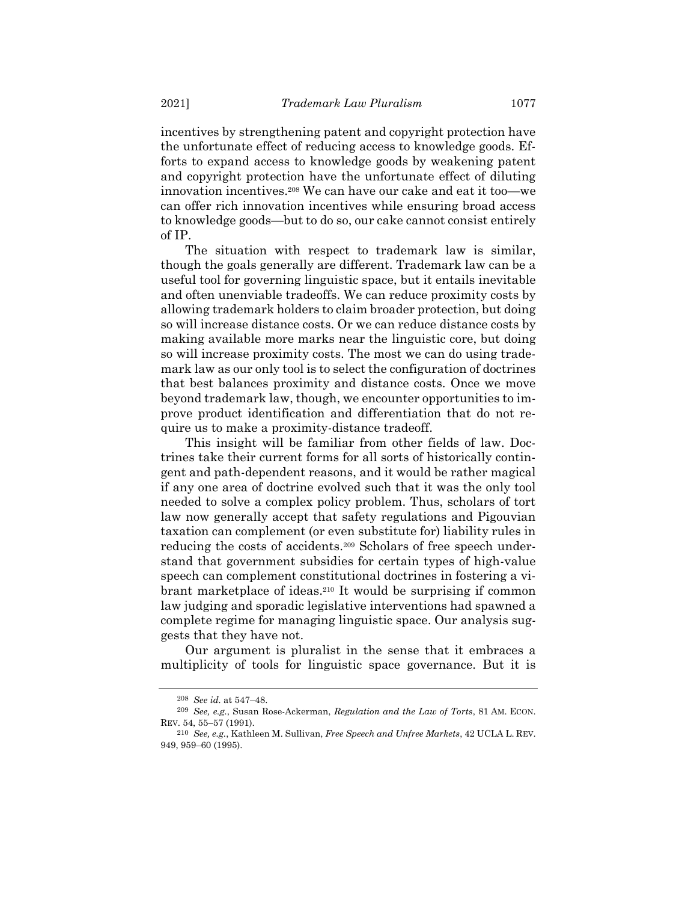incentives by strengthening patent and copyright protection have the unfortunate effect of reducing access to knowledge goods. Efforts to expand access to knowledge goods by weakening patent and copyright protection have the unfortunate effect of diluting innovation incentives.[208] We can have our cake and eat it too—we can offer rich innovation incentives while ensuring broad access to knowledge goods—but to do so, our cake cannot consist entirely of IP.

The situation with respect to trademark law is similar, though the goals generally are different. Trademark law can be a useful tool for governing linguistic space, but it entails inevitable and often unenviable tradeoffs. We can reduce proximity costs by allowing trademark holders to claim broader protection, but doing so will increase distance costs. Or we can reduce distance costs by making available more marks near the linguistic core, but doing so will increase proximity costs. The most we can do using trademark law as our only tool is to select the configuration of doctrines that best balances proximity and distance costs. Once we move beyond trademark law, though, we encounter opportunities to improve product identification and differentiation that do not require us to make a proximity-distance tradeoff.

This insight will be familiar from other fields of law. Doctrines take their current forms for all sorts of historically contingent and path-dependent reasons, and it would be rather magical if any one area of doctrine evolved such that it was the only tool needed to solve a complex policy problem. Thus, scholars of tort law now generally accept that safety regulations and Pigouvian taxation can complement (or even substitute for) liability rules in reducing the costs of accidents.[209] Scholars of free speech understand that government subsidies for certain types of high-value speech can complement constitutional doctrines in fostering a vibrant marketplace of ideas.[210] It would be surprising if common law judging and sporadic legislative interventions had spawned a complete regime for managing linguistic space. Our analysis suggests that they have not.

Our argument is pluralist in the sense that it embraces a multiplicity of tools for linguistic space governance. But it is

---

[208] *See id.* at 547–48.

[209] *See, e.g.*, Susan Rose-Ackerman, *Regulation and the Law of Torts*, 81 AM. ECON. REV. 54, 55–57 (1991).

[210] *See, e.g.*, Kathleen M. Sullivan, *Free Speech and Unfree Markets*, 42 UCLA L. REV. 949, 959–60 (1995).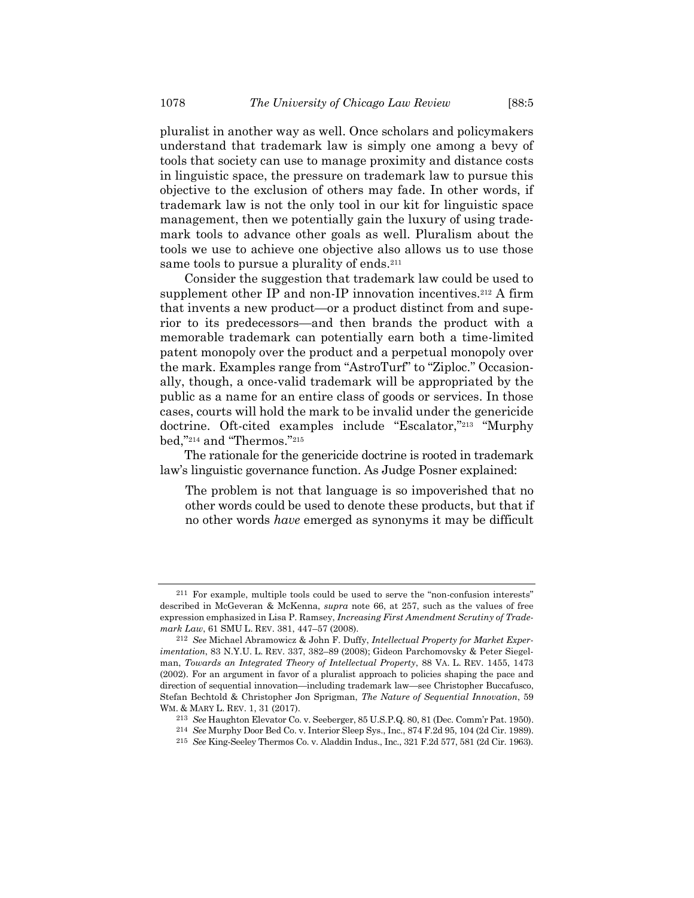pluralist in another way as well. Once scholars and policymakers understand that trademark law is simply one among a bevy of tools that society can use to manage proximity and distance costs in linguistic space, the pressure on trademark law to pursue this objective to the exclusion of others may fade. In other words, if trademark law is not the only tool in our kit for linguistic space management, then we potentially gain the luxury of using trademark tools to advance other goals as well. Pluralism about the tools we use to achieve one objective also allows us to use those same tools to pursue a plurality of ends.[211]

Consider the suggestion that trademark law could be used to supplement other IP and non-IP innovation incentives.[212] A firm that invents a new product—or a product distinct from and superior to its predecessors—and then brands the product with a memorable trademark can potentially earn both a time-limited patent monopoly over the product and a perpetual monopoly over the mark. Examples range from "AstroTurf" to "Ziploc." Occasionally, though, a once-valid trademark will be appropriated by the public as a name for an entire class of goods or services. In those cases, courts will hold the mark to be invalid under the genericide doctrine. Oft-cited examples include "Escalator,"[213] "Murphy bed,"[214] and "Thermos."[215]

The rationale for the genericide doctrine is rooted in trademark law's linguistic governance function. As Judge Posner explained:

> The problem is not that language is so impoverished that no other words could be used to denote these products, but that if no other words *have* emerged as synonyms it may be difficult

---

[211] For example, multiple tools could be used to serve the "non-confusion interests" described in McGeveran & McKenna, *supra* note 66, at 257, such as the values of free expression emphasized in Lisa P. Ramsey, *Increasing First Amendment Scrutiny of Trademark Law*, 61 SMU L. REV. 381, 447–57 (2008).

[212] *See* Michael Abramowicz & John F. Duffy, *Intellectual Property for Market Experimentation*, 83 N.Y.U. L. REV. 337, 382–89 (2008); Gideon Parchomovsky & Peter Siegelman, *Towards an Integrated Theory of Intellectual Property*, 88 VA. L. REV. 1455, 1473 (2002). For an argument in favor of a pluralist approach to policies shaping the pace and direction of sequential innovation—including trademark law—see Christopher Buccafusco, Stefan Bechtold & Christopher Jon Sprigman, *The Nature of Sequential Innovation*, 59 WM. & MARY L. REV. 1, 31 (2017).

[213] *See* Haughton Elevator Co. v. Seeberger, 85 U.S.P.Q. 80, 81 (Dec. Comm'r Pat. 1950).

[214] *See* Murphy Door Bed Co. v. Interior Sleep Sys., Inc., 874 F.2d 95, 104 (2d Cir. 1989).

[215] *See* King-Seeley Thermos Co. v. Aladdin Indus., Inc., 321 F.2d 577, 581 (2d Cir. 1963).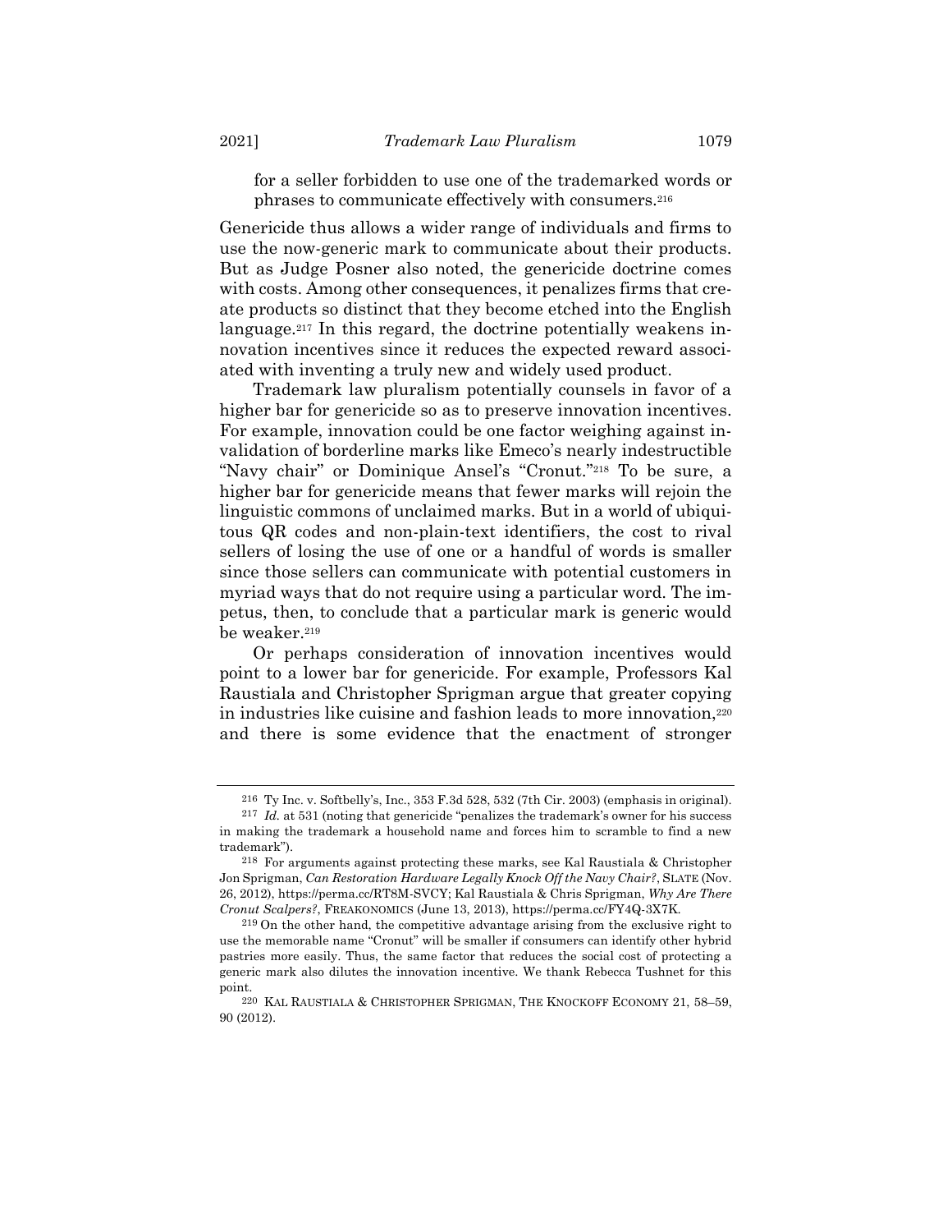for a seller forbidden to use one of the trademarked words or phrases to communicate effectively with consumers.[216]

Genericide thus allows a wider range of individuals and firms to use the now-generic mark to communicate about their products. But as Judge Posner also noted, the genericide doctrine comes with costs. Among other consequences, it penalizes firms that create products so distinct that they become etched into the English language.[217] In this regard, the doctrine potentially weakens innovation incentives since it reduces the expected reward associated with inventing a truly new and widely used product.

Trademark law pluralism potentially counsels in favor of a higher bar for genericide so as to preserve innovation incentives. For example, innovation could be one factor weighing against invalidation of borderline marks like Emeco's nearly indestructible "Navy chair" or Dominique Ansel's "Cronut."[218] To be sure, a higher bar for genericide means that fewer marks will rejoin the linguistic commons of unclaimed marks. But in a world of ubiquitous QR codes and non-plain-text identifiers, the cost to rival sellers of losing the use of one or a handful of words is smaller since those sellers can communicate with potential customers in myriad ways that do not require using a particular word. The impetus, then, to conclude that a particular mark is generic would be weaker.[219]

Or perhaps consideration of innovation incentives would point to a lower bar for genericide. For example, Professors Kal Raustiala and Christopher Sprigman argue that greater copying in industries like cuisine and fashion leads to more innovation,[220] and there is some evidence that the enactment of stronger

---

216 Ty Inc. v. Softbelly's, Inc., 353 F.3d 528, 532 (7th Cir. 2003) (emphasis in original).

217 *Id.* at 531 (noting that genericide "penalizes the trademark's owner for his success in making the trademark a household name and forces him to scramble to find a new trademark").

218 For arguments against protecting these marks, see Kal Raustiala & Christopher Jon Sprigman, *Can Restoration Hardware Legally Knock Off the Navy Chair?*, SLATE (Nov. 26, 2012), https://perma.cc/RT8M-SVCY; Kal Raustiala & Chris Sprigman, *Why Are There Cronut Scalpers?*, FREAKONOMICS (June 13, 2013), https://perma.cc/FY4Q-3X7K.

219 On the other hand, the competitive advantage arising from the exclusive right to use the memorable name "Cronut" will be smaller if consumers can identify other hybrid pastries more easily. Thus, the same factor that reduces the social cost of protecting a generic mark also dilutes the innovation incentive. We thank Rebecca Tushnet for this point.

220 KAL RAUSTIALA & CHRISTOPHER SPRIGMAN, THE KNOCKOFF ECONOMY 21, 58–59, 90 (2012).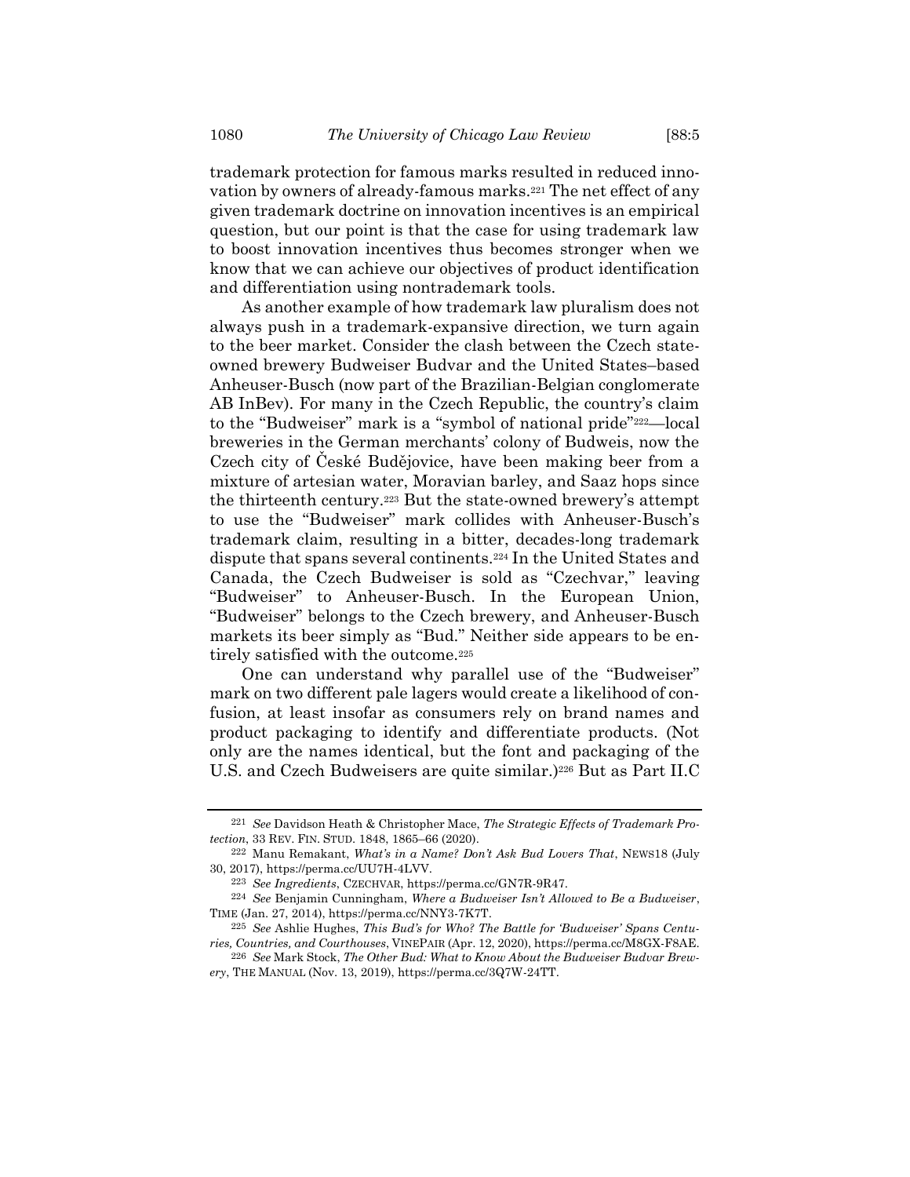trademark protection for famous marks resulted in reduced innovation by owners of already-famous marks.[221] The net effect of any given trademark doctrine on innovation incentives is an empirical question, but our point is that the case for using trademark law to boost innovation incentives thus becomes stronger when we know that we can achieve our objectives of product identification and differentiation using nontrademark tools.

As another example of how trademark law pluralism does not always push in a trademark-expansive direction, we turn again to the beer market. Consider the clash between the Czech state-owned brewery Budweiser Budvar and the United States–based Anheuser-Busch (now part of the Brazilian-Belgian conglomerate AB InBev). For many in the Czech Republic, the country's claim to the "Budweiser" mark is a "symbol of national pride"[222]—local breweries in the German merchants' colony of Budweis, now the Czech city of České Budějovice, have been making beer from a mixture of artesian water, Moravian barley, and Saaz hops since the thirteenth century.[223] But the state-owned brewery's attempt to use the "Budweiser" mark collides with Anheuser-Busch's trademark claim, resulting in a bitter, decades-long trademark dispute that spans several continents.[224] In the United States and Canada, the Czech Budweiser is sold as "Czechvar," leaving "Budweiser" to Anheuser-Busch. In the European Union, "Budweiser" belongs to the Czech brewery, and Anheuser-Busch markets its beer simply as "Bud." Neither side appears to be entirely satisfied with the outcome.[225]

One can understand why parallel use of the "Budweiser" mark on two different pale lagers would create a likelihood of confusion, at least insofar as consumers rely on brand names and product packaging to identify and differentiate products. (Not only are the names identical, but the font and packaging of the U.S. and Czech Budweisers are quite similar.)[226] But as Part II.C

---

[221] *See* Davidson Heath & Christopher Mace, *The Strategic Effects of Trademark Protection*, 33 REV. FIN. STUD. 1848, 1865–66 (2020).

[222] Manu Remakant, *What's in a Name? Don't Ask Bud Lovers That*, NEWS18 (July 30, 2017), https://perma.cc/UU7H-4LVV.

[223] *See Ingredients*, CZECHVAR, https://perma.cc/GN7R-9R47.

[224] *See* Benjamin Cunningham, *Where a Budweiser Isn't Allowed to Be a Budweiser*, TIME (Jan. 27, 2014), https://perma.cc/NNY3-7K7T.

[225] *See* Ashlie Hughes, *This Bud's for Who? The Battle for 'Budweiser' Spans Centuries, Countries, and Courthouses*, VINEPAIR (Apr. 12, 2020), https://perma.cc/M8GX-F8AE.

[226] *See* Mark Stock, *The Other Bud: What to Know About the Budweiser Budvar Brewery*, THE MANUAL (Nov. 13, 2019), https://perma.cc/3Q7W-24TT.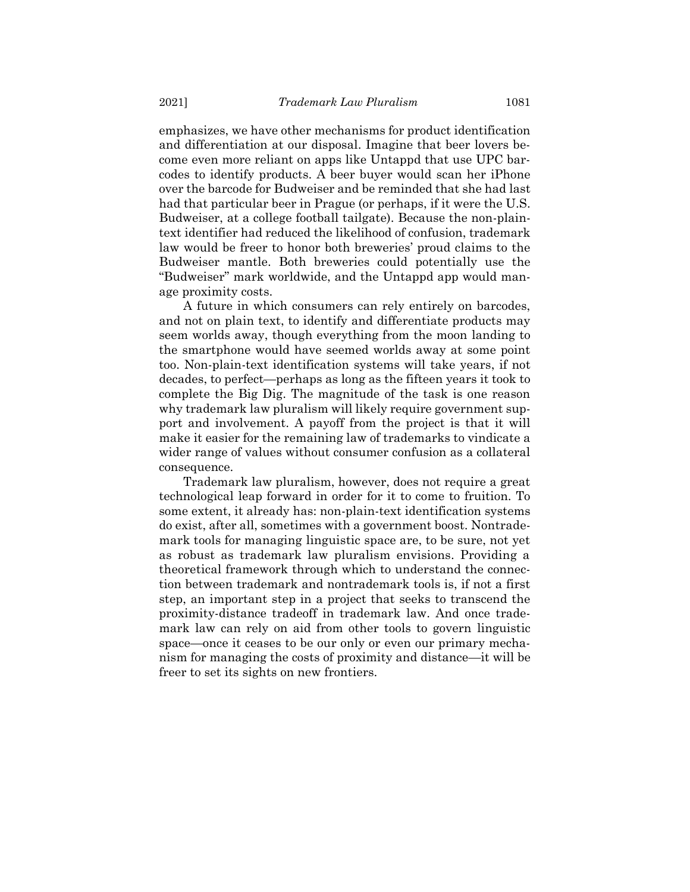emphasizes, we have other mechanisms for product identification and differentiation at our disposal. Imagine that beer lovers become even more reliant on apps like Untappd that use UPC barcodes to identify products. A beer buyer would scan her iPhone over the barcode for Budweiser and be reminded that she had last had that particular beer in Prague (or perhaps, if it were the U.S. Budweiser, at a college football tailgate). Because the non-plain-text identifier had reduced the likelihood of confusion, trademark law would be freer to honor both breweries' proud claims to the Budweiser mantle. Both breweries could potentially use the "Budweiser" mark worldwide, and the Untappd app would manage proximity costs.

A future in which consumers can rely entirely on barcodes, and not on plain text, to identify and differentiate products may seem worlds away, though everything from the moon landing to the smartphone would have seemed worlds away at some point too. Non-plain-text identification systems will take years, if not decades, to perfect—perhaps as long as the fifteen years it took to complete the Big Dig. The magnitude of the task is one reason why trademark law pluralism will likely require government support and involvement. A payoff from the project is that it will make it easier for the remaining law of trademarks to vindicate a wider range of values without consumer confusion as a collateral consequence.

Trademark law pluralism, however, does not require a great technological leap forward in order for it to come to fruition. To some extent, it already has: non-plain-text identification systems do exist, after all, sometimes with a government boost. Nontrademark tools for managing linguistic space are, to be sure, not yet as robust as trademark law pluralism envisions. Providing a theoretical framework through which to understand the connection between trademark and nontrademark tools is, if not a first step, an important step in a project that seeks to transcend the proximity-distance tradeoff in trademark law. And once trademark law can rely on aid from other tools to govern linguistic space—once it ceases to be our only or even our primary mechanism for managing the costs of proximity and distance—it will be freer to set its sights on new frontiers.